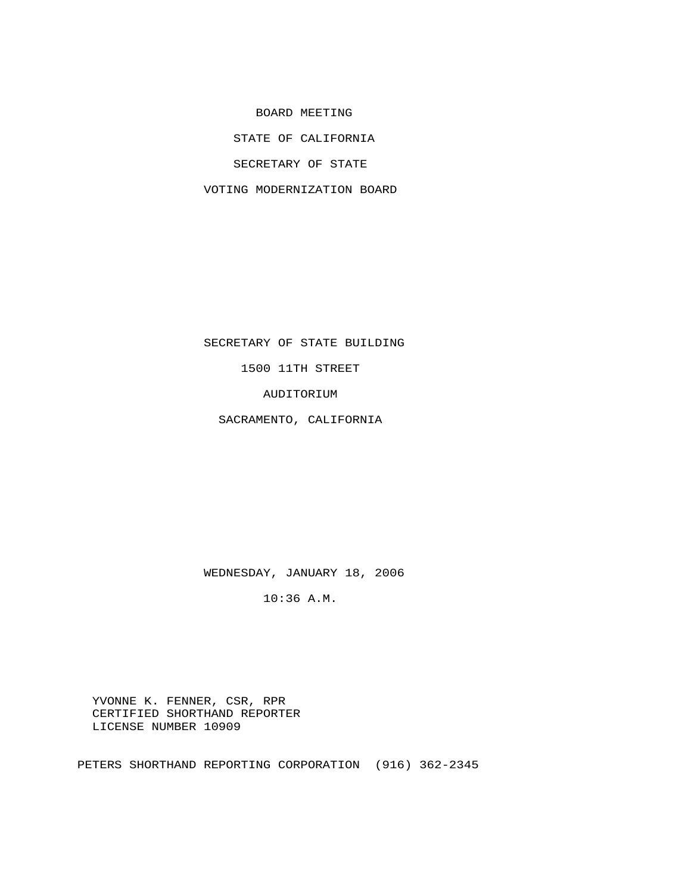# BOARD MEETING

## STATE OF CALIFORNIA

## SECRETARY OF STATE

## VOTING MODERNIZATION BOARD

SECRETARY OF STATE BUILDING

1500 11TH STREET

AUDITORIUM

SACRAMENTO, CALIFORNIA

WEDNESDAY, JANUARY 18, 2006

10:36 A.M.

YVONNE K. FENNER, CSR, RPR
CERTIFIED SHORTHAND REPORTER
LICENSE NUMBER 10909

PETERS SHORTHAND REPORTING CORPORATION (916) 362-2345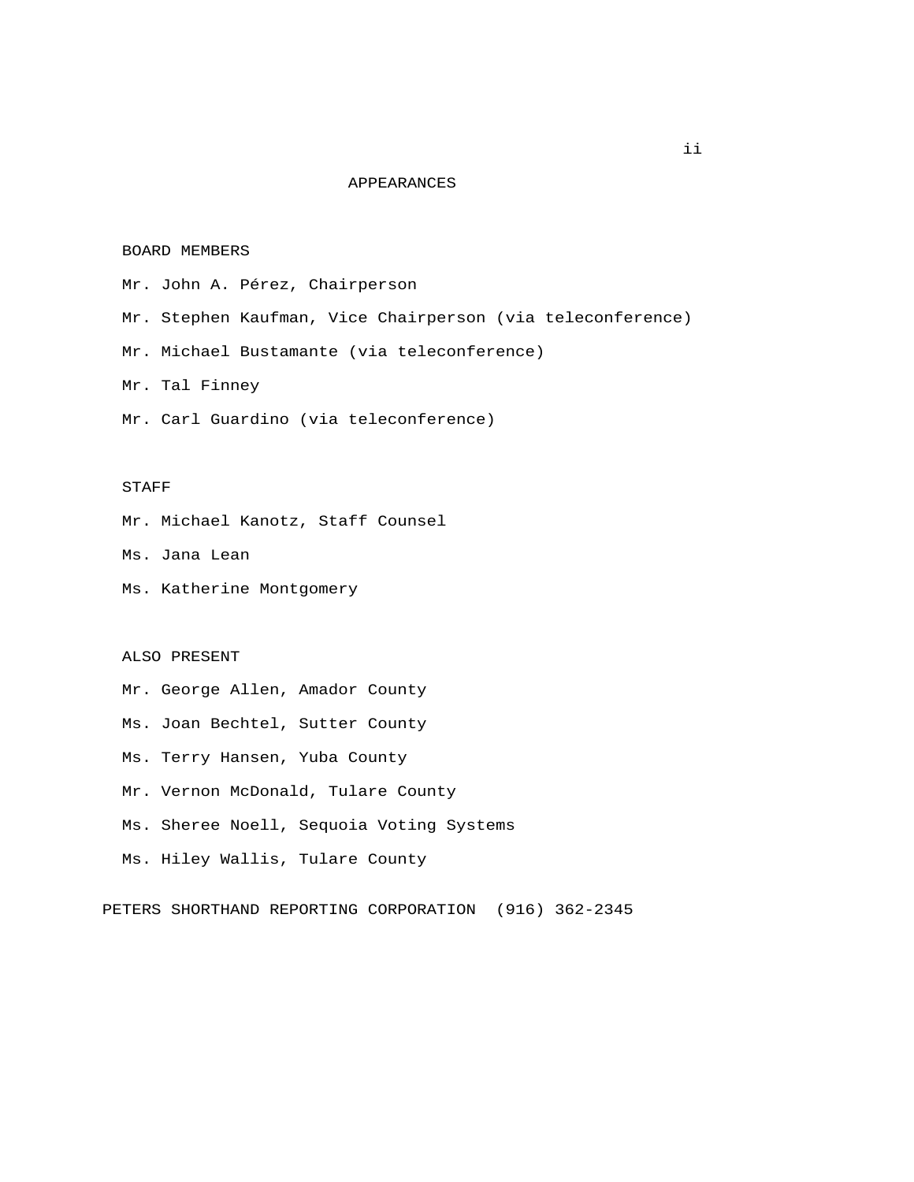# APPEARANCES

## BOARD MEMBERS

Mr. John A. Pérez, Chairperson

Mr. Stephen Kaufman, Vice Chairperson (via teleconference)

Mr. Michael Bustamante (via teleconference)

Mr. Tal Finney

Mr. Carl Guardino (via teleconference)

## STAFF

Mr. Michael Kanotz, Staff Counsel

Ms. Jana Lean

Ms. Katherine Montgomery

## ALSO PRESENT

Mr. George Allen, Amador County

Ms. Joan Bechtel, Sutter County

Ms. Terry Hansen, Yuba County

Mr. Vernon McDonald, Tulare County

Ms. Sheree Noell, Sequoia Voting Systems

Ms. Hiley Wallis, Tulare County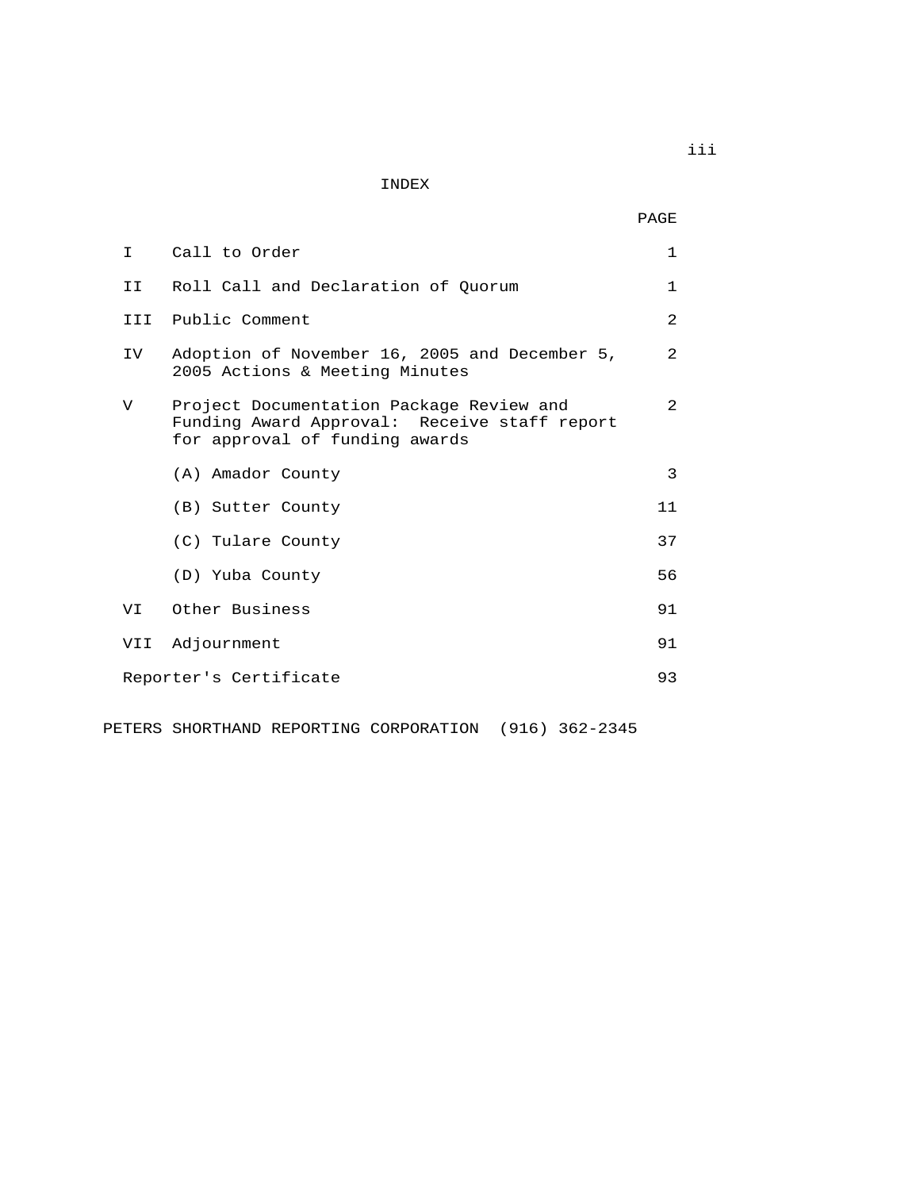# INDEX

| | | PAGE |
|---|---|---|
| I | Call to Order | 1 |
| II | Roll Call and Declaration of Quorum | 1 |
| III | Public Comment | 2 |
| IV | Adoption of November 16, 2005 and December 5, 2005 Actions & Meeting Minutes | 2 |
| V | Project Documentation Package Review and Funding Award Approval: Receive staff report for approval of funding awards | 2 |
| | (A) Amador County | 3 |
| | (B) Sutter County | 11 |
| | (C) Tulare County | 37 |
| | (D) Yuba County | 56 |
| VI | Other Business | 91 |
| VII | Adjournment | 91 |
| Reporter's Certificate | | 93 |

PETERS SHORTHAND REPORTING CORPORATION (916) 362-2345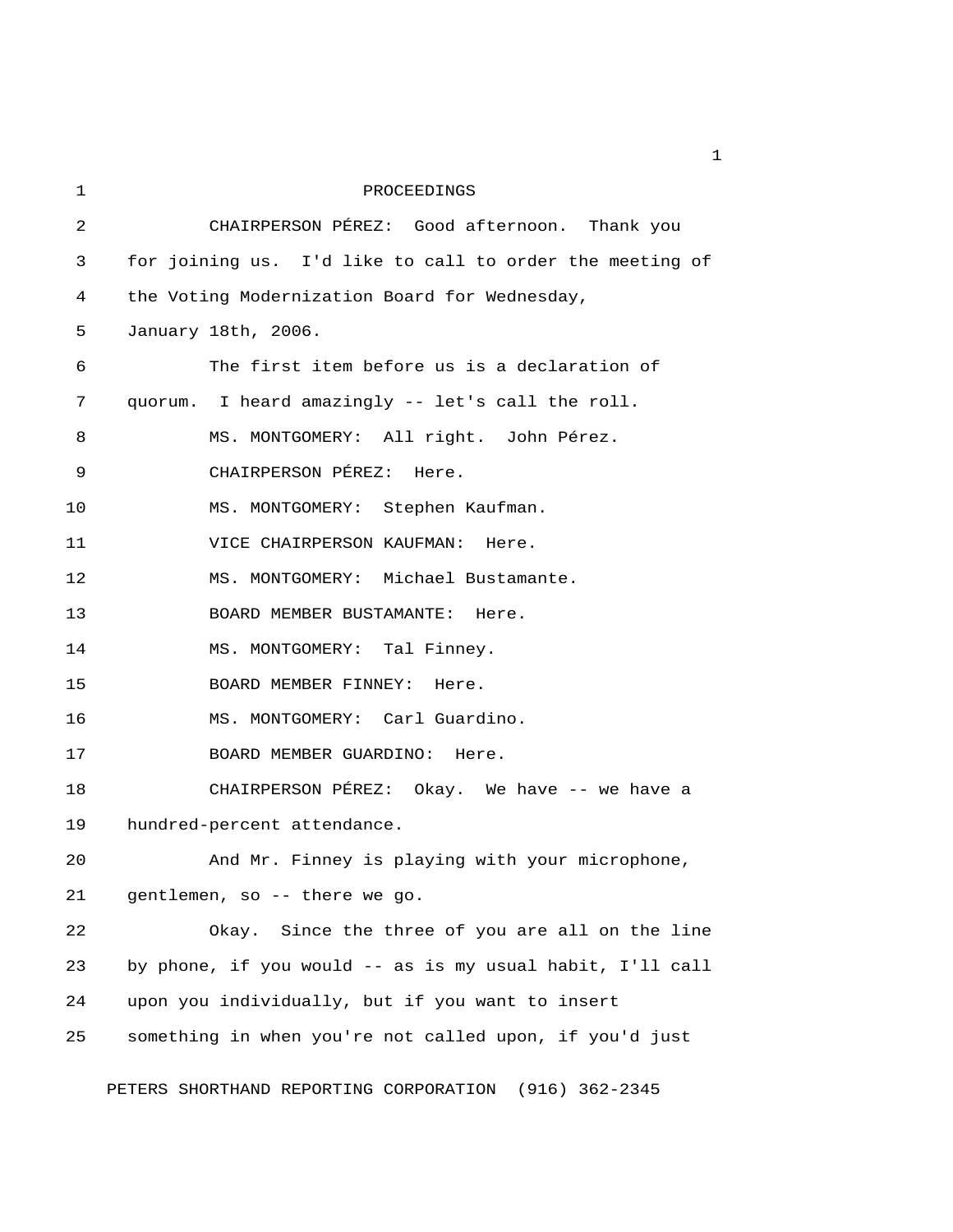PROCEEDINGS

CHAIRPERSON PÉREZ: Good afternoon. Thank you for joining us. I'd like to call to order the meeting of the Voting Modernization Board for Wednesday, January 18th, 2006.

The first item before us is a declaration of quorum. I heard amazingly -- let's call the roll.

MS. MONTGOMERY: All right. John Pérez.

CHAIRPERSON PÉREZ: Here.

MS. MONTGOMERY: Stephen Kaufman.

VICE CHAIRPERSON KAUFMAN: Here.

MS. MONTGOMERY: Michael Bustamante.

BOARD MEMBER BUSTAMANTE: Here.

MS. MONTGOMERY: Tal Finney.

BOARD MEMBER FINNEY: Here.

MS. MONTGOMERY: Carl Guardino.

BOARD MEMBER GUARDINO: Here.

CHAIRPERSON PÉREZ: Okay. We have -- we have a hundred-percent attendance.

And Mr. Finney is playing with your microphone, gentlemen, so -- there we go.

Okay. Since the three of you are all on the line by phone, if you would -- as is my usual habit, I'll call upon you individually, but if you want to insert something in when you're not called upon, if you'd just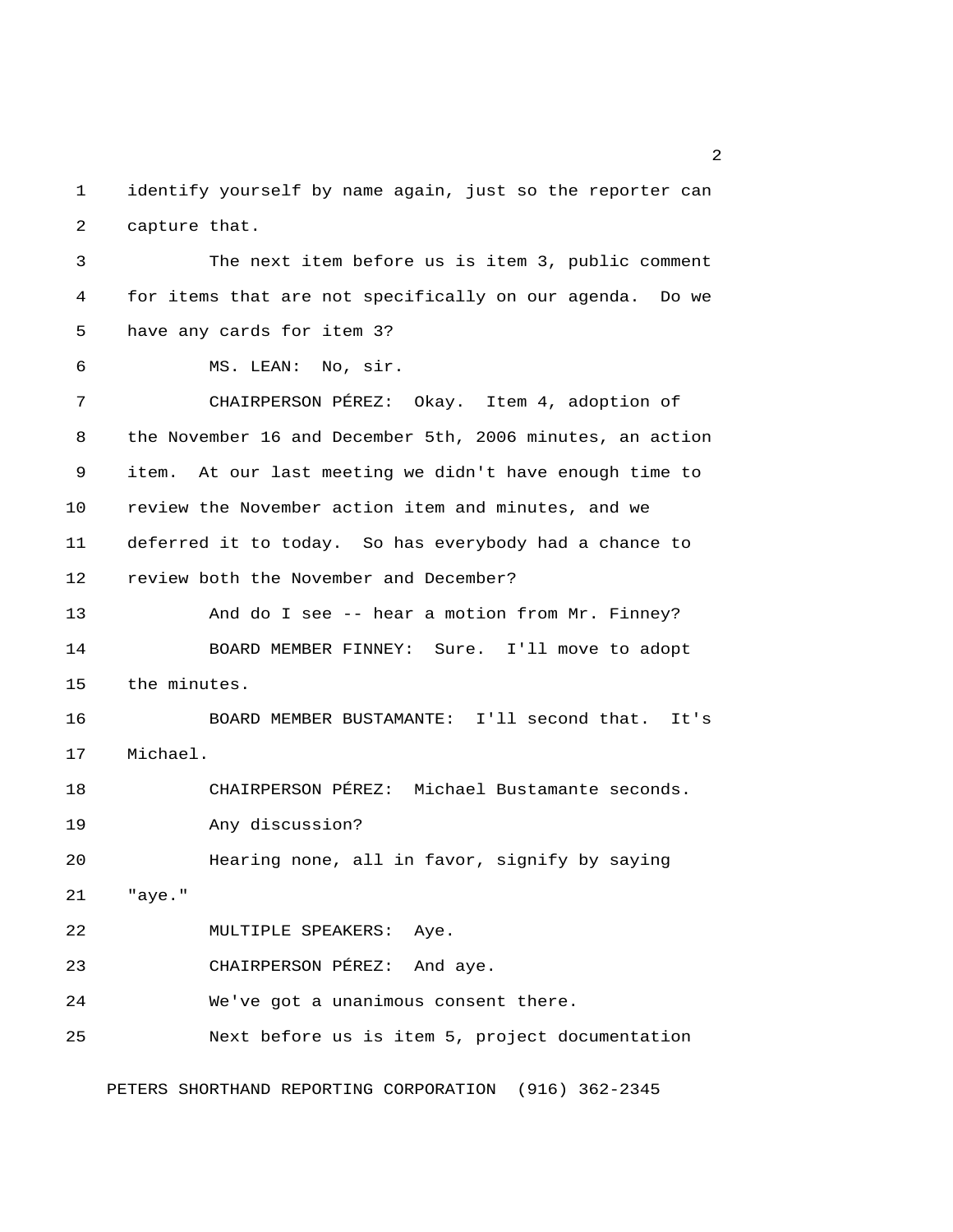identify yourself by name again, just so the reporter can capture that.

The next item before us is item 3, public comment for items that are not specifically on our agenda. Do we have any cards for item 3?

MS. LEAN: No, sir.

CHAIRPERSON PÉREZ: Okay. Item 4, adoption of the November 16 and December 5th, 2006 minutes, an action item. At our last meeting we didn't have enough time to review the November action item and minutes, and we deferred it to today. So has everybody had a chance to review both the November and December?

And do I see -- hear a motion from Mr. Finney?

BOARD MEMBER FINNEY: Sure. I'll move to adopt the minutes.

BOARD MEMBER BUSTAMANTE: I'll second that. It's Michael.

CHAIRPERSON PÉREZ: Michael Bustamante seconds.

Any discussion?

Hearing none, all in favor, signify by saying "aye."

MULTIPLE SPEAKERS: Aye.

CHAIRPERSON PÉREZ: And aye.

We've got a unanimous consent there.

Next before us is item 5, project documentation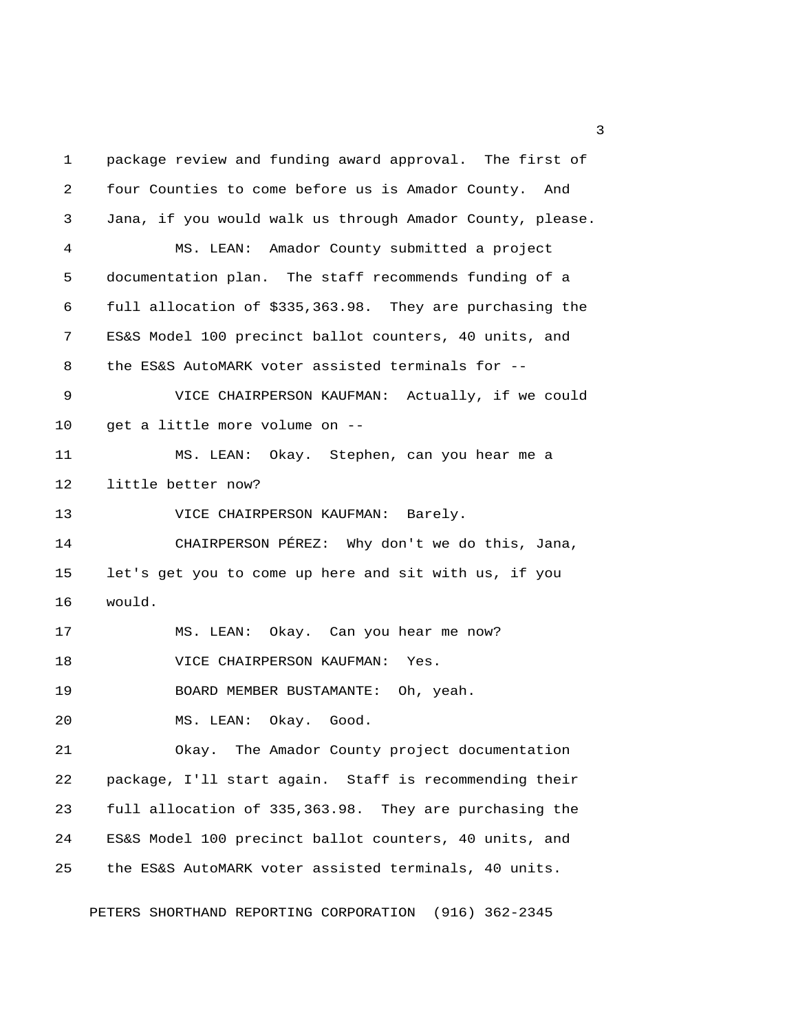package review and funding award approval. The first of four Counties to come before us is Amador County. And Jana, if you would walk us through Amador County, please.

MS. LEAN: Amador County submitted a project documentation plan. The staff recommends funding of a full allocation of $335,363.98. They are purchasing the ES&S Model 100 precinct ballot counters, 40 units, and the ES&S AutoMARK voter assisted terminals for --

VICE CHAIRPERSON KAUFMAN: Actually, if we could get a little more volume on --

MS. LEAN: Okay. Stephen, can you hear me a little better now?

VICE CHAIRPERSON KAUFMAN: Barely.

CHAIRPERSON PÉREZ: Why don't we do this, Jana, let's get you to come up here and sit with us, if you would.

MS. LEAN: Okay. Can you hear me now?

VICE CHAIRPERSON KAUFMAN: Yes.

BOARD MEMBER BUSTAMANTE: Oh, yeah.

MS. LEAN: Okay. Good.

Okay. The Amador County project documentation package, I'll start again. Staff is recommending their full allocation of 335,363.98. They are purchasing the ES&S Model 100 precinct ballot counters, 40 units, and the ES&S AutoMARK voter assisted terminals, 40 units.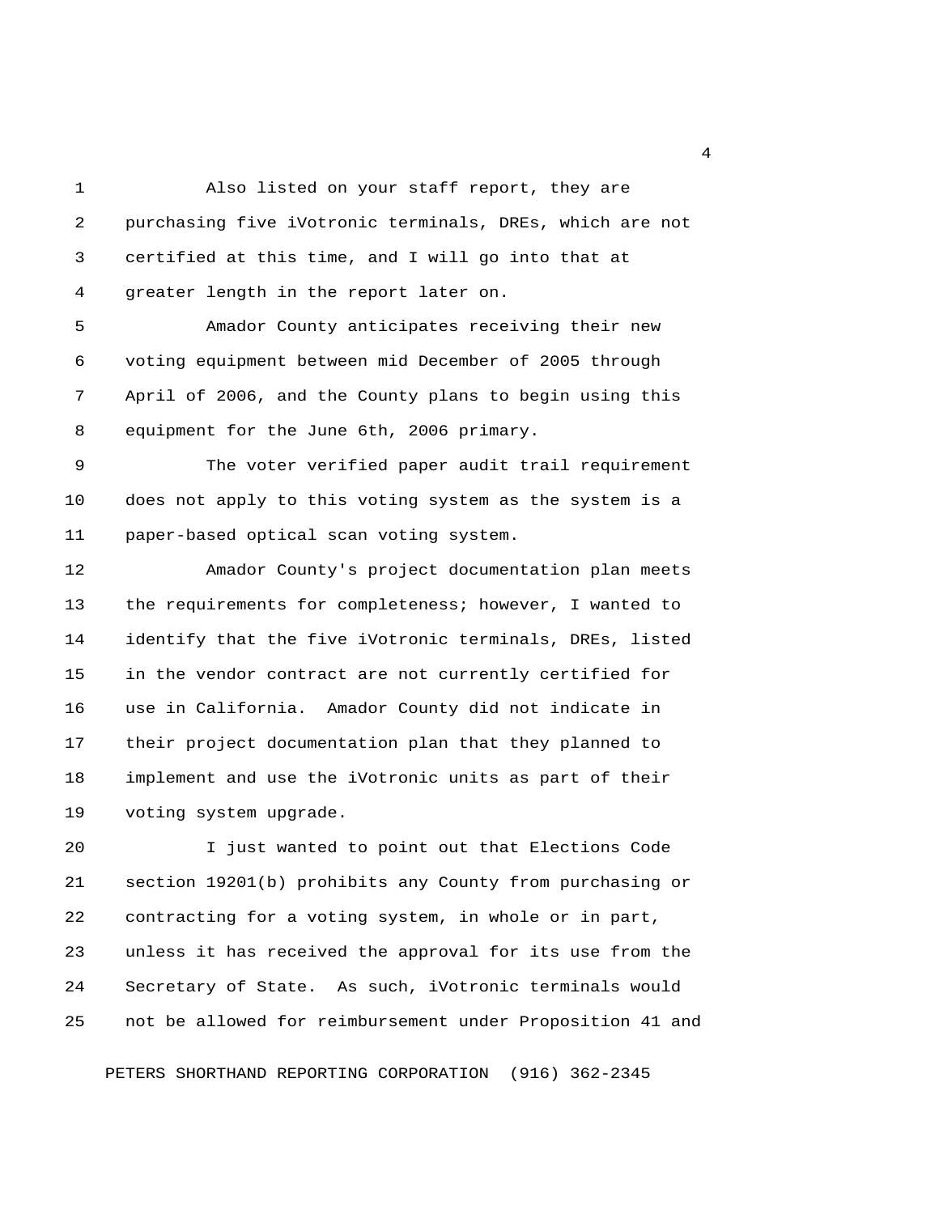Also listed on your staff report, they are purchasing five iVotronic terminals, DREs, which are not certified at this time, and I will go into that at greater length in the report later on.

Amador County anticipates receiving their new voting equipment between mid December of 2005 through April of 2006, and the County plans to begin using this equipment for the June 6th, 2006 primary.

The voter verified paper audit trail requirement does not apply to this voting system as the system is a paper-based optical scan voting system.

Amador County's project documentation plan meets the requirements for completeness; however, I wanted to identify that the five iVotronic terminals, DREs, listed in the vendor contract are not currently certified for use in California. Amador County did not indicate in their project documentation plan that they planned to implement and use the iVotronic units as part of their voting system upgrade.

I just wanted to point out that Elections Code section 19201(b) prohibits any County from purchasing or contracting for a voting system, in whole or in part, unless it has received the approval for its use from the Secretary of State. As such, iVotronic terminals would not be allowed for reimbursement under Proposition 41 and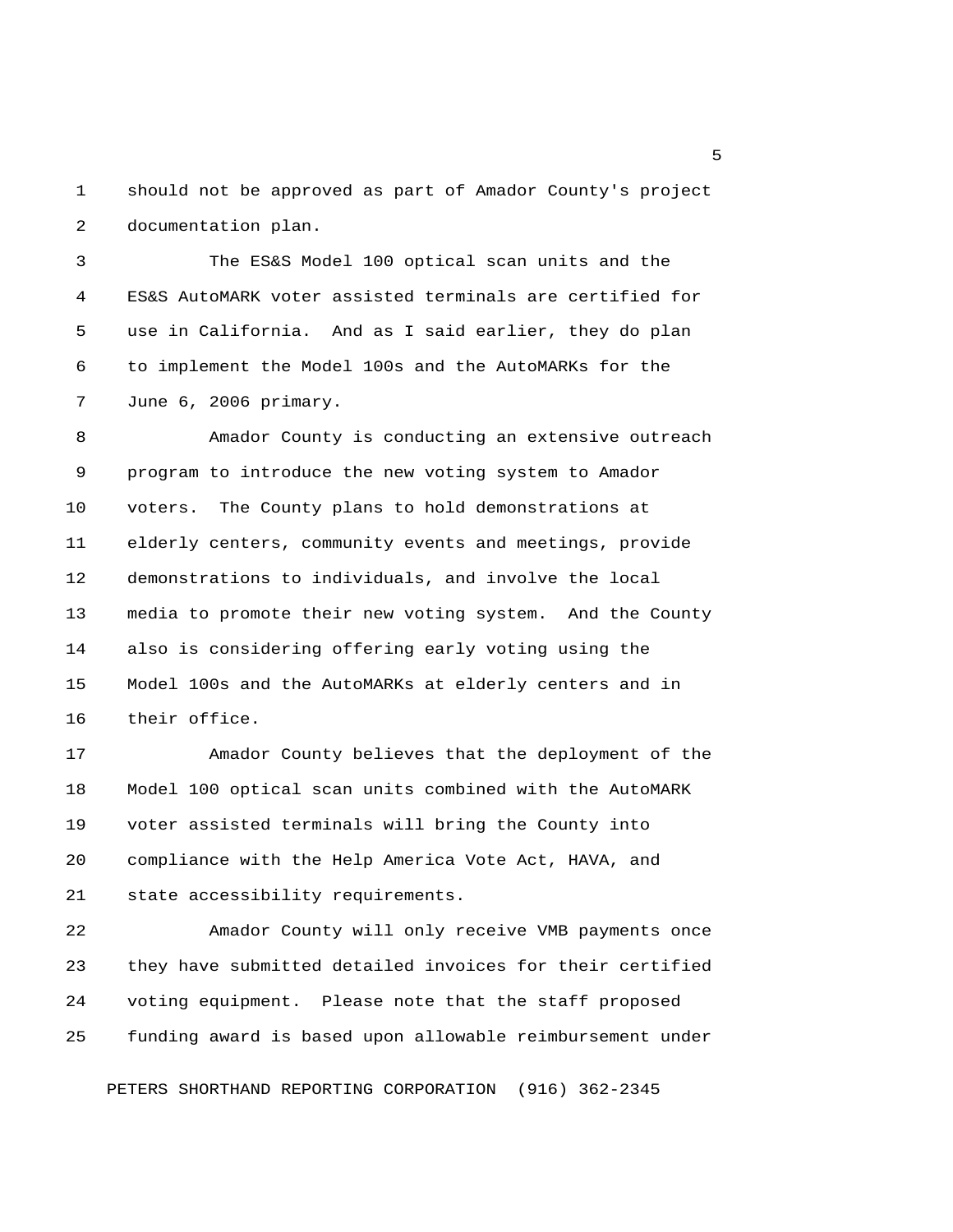should not be approved as part of Amador County's project documentation plan.

The ES&S Model 100 optical scan units and the ES&S AutoMARK voter assisted terminals are certified for use in California. And as I said earlier, they do plan to implement the Model 100s and the AutoMARKs for the June 6, 2006 primary.

Amador County is conducting an extensive outreach program to introduce the new voting system to Amador voters. The County plans to hold demonstrations at elderly centers, community events and meetings, provide demonstrations to individuals, and involve the local media to promote their new voting system. And the County also is considering offering early voting using the Model 100s and the AutoMARKs at elderly centers and in their office.

Amador County believes that the deployment of the Model 100 optical scan units combined with the AutoMARK voter assisted terminals will bring the County into compliance with the Help America Vote Act, HAVA, and state accessibility requirements.

Amador County will only receive VMB payments once they have submitted detailed invoices for their certified voting equipment. Please note that the staff proposed funding award is based upon allowable reimbursement under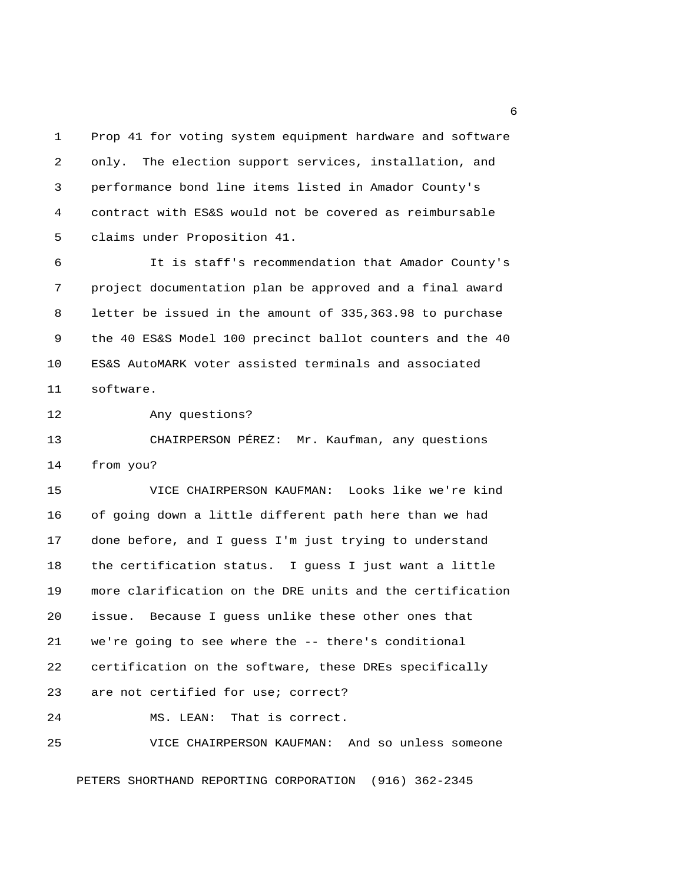Prop 41 for voting system equipment hardware and software only. The election support services, installation, and performance bond line items listed in Amador County's contract with ES&S would not be covered as reimbursable claims under Proposition 41.

It is staff's recommendation that Amador County's project documentation plan be approved and a final award letter be issued in the amount of 335,363.98 to purchase the 40 ES&S Model 100 precinct ballot counters and the 40 ES&S AutoMARK voter assisted terminals and associated software.

Any questions?

CHAIRPERSON PÉREZ: Mr. Kaufman, any questions from you?

VICE CHAIRPERSON KAUFMAN: Looks like we're kind of going down a little different path here than we had done before, and I guess I'm just trying to understand the certification status. I guess I just want a little more clarification on the DRE units and the certification issue. Because I guess unlike these other ones that we're going to see where the -- there's conditional certification on the software, these DREs specifically are not certified for use; correct?

MS. LEAN: That is correct.

VICE CHAIRPERSON KAUFMAN: And so unless someone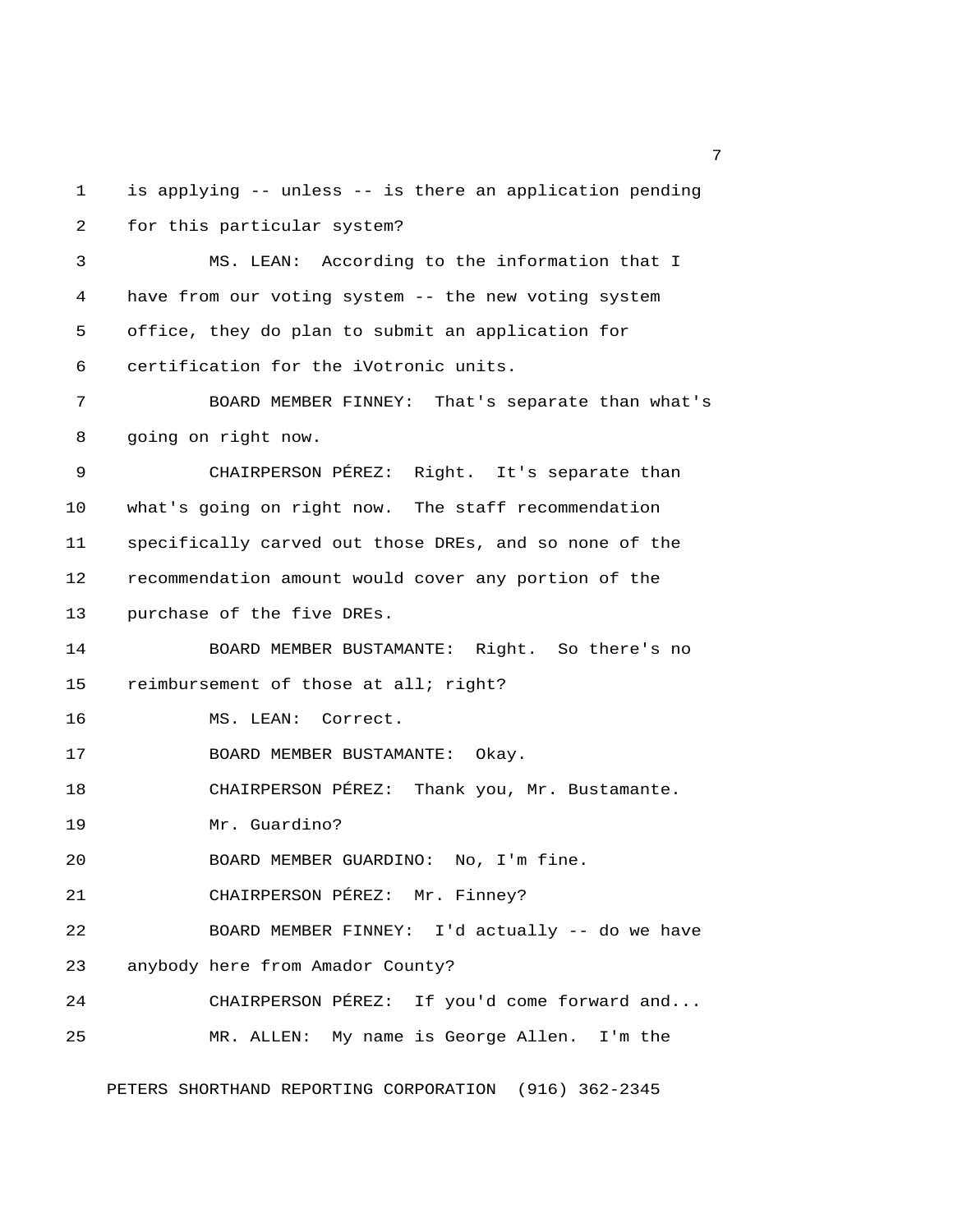is applying -- unless -- is there an application pending for this particular system?

MS. LEAN: According to the information that I have from our voting system -- the new voting system office, they do plan to submit an application for certification for the iVotronic units.

BOARD MEMBER FINNEY: That's separate than what's going on right now.

CHAIRPERSON PÉREZ: Right. It's separate than what's going on right now. The staff recommendation specifically carved out those DREs, and so none of the recommendation amount would cover any portion of the purchase of the five DREs.

BOARD MEMBER BUSTAMANTE: Right. So there's no reimbursement of those at all; right?

MS. LEAN: Correct.

BOARD MEMBER BUSTAMANTE: Okay.

CHAIRPERSON PÉREZ: Thank you, Mr. Bustamante.

Mr. Guardino?

BOARD MEMBER GUARDINO: No, I'm fine.

CHAIRPERSON PÉREZ: Mr. Finney?

BOARD MEMBER FINNEY: I'd actually -- do we have anybody here from Amador County?

CHAIRPERSON PÉREZ: If you'd come forward and...

MR. ALLEN: My name is George Allen. I'm the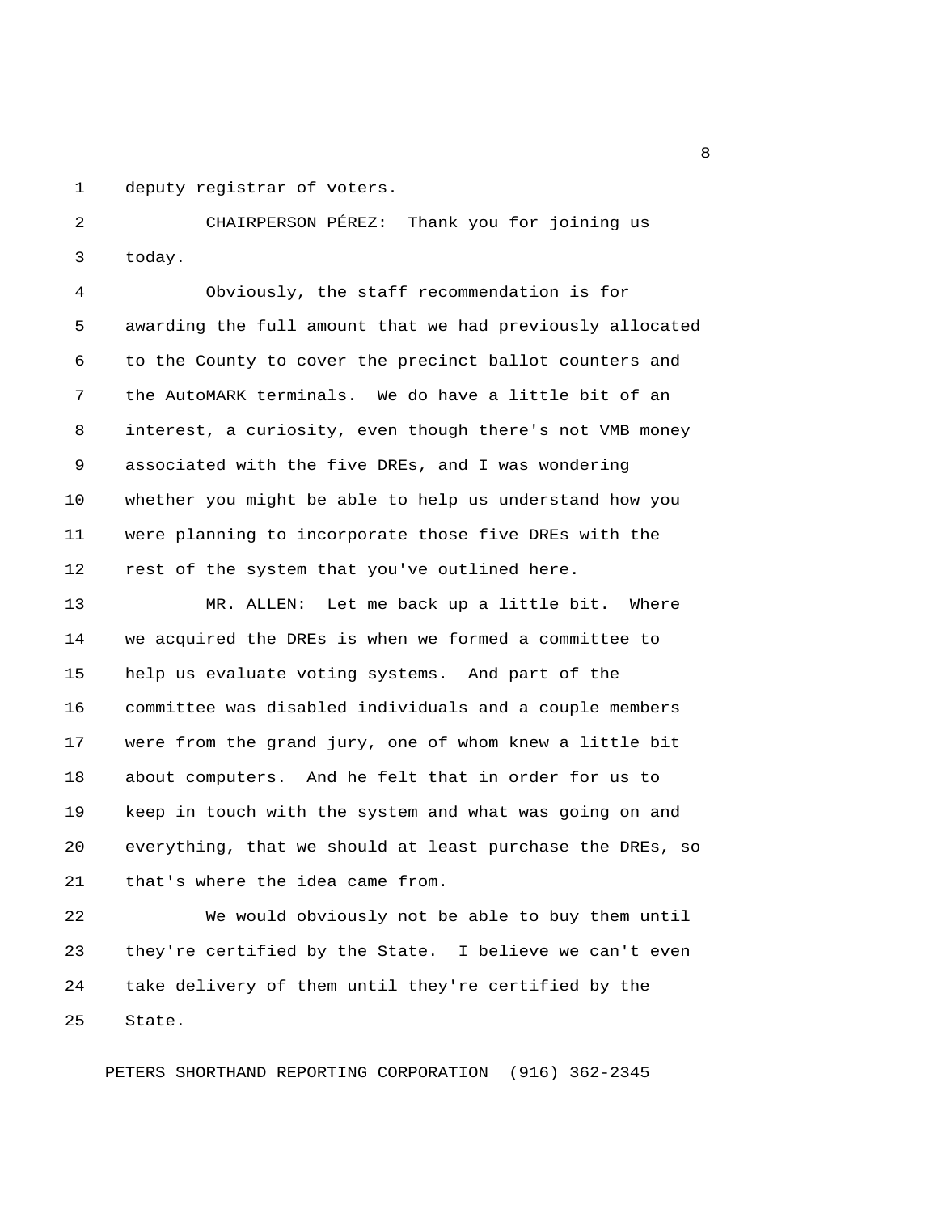deputy registrar of voters.

CHAIRPERSON PÉREZ: Thank you for joining us today.

Obviously, the staff recommendation is for awarding the full amount that we had previously allocated to the County to cover the precinct ballot counters and the AutoMARK terminals. We do have a little bit of an interest, a curiosity, even though there's not VMB money associated with the five DREs, and I was wondering whether you might be able to help us understand how you were planning to incorporate those five DREs with the rest of the system that you've outlined here.

MR. ALLEN: Let me back up a little bit. Where we acquired the DREs is when we formed a committee to help us evaluate voting systems. And part of the committee was disabled individuals and a couple members were from the grand jury, one of whom knew a little bit about computers. And he felt that in order for us to keep in touch with the system and what was going on and everything, that we should at least purchase the DREs, so that's where the idea came from.

We would obviously not be able to buy them until they're certified by the State. I believe we can't even take delivery of them until they're certified by the State.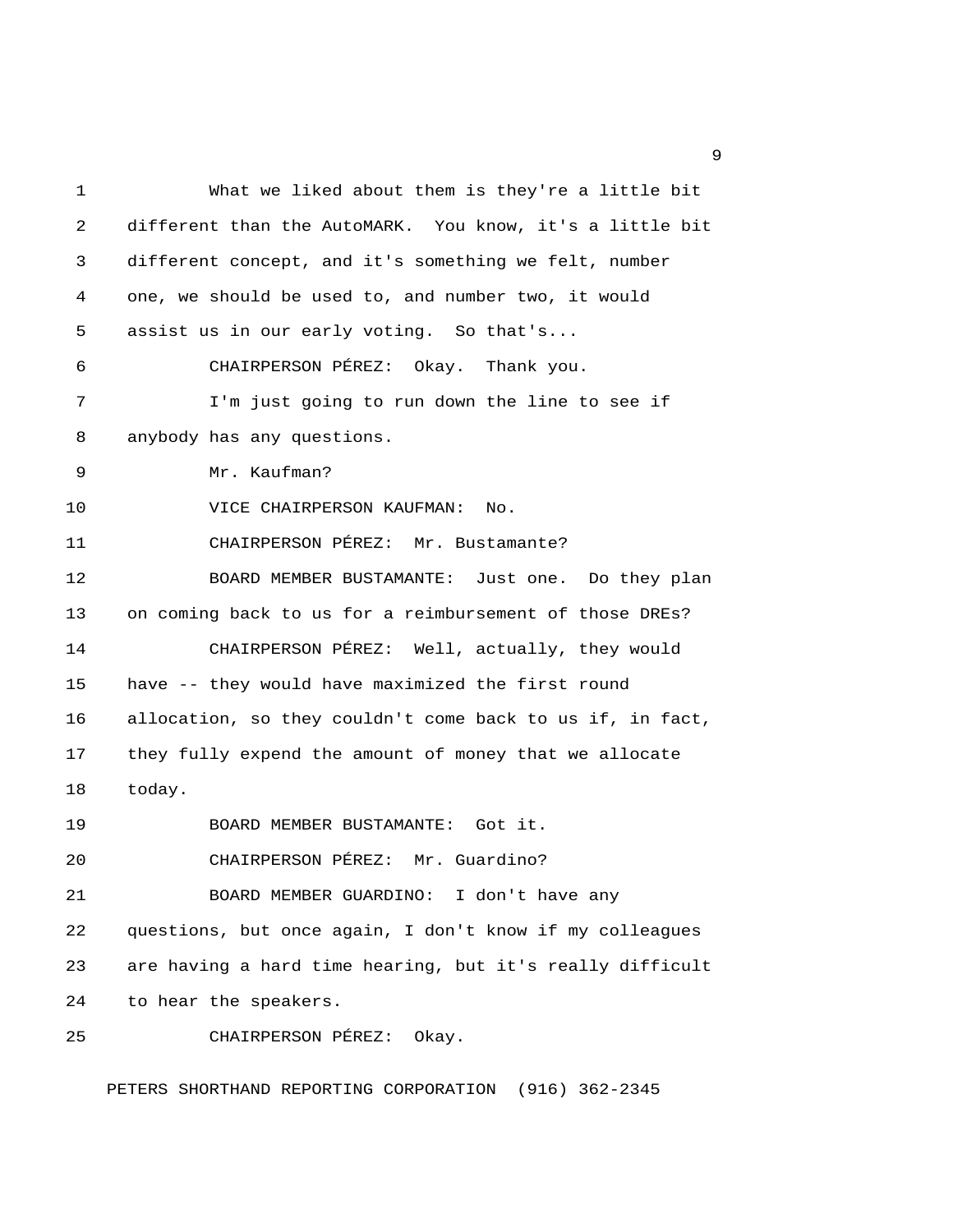What we liked about them is they're a little bit different than the AutoMARK. You know, it's a little bit different concept, and it's something we felt, number one, we should be used to, and number two, it would assist us in our early voting. So that's...

CHAIRPERSON PÉREZ: Okay. Thank you.

I'm just going to run down the line to see if anybody has any questions.

Mr. Kaufman?

VICE CHAIRPERSON KAUFMAN: No.

CHAIRPERSON PÉREZ: Mr. Bustamante?

BOARD MEMBER BUSTAMANTE: Just one. Do they plan on coming back to us for a reimbursement of those DREs?

CHAIRPERSON PÉREZ: Well, actually, they would have -- they would have maximized the first round allocation, so they couldn't come back to us if, in fact, they fully expend the amount of money that we allocate today.

BOARD MEMBER BUSTAMANTE: Got it.

CHAIRPERSON PÉREZ: Mr. Guardino?

BOARD MEMBER GUARDINO: I don't have any questions, but once again, I don't know if my colleagues are having a hard time hearing, but it's really difficult to hear the speakers.

CHAIRPERSON PÉREZ: Okay.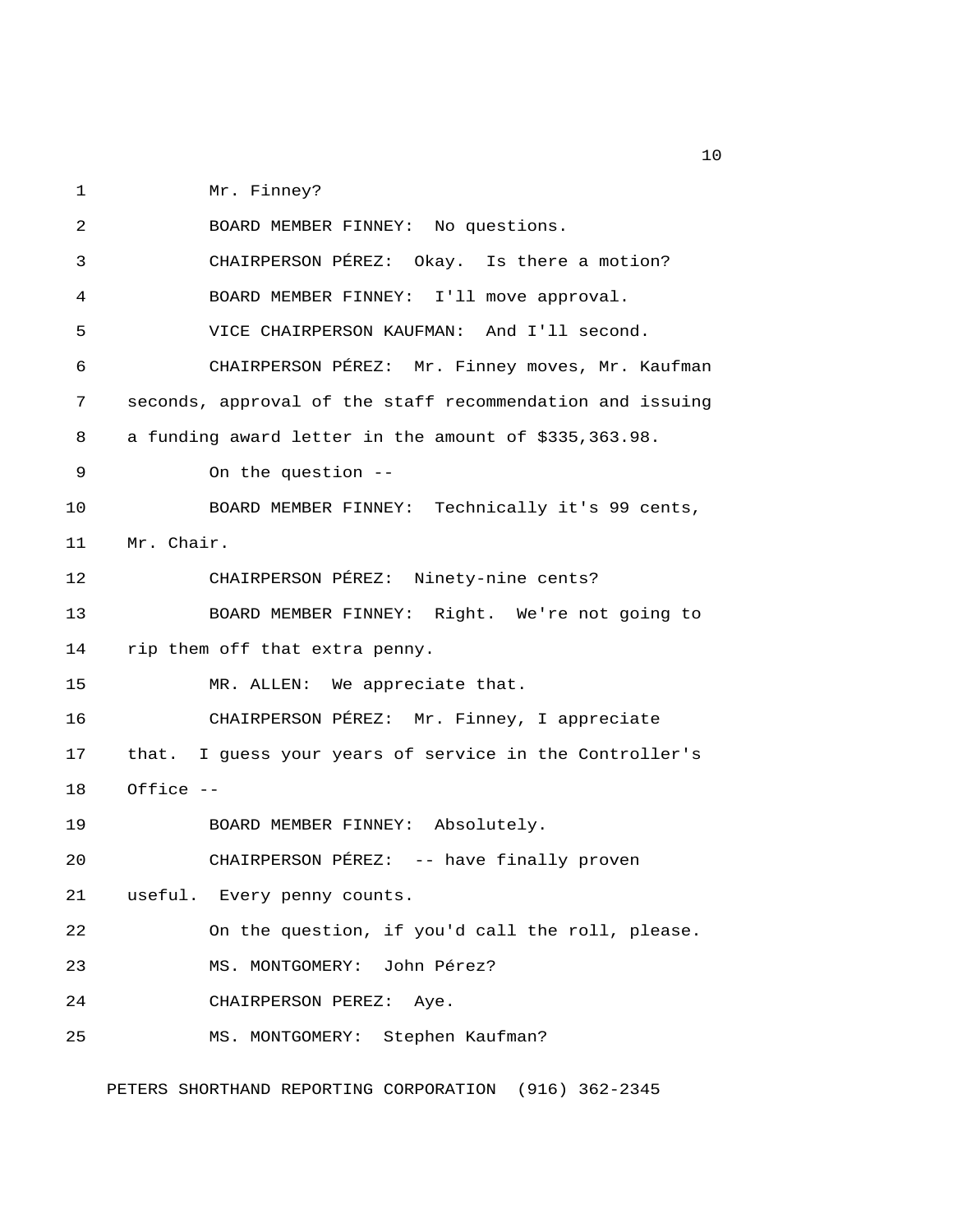Mr. Finney?

BOARD MEMBER FINNEY: No questions.

CHAIRPERSON PÉREZ: Okay. Is there a motion?

BOARD MEMBER FINNEY: I'll move approval.

VICE CHAIRPERSON KAUFMAN: And I'll second.

CHAIRPERSON PÉREZ: Mr. Finney moves, Mr. Kaufman seconds, approval of the staff recommendation and issuing a funding award letter in the amount of $335,363.98.

On the question --

BOARD MEMBER FINNEY: Technically it's 99 cents, Mr. Chair.

CHAIRPERSON PÉREZ: Ninety-nine cents?

BOARD MEMBER FINNEY: Right. We're not going to rip them off that extra penny.

MR. ALLEN: We appreciate that.

CHAIRPERSON PÉREZ: Mr. Finney, I appreciate that. I guess your years of service in the Controller's Office --

BOARD MEMBER FINNEY: Absolutely.

CHAIRPERSON PÉREZ: -- have finally proven useful. Every penny counts.

On the question, if you'd call the roll, please.

MS. MONTGOMERY: John Pérez?

CHAIRPERSON PEREZ: Aye.

MS. MONTGOMERY: Stephen Kaufman?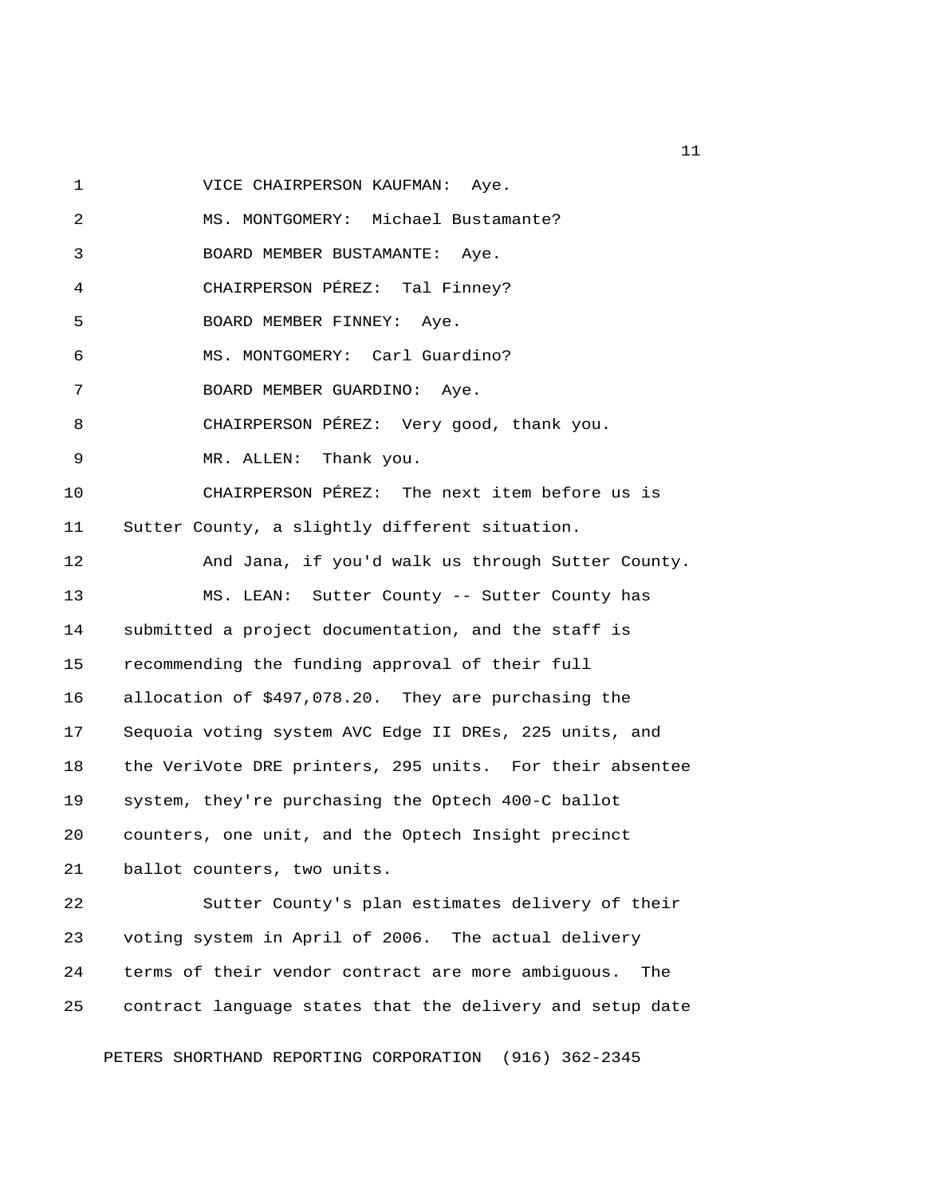VICE CHAIRPERSON KAUFMAN: Aye.

MS. MONTGOMERY: Michael Bustamante?

BOARD MEMBER BUSTAMANTE: Aye.

CHAIRPERSON PÉREZ: Tal Finney?

BOARD MEMBER FINNEY: Aye.

MS. MONTGOMERY: Carl Guardino?

BOARD MEMBER GUARDINO: Aye.

CHAIRPERSON PÉREZ: Very good, thank you.

MR. ALLEN: Thank you.

CHAIRPERSON PÉREZ: The next item before us is Sutter County, a slightly different situation.

And Jana, if you'd walk us through Sutter County.

MS. LEAN: Sutter County -- Sutter County has submitted a project documentation, and the staff is recommending the funding approval of their full allocation of $497,078.20. They are purchasing the Sequoia voting system AVC Edge II DREs, 225 units, and the VeriVote DRE printers, 295 units. For their absentee system, they're purchasing the Optech 400-C ballot counters, one unit, and the Optech Insight precinct ballot counters, two units.

Sutter County's plan estimates delivery of their voting system in April of 2006. The actual delivery terms of their vendor contract are more ambiguous. The contract language states that the delivery and setup date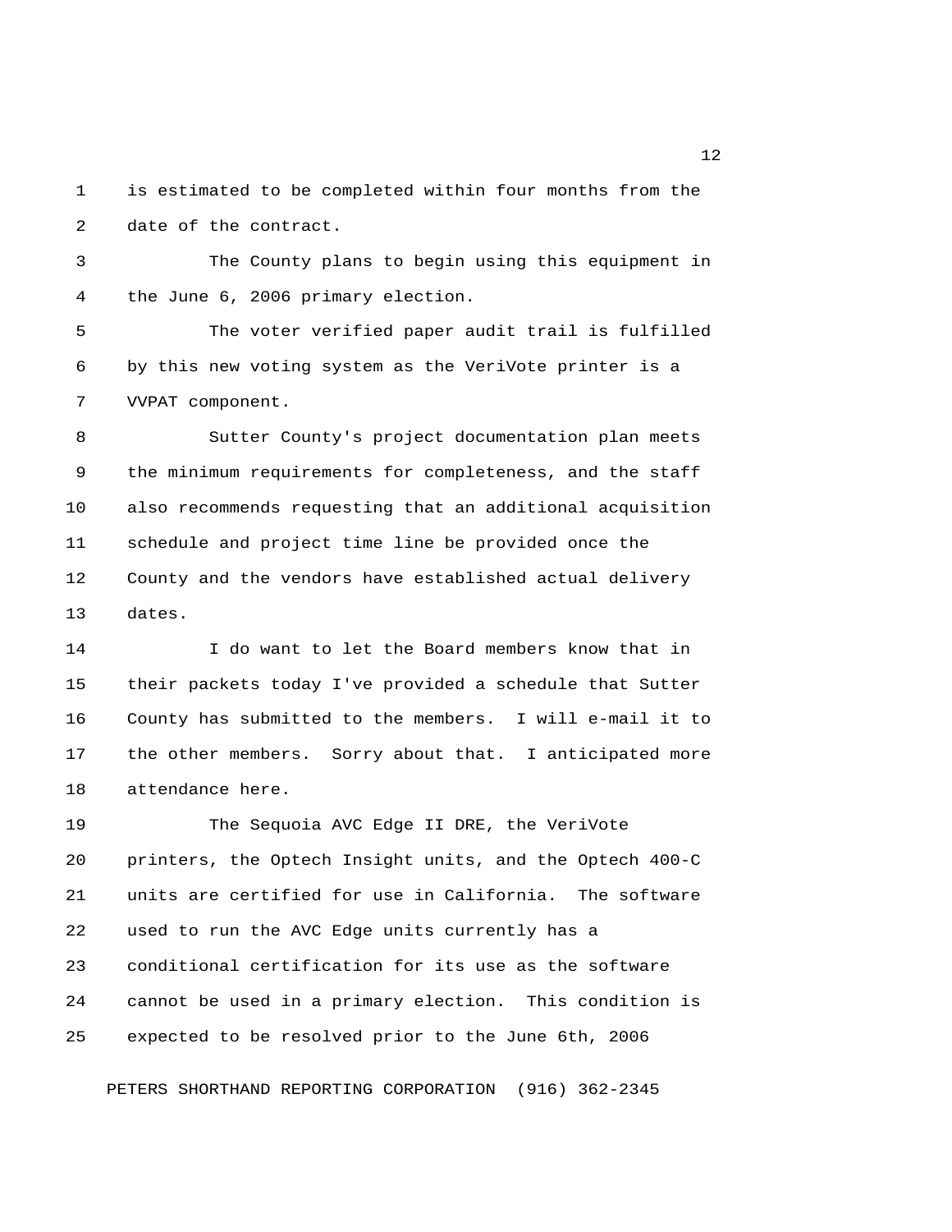is estimated to be completed within four months from the date of the contract.

The County plans to begin using this equipment in the June 6, 2006 primary election.

The voter verified paper audit trail is fulfilled by this new voting system as the VeriVote printer is a VVPAT component.

Sutter County's project documentation plan meets the minimum requirements for completeness, and the staff also recommends requesting that an additional acquisition schedule and project time line be provided once the County and the vendors have established actual delivery dates.

I do want to let the Board members know that in their packets today I've provided a schedule that Sutter County has submitted to the members. I will e-mail it to the other members. Sorry about that. I anticipated more attendance here.

The Sequoia AVC Edge II DRE, the VeriVote printers, the Optech Insight units, and the Optech 400-C units are certified for use in California. The software used to run the AVC Edge units currently has a conditional certification for its use as the software cannot be used in a primary election. This condition is expected to be resolved prior to the June 6th, 2006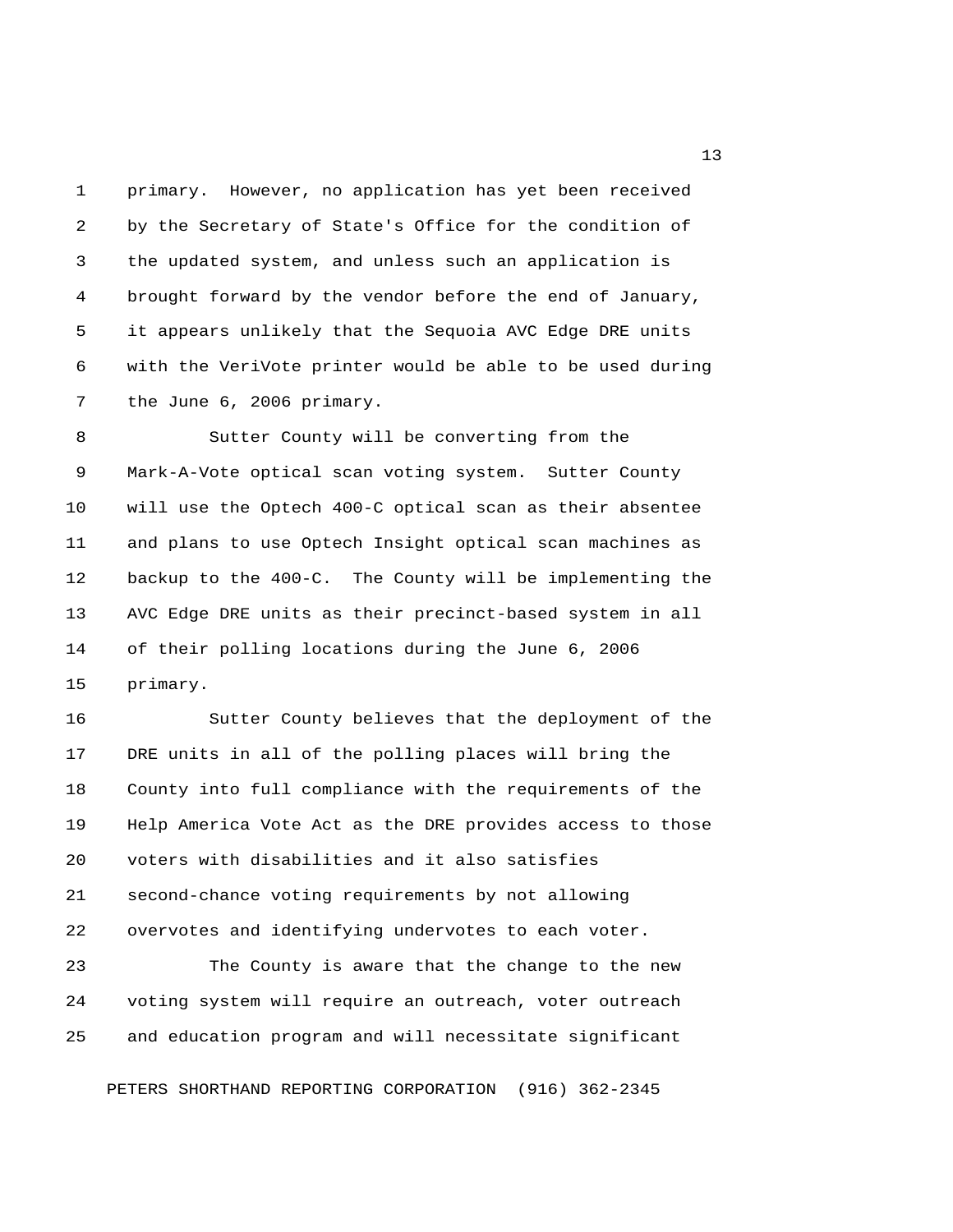primary. However, no application has yet been received by the Secretary of State's Office for the condition of the updated system, and unless such an application is brought forward by the vendor before the end of January, it appears unlikely that the Sequoia AVC Edge DRE units with the VeriVote printer would be able to be used during the June 6, 2006 primary.

Sutter County will be converting from the Mark-A-Vote optical scan voting system. Sutter County will use the Optech 400-C optical scan as their absentee and plans to use Optech Insight optical scan machines as backup to the 400-C. The County will be implementing the AVC Edge DRE units as their precinct-based system in all of their polling locations during the June 6, 2006 primary.

Sutter County believes that the deployment of the DRE units in all of the polling places will bring the County into full compliance with the requirements of the Help America Vote Act as the DRE provides access to those voters with disabilities and it also satisfies second-chance voting requirements by not allowing overvotes and identifying undervotes to each voter.

The County is aware that the change to the new voting system will require an outreach, voter outreach and education program and will necessitate significant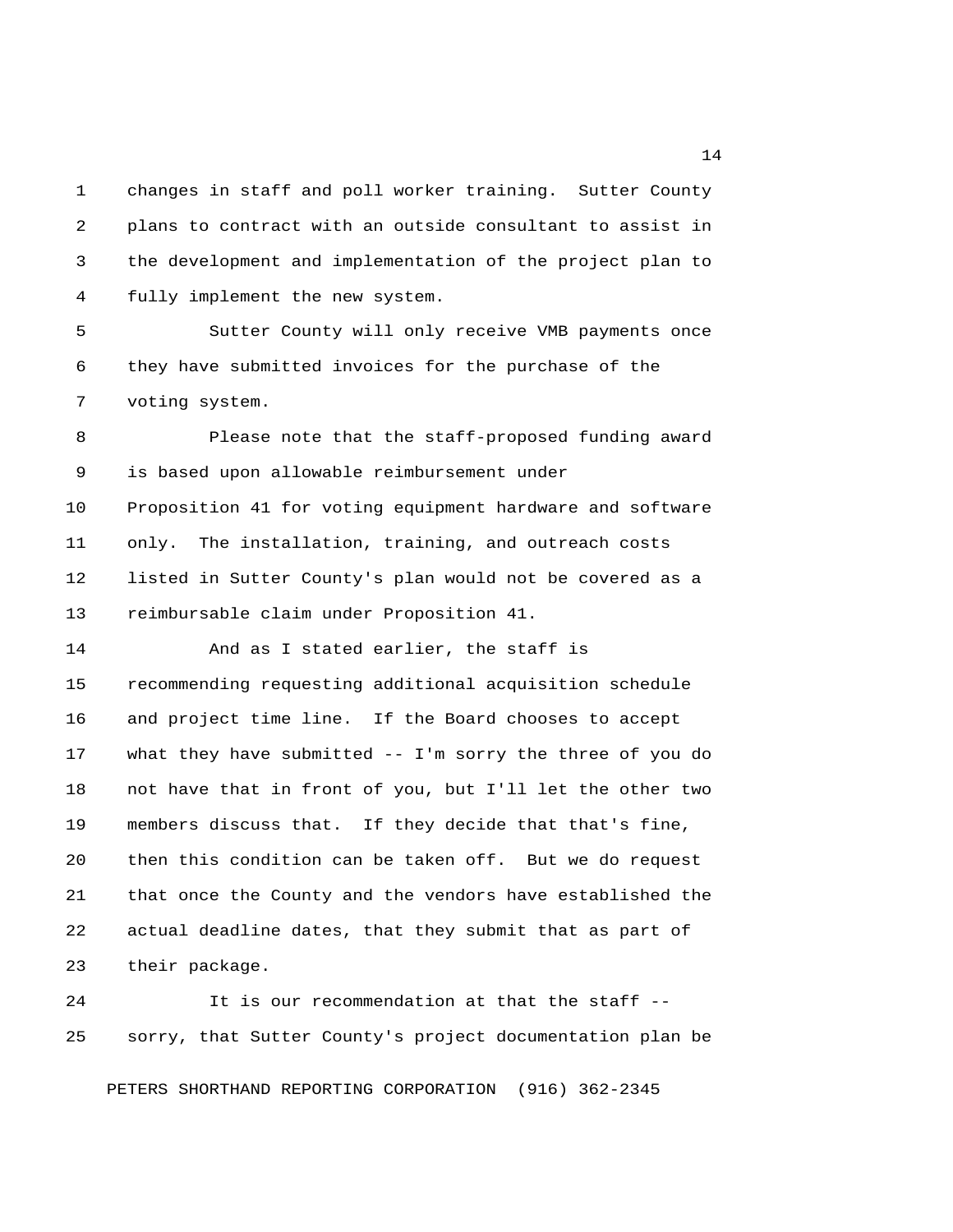changes in staff and poll worker training. Sutter County plans to contract with an outside consultant to assist in the development and implementation of the project plan to fully implement the new system.

Sutter County will only receive VMB payments once they have submitted invoices for the purchase of the voting system.

Please note that the staff-proposed funding award is based upon allowable reimbursement under Proposition 41 for voting equipment hardware and software only. The installation, training, and outreach costs listed in Sutter County's plan would not be covered as a reimbursable claim under Proposition 41.

And as I stated earlier, the staff is recommending requesting additional acquisition schedule and project time line. If the Board chooses to accept what they have submitted -- I'm sorry the three of you do not have that in front of you, but I'll let the other two members discuss that. If they decide that that's fine, then this condition can be taken off. But we do request that once the County and the vendors have established the actual deadline dates, that they submit that as part of their package.

It is our recommendation at that the staff -- sorry, that Sutter County's project documentation plan be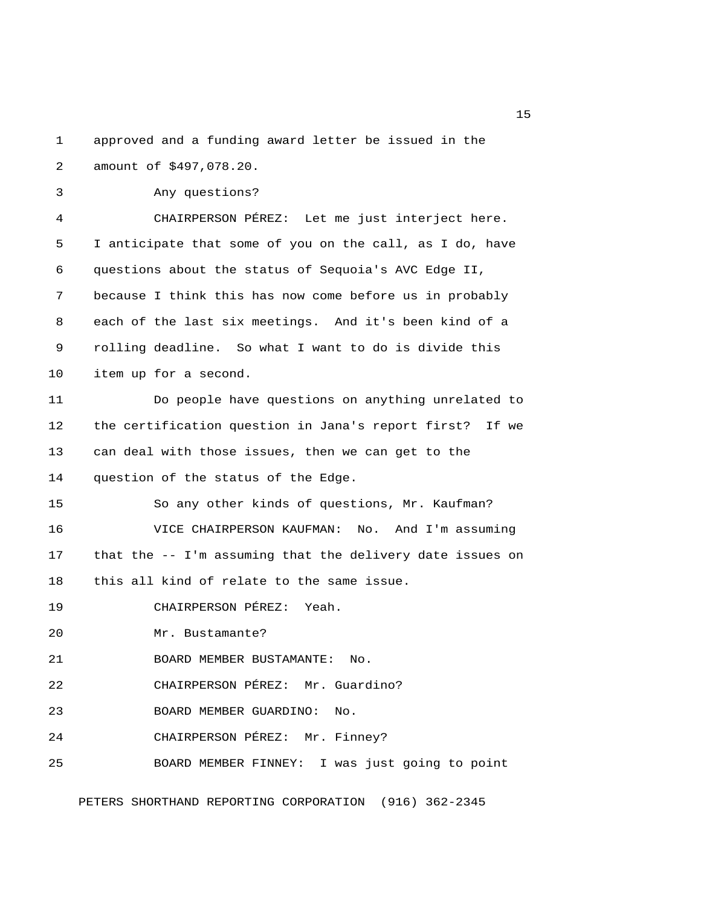approved and a funding award letter be issued in the amount of $497,078.20.

Any questions?

CHAIRPERSON PÉREZ: Let me just interject here. I anticipate that some of you on the call, as I do, have questions about the status of Sequoia's AVC Edge II, because I think this has now come before us in probably each of the last six meetings. And it's been kind of a rolling deadline. So what I want to do is divide this item up for a second.

Do people have questions on anything unrelated to the certification question in Jana's report first? If we can deal with those issues, then we can get to the question of the status of the Edge.

So any other kinds of questions, Mr. Kaufman?

VICE CHAIRPERSON KAUFMAN: No. And I'm assuming that the -- I'm assuming that the delivery date issues on this all kind of relate to the same issue.

CHAIRPERSON PÉREZ: Yeah.

Mr. Bustamante?

BOARD MEMBER BUSTAMANTE: No.

CHAIRPERSON PÉREZ: Mr. Guardino?

BOARD MEMBER GUARDINO: No.

CHAIRPERSON PÉREZ: Mr. Finney?

BOARD MEMBER FINNEY: I was just going to point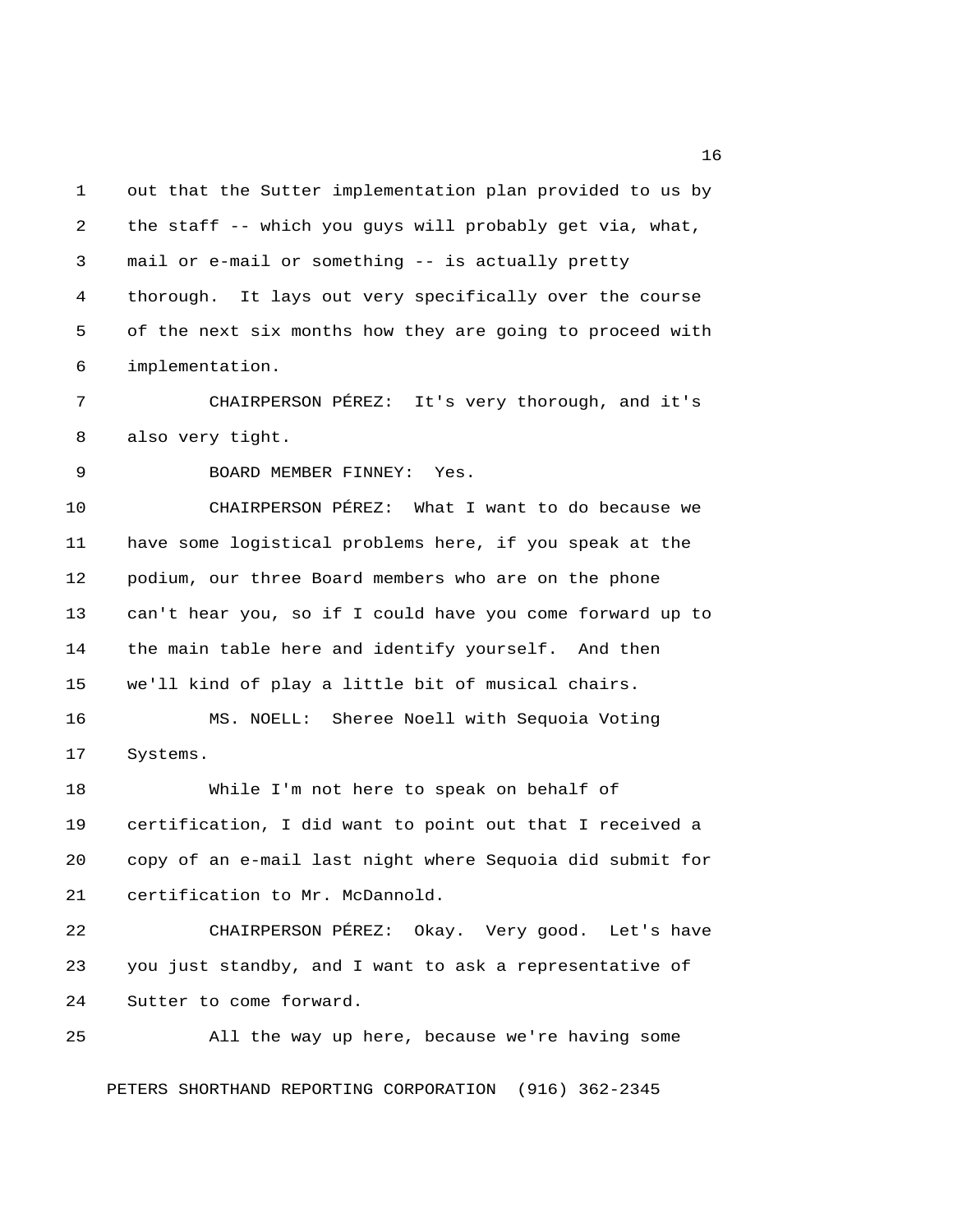out that the Sutter implementation plan provided to us by the staff -- which you guys will probably get via, what, mail or e-mail or something -- is actually pretty thorough. It lays out very specifically over the course of the next six months how they are going to proceed with implementation.

CHAIRPERSON PÉREZ: It's very thorough, and it's also very tight.

BOARD MEMBER FINNEY: Yes.

CHAIRPERSON PÉREZ: What I want to do because we have some logistical problems here, if you speak at the podium, our three Board members who are on the phone can't hear you, so if I could have you come forward up to the main table here and identify yourself. And then we'll kind of play a little bit of musical chairs.

MS. NOELL: Sheree Noell with Sequoia Voting Systems.

While I'm not here to speak on behalf of certification, I did want to point out that I received a copy of an e-mail last night where Sequoia did submit for certification to Mr. McDannold.

CHAIRPERSON PÉREZ: Okay. Very good. Let's have you just standby, and I want to ask a representative of Sutter to come forward.

All the way up here, because we're having some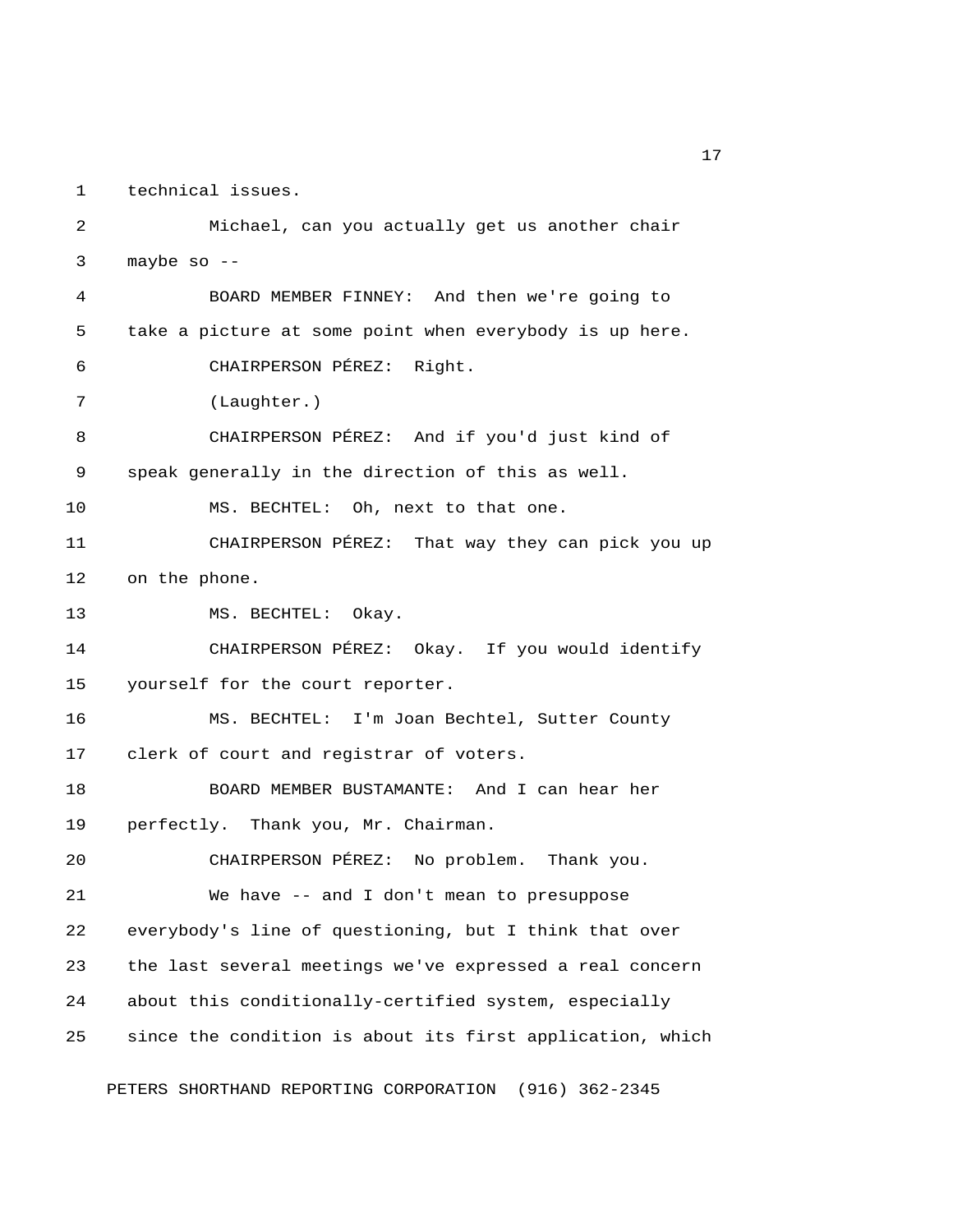technical issues.

Michael, can you actually get us another chair maybe so --

BOARD MEMBER FINNEY: And then we're going to take a picture at some point when everybody is up here.

CHAIRPERSON PÉREZ: Right.

(Laughter.)

CHAIRPERSON PÉREZ: And if you'd just kind of speak generally in the direction of this as well.

MS. BECHTEL: Oh, next to that one.

CHAIRPERSON PÉREZ: That way they can pick you up on the phone.

MS. BECHTEL: Okay.

CHAIRPERSON PÉREZ: Okay. If you would identify yourself for the court reporter.

MS. BECHTEL: I'm Joan Bechtel, Sutter County clerk of court and registrar of voters.

BOARD MEMBER BUSTAMANTE: And I can hear her perfectly. Thank you, Mr. Chairman.

CHAIRPERSON PÉREZ: No problem. Thank you.

We have -- and I don't mean to presuppose everybody's line of questioning, but I think that over the last several meetings we've expressed a real concern about this conditionally-certified system, especially since the condition is about its first application, which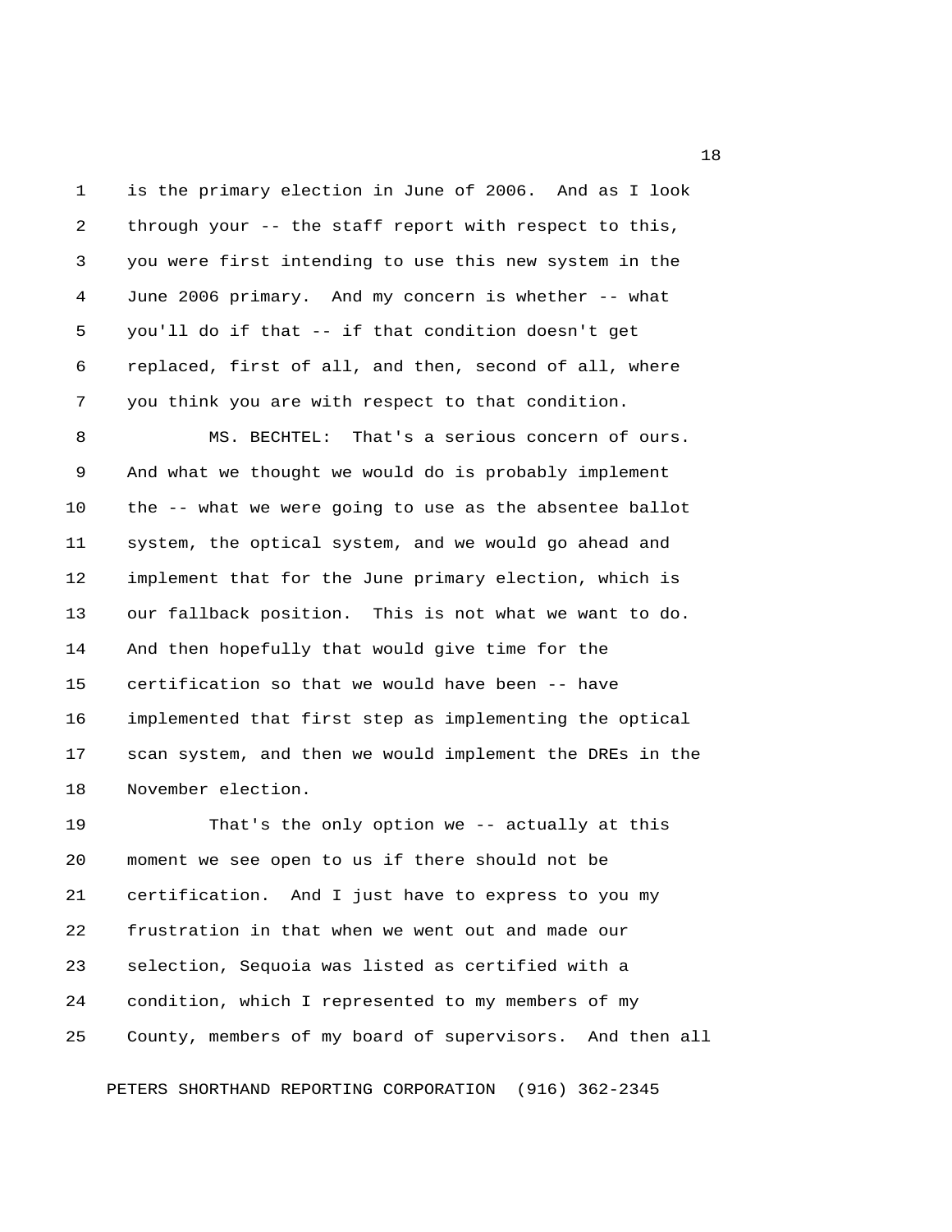is the primary election in June of 2006. And as I look through your -- the staff report with respect to this, you were first intending to use this new system in the June 2006 primary. And my concern is whether -- what you'll do if that -- if that condition doesn't get replaced, first of all, and then, second of all, where you think you are with respect to that condition.

MS. BECHTEL: That's a serious concern of ours. And what we thought we would do is probably implement the -- what we were going to use as the absentee ballot system, the optical system, and we would go ahead and implement that for the June primary election, which is our fallback position. This is not what we want to do. And then hopefully that would give time for the certification so that we would have been -- have implemented that first step as implementing the optical scan system, and then we would implement the DREs in the November election.

That's the only option we -- actually at this moment we see open to us if there should not be certification. And I just have to express to you my frustration in that when we went out and made our selection, Sequoia was listed as certified with a condition, which I represented to my members of my County, members of my board of supervisors. And then all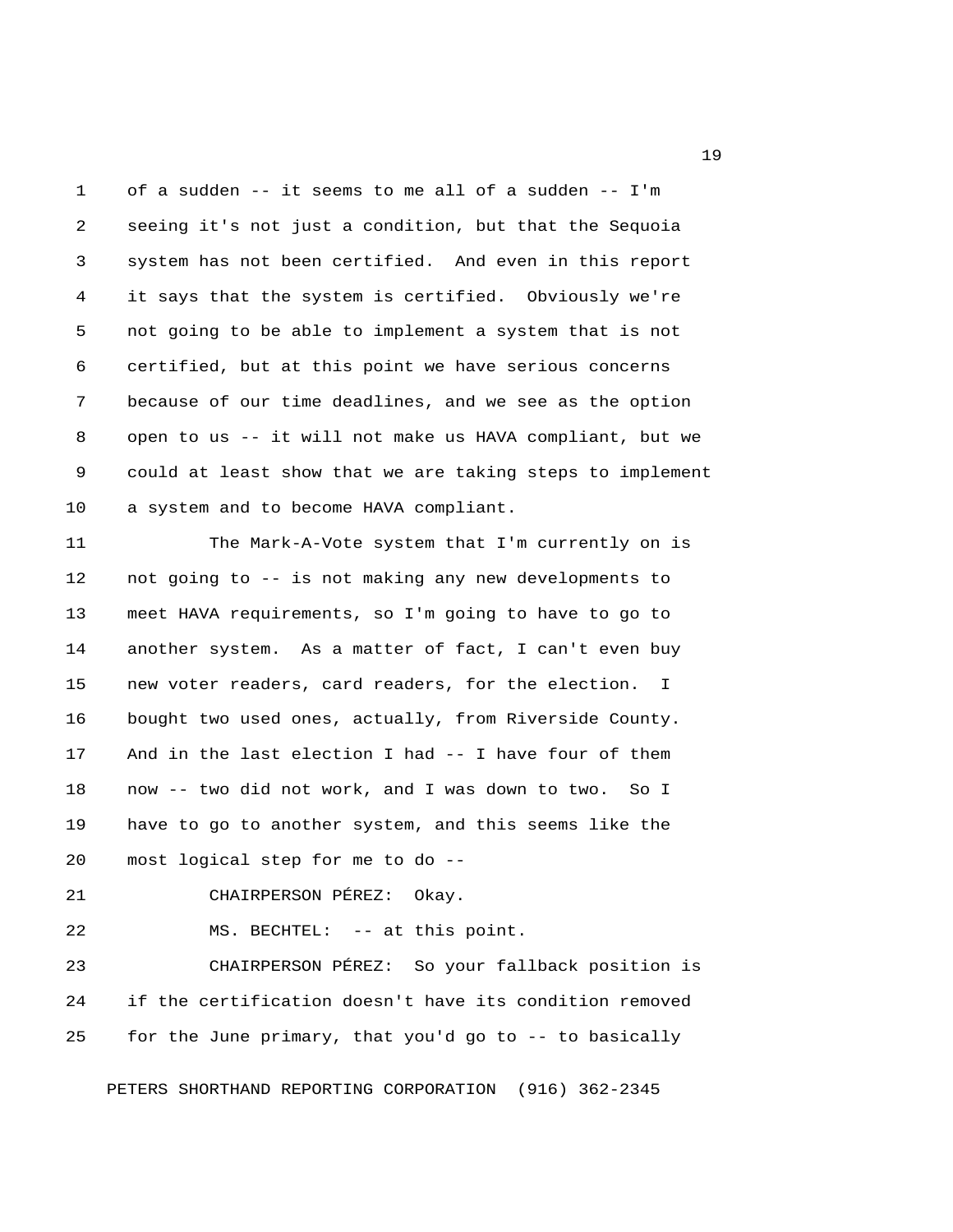of a sudden -- it seems to me all of a sudden -- I'm seeing it's not just a condition, but that the Sequoia system has not been certified. And even in this report it says that the system is certified. Obviously we're not going to be able to implement a system that is not certified, but at this point we have serious concerns because of our time deadlines, and we see as the option open to us -- it will not make us HAVA compliant, but we could at least show that we are taking steps to implement a system and to become HAVA compliant.

The Mark-A-Vote system that I'm currently on is not going to -- is not making any new developments to meet HAVA requirements, so I'm going to have to go to another system. As a matter of fact, I can't even buy new voter readers, card readers, for the election. I bought two used ones, actually, from Riverside County. And in the last election I had -- I have four of them now -- two did not work, and I was down to two. So I have to go to another system, and this seems like the most logical step for me to do --

CHAIRPERSON PÉREZ: Okay.

MS. BECHTEL: -- at this point.

CHAIRPERSON PÉREZ: So your fallback position is if the certification doesn't have its condition removed for the June primary, that you'd go to -- to basically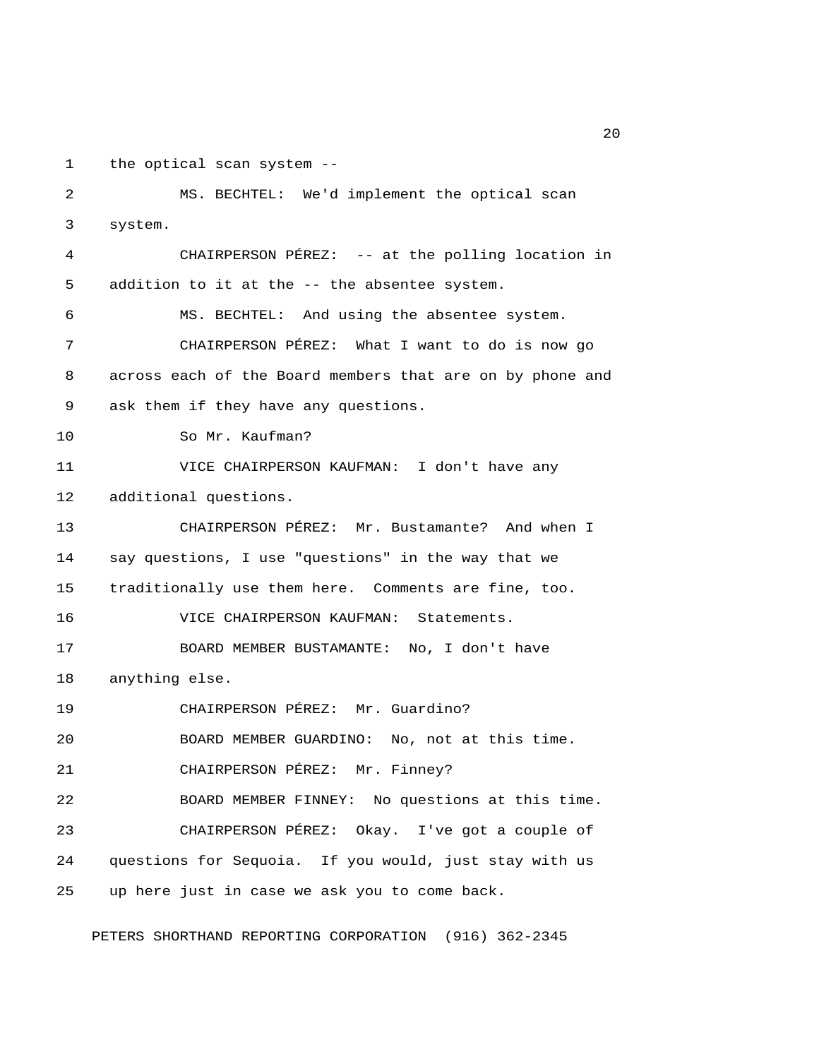the optical scan system --

MS. BECHTEL: We'd implement the optical scan system.

CHAIRPERSON PÉREZ: -- at the polling location in addition to it at the -- the absentee system.

MS. BECHTEL: And using the absentee system.

CHAIRPERSON PÉREZ: What I want to do is now go across each of the Board members that are on by phone and ask them if they have any questions.

So Mr. Kaufman?

VICE CHAIRPERSON KAUFMAN: I don't have any additional questions.

CHAIRPERSON PÉREZ: Mr. Bustamante? And when I say questions, I use "questions" in the way that we traditionally use them here. Comments are fine, too.

VICE CHAIRPERSON KAUFMAN: Statements.

BOARD MEMBER BUSTAMANTE: No, I don't have anything else.

CHAIRPERSON PÉREZ: Mr. Guardino?

BOARD MEMBER GUARDINO: No, not at this time.

CHAIRPERSON PÉREZ: Mr. Finney?

BOARD MEMBER FINNEY: No questions at this time.

CHAIRPERSON PÉREZ: Okay. I've got a couple of questions for Sequoia. If you would, just stay with us up here just in case we ask you to come back.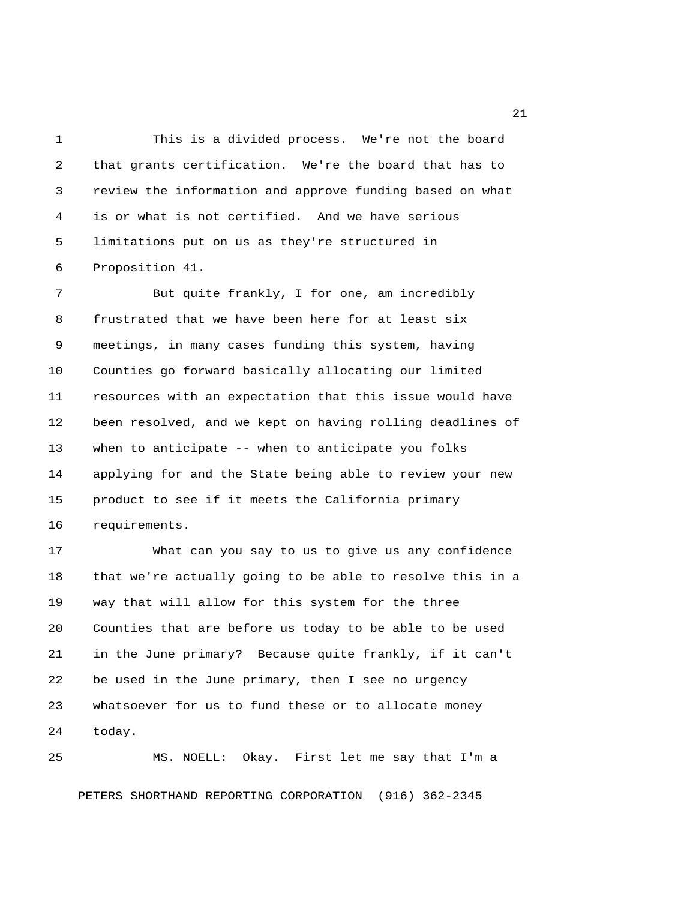This is a divided process. We're not the board that grants certification. We're the board that has to review the information and approve funding based on what is or what is not certified. And we have serious limitations put on us as they're structured in Proposition 41.

But quite frankly, I for one, am incredibly frustrated that we have been here for at least six meetings, in many cases funding this system, having Counties go forward basically allocating our limited resources with an expectation that this issue would have been resolved, and we kept on having rolling deadlines of when to anticipate -- when to anticipate you folks applying for and the State being able to review your new product to see if it meets the California primary requirements.

What can you say to us to give us any confidence that we're actually going to be able to resolve this in a way that will allow for this system for the three Counties that are before us today to be able to be used in the June primary? Because quite frankly, if it can't be used in the June primary, then I see no urgency whatsoever for us to fund these or to allocate money today.

MS. NOELL: Okay. First let me say that I'm a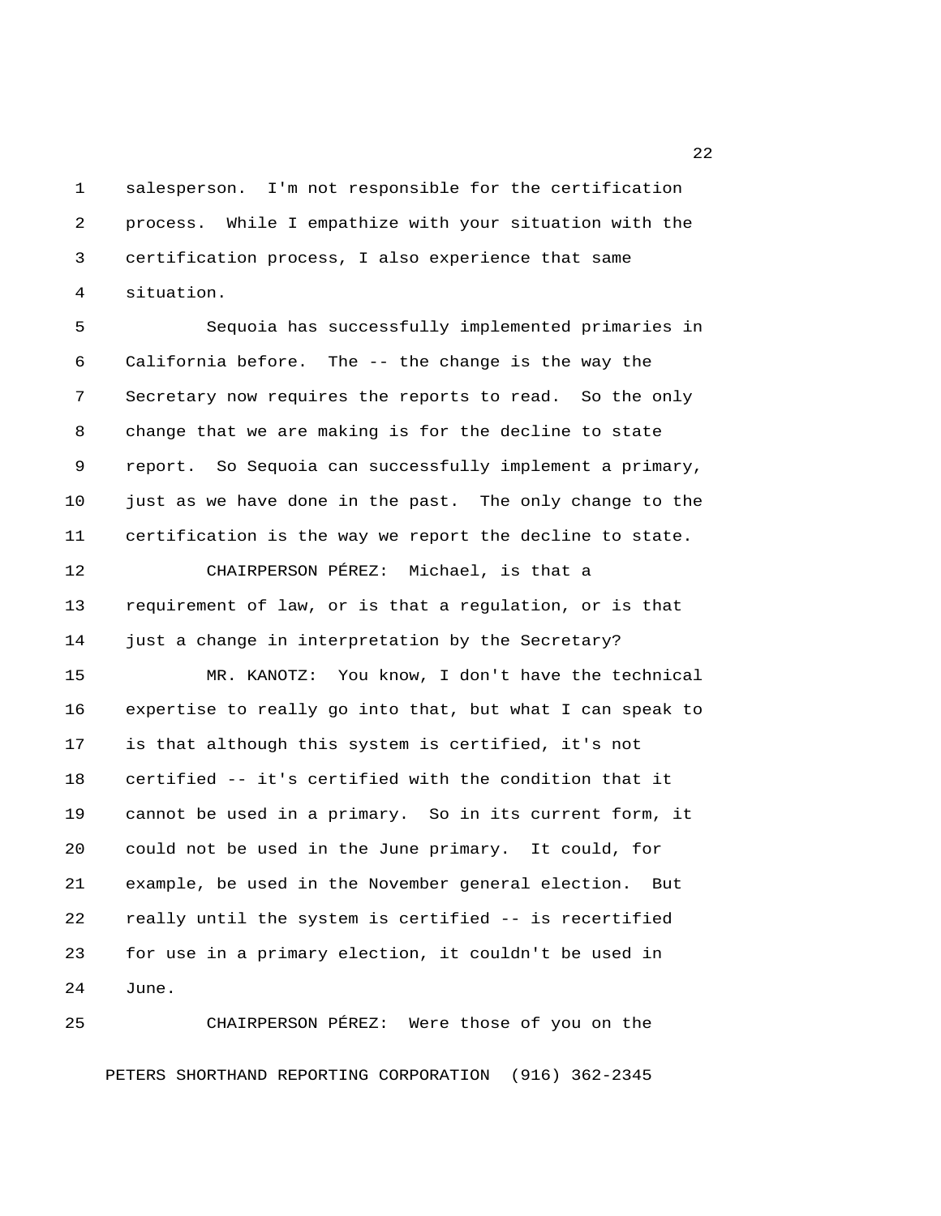salesperson. I'm not responsible for the certification process. While I empathize with your situation with the certification process, I also experience that same situation.

Sequoia has successfully implemented primaries in California before. The -- the change is the way the Secretary now requires the reports to read. So the only change that we are making is for the decline to state report. So Sequoia can successfully implement a primary, just as we have done in the past. The only change to the certification is the way we report the decline to state.

CHAIRPERSON PÉREZ: Michael, is that a requirement of law, or is that a regulation, or is that just a change in interpretation by the Secretary?

MR. KANOTZ: You know, I don't have the technical expertise to really go into that, but what I can speak to is that although this system is certified, it's not certified -- it's certified with the condition that it cannot be used in a primary. So in its current form, it could not be used in the June primary. It could, for example, be used in the November general election. But really until the system is certified -- is recertified for use in a primary election, it couldn't be used in June.

CHAIRPERSON PÉREZ: Were those of you on the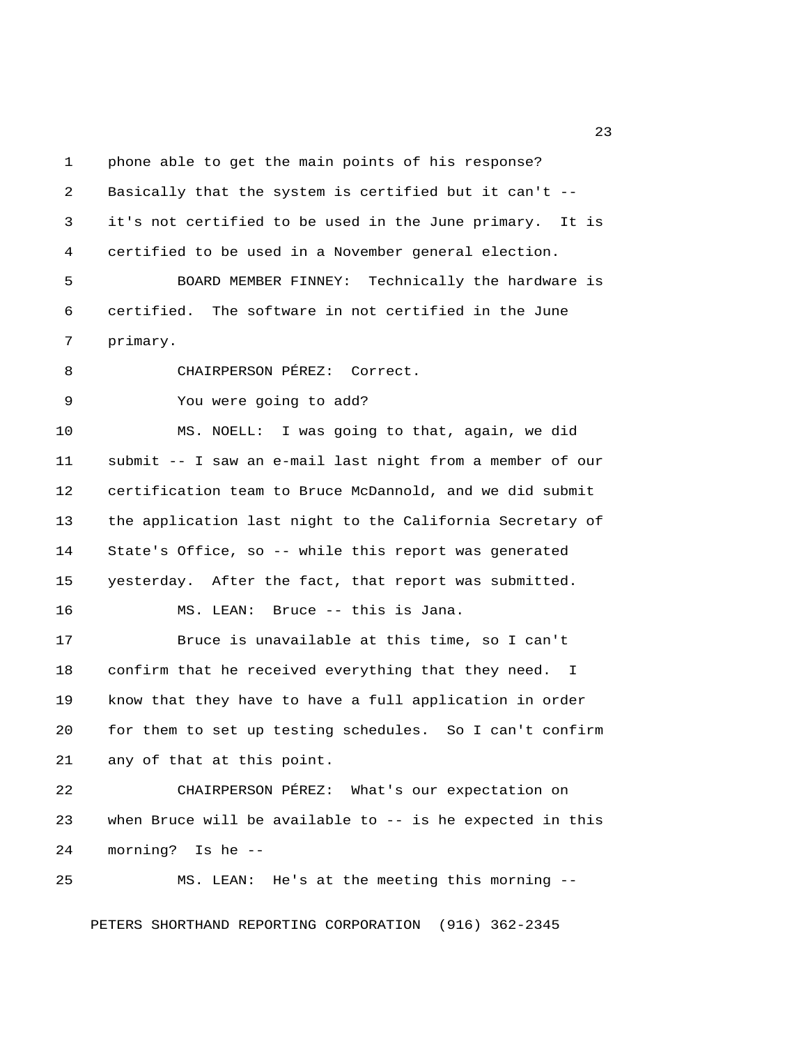phone able to get the main points of his response? Basically that the system is certified but it can't -- it's not certified to be used in the June primary. It is certified to be used in a November general election.

BOARD MEMBER FINNEY: Technically the hardware is certified. The software in not certified in the June primary.

CHAIRPERSON PÉREZ: Correct.

You were going to add?

MS. NOELL: I was going to that, again, we did submit -- I saw an e-mail last night from a member of our certification team to Bruce McDannold, and we did submit the application last night to the California Secretary of State's Office, so -- while this report was generated yesterday. After the fact, that report was submitted.

MS. LEAN: Bruce -- this is Jana.

Bruce is unavailable at this time, so I can't confirm that he received everything that they need. I know that they have to have a full application in order for them to set up testing schedules. So I can't confirm any of that at this point.

CHAIRPERSON PÉREZ: What's our expectation on when Bruce will be available to -- is he expected in this morning? Is he --

MS. LEAN: He's at the meeting this morning --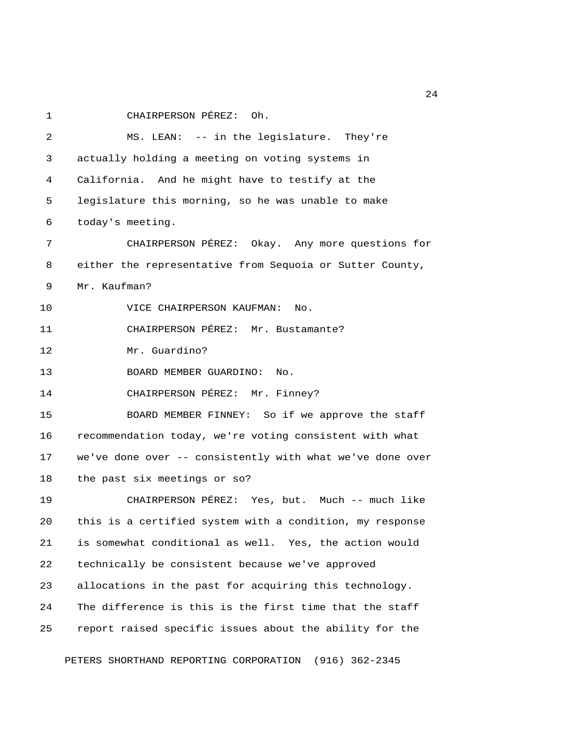CHAIRPERSON PÉREZ: Oh.

MS. LEAN: -- in the legislature. They're actually holding a meeting on voting systems in California. And he might have to testify at the legislature this morning, so he was unable to make today's meeting.

CHAIRPERSON PÉREZ: Okay. Any more questions for either the representative from Sequoia or Sutter County, Mr. Kaufman?

VICE CHAIRPERSON KAUFMAN: No.

CHAIRPERSON PÉREZ: Mr. Bustamante?

Mr. Guardino?

BOARD MEMBER GUARDINO: No.

CHAIRPERSON PÉREZ: Mr. Finney?

BOARD MEMBER FINNEY: So if we approve the staff recommendation today, we're voting consistent with what we've done over -- consistently with what we've done over the past six meetings or so?

CHAIRPERSON PÉREZ: Yes, but. Much -- much like this is a certified system with a condition, my response is somewhat conditional as well. Yes, the action would technically be consistent because we've approved allocations in the past for acquiring this technology. The difference is this is the first time that the staff report raised specific issues about the ability for the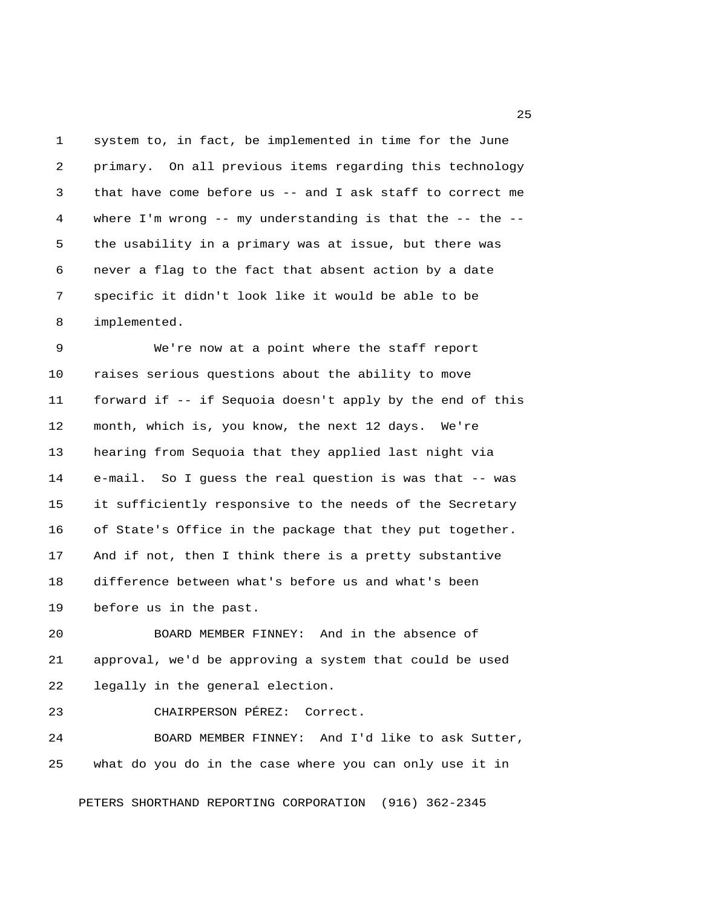system to, in fact, be implemented in time for the June primary. On all previous items regarding this technology that have come before us -- and I ask staff to correct me where I'm wrong -- my understanding is that the -- the -- the usability in a primary was at issue, but there was never a flag to the fact that absent action by a date specific it didn't look like it would be able to be implemented.

We're now at a point where the staff report raises serious questions about the ability to move forward if -- if Sequoia doesn't apply by the end of this month, which is, you know, the next 12 days. We're hearing from Sequoia that they applied last night via e-mail. So I guess the real question is was that -- was it sufficiently responsive to the needs of the Secretary of State's Office in the package that they put together. And if not, then I think there is a pretty substantive difference between what's before us and what's been before us in the past.

BOARD MEMBER FINNEY: And in the absence of approval, we'd be approving a system that could be used legally in the general election.

CHAIRPERSON PÉREZ: Correct.

BOARD MEMBER FINNEY: And I'd like to ask Sutter, what do you do in the case where you can only use it in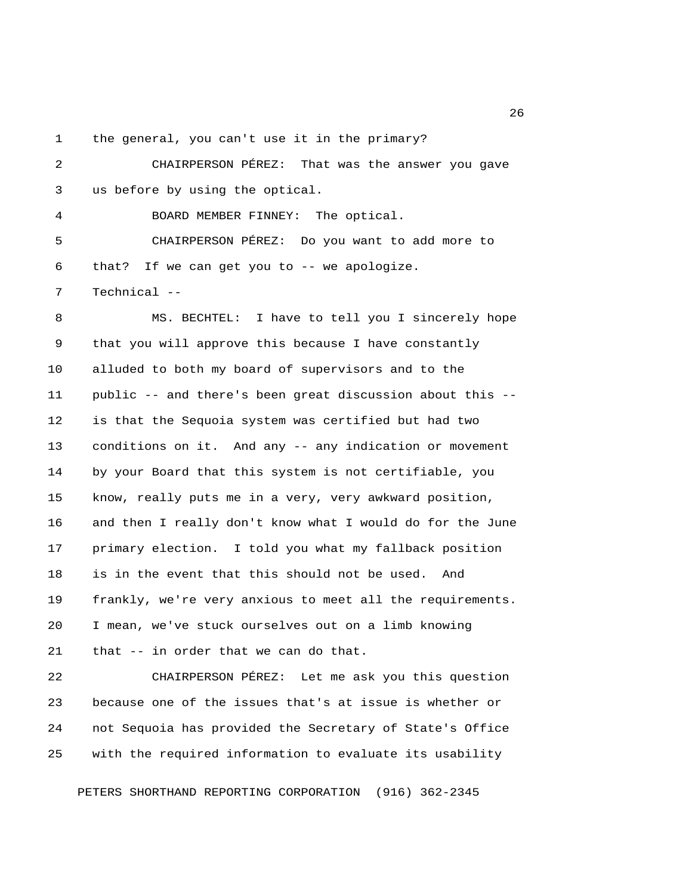the general, you can't use it in the primary?

CHAIRPERSON PÉREZ: That was the answer you gave us before by using the optical.

BOARD MEMBER FINNEY: The optical.

CHAIRPERSON PÉREZ: Do you want to add more to that? If we can get you to -- we apologize. Technical --

MS. BECHTEL: I have to tell you I sincerely hope that you will approve this because I have constantly alluded to both my board of supervisors and to the public -- and there's been great discussion about this -- is that the Sequoia system was certified but had two conditions on it. And any -- any indication or movement by your Board that this system is not certifiable, you know, really puts me in a very, very awkward position, and then I really don't know what I would do for the June primary election. I told you what my fallback position is in the event that this should not be used. And frankly, we're very anxious to meet all the requirements. I mean, we've stuck ourselves out on a limb knowing that -- in order that we can do that.

CHAIRPERSON PÉREZ: Let me ask you this question because one of the issues that's at issue is whether or not Sequoia has provided the Secretary of State's Office with the required information to evaluate its usability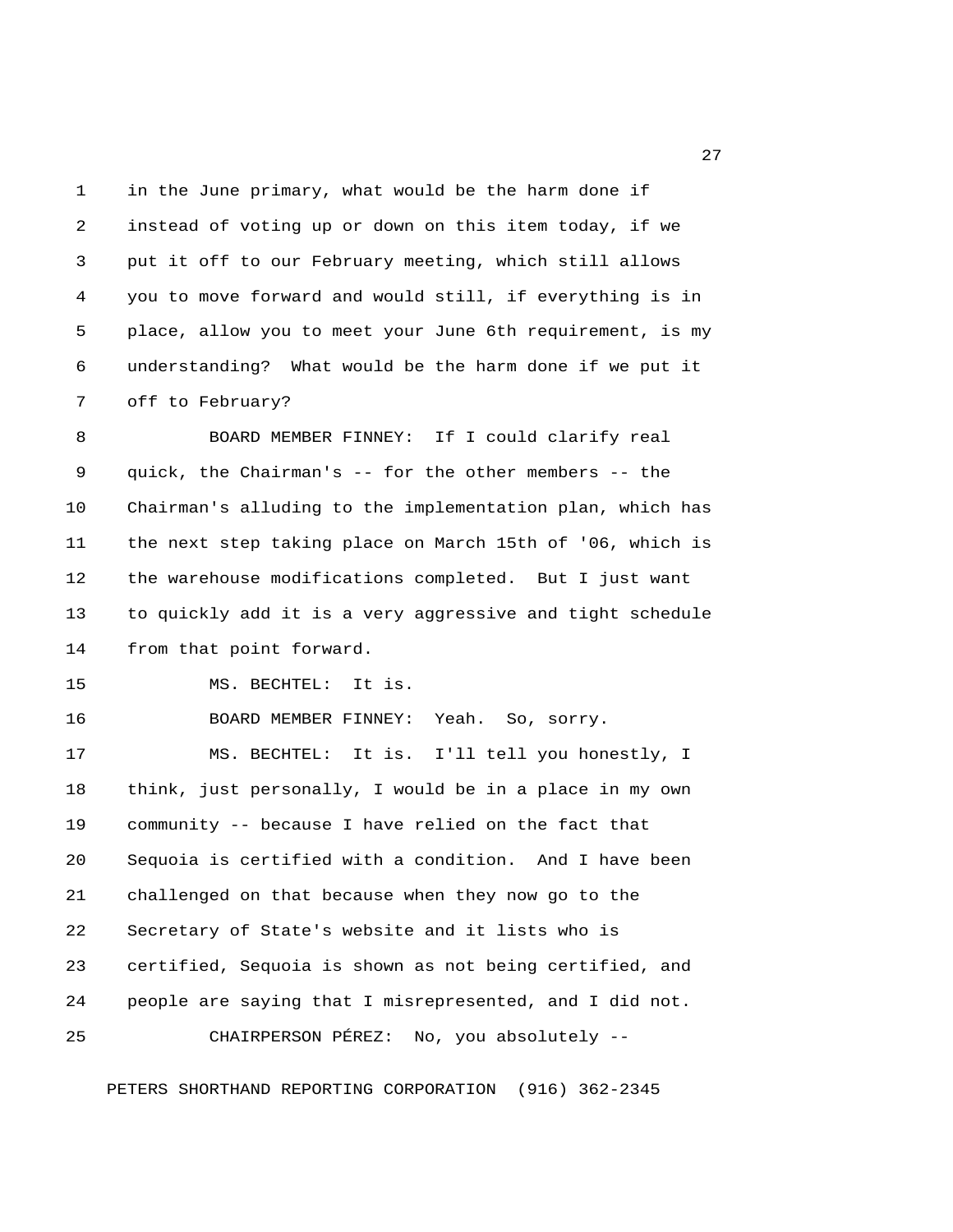in the June primary, what would be the harm done if instead of voting up or down on this item today, if we put it off to our February meeting, which still allows you to move forward and would still, if everything is in place, allow you to meet your June 6th requirement, is my understanding? What would be the harm done if we put it off to February?

BOARD MEMBER FINNEY: If I could clarify real quick, the Chairman's -- for the other members -- the Chairman's alluding to the implementation plan, which has the next step taking place on March 15th of '06, which is the warehouse modifications completed. But I just want to quickly add it is a very aggressive and tight schedule from that point forward.

MS. BECHTEL: It is.

BOARD MEMBER FINNEY: Yeah. So, sorry.

MS. BECHTEL: It is. I'll tell you honestly, I think, just personally, I would be in a place in my own community -- because I have relied on the fact that Sequoia is certified with a condition. And I have been challenged on that because when they now go to the Secretary of State's website and it lists who is certified, Sequoia is shown as not being certified, and people are saying that I misrepresented, and I did not.

CHAIRPERSON PÉREZ: No, you absolutely --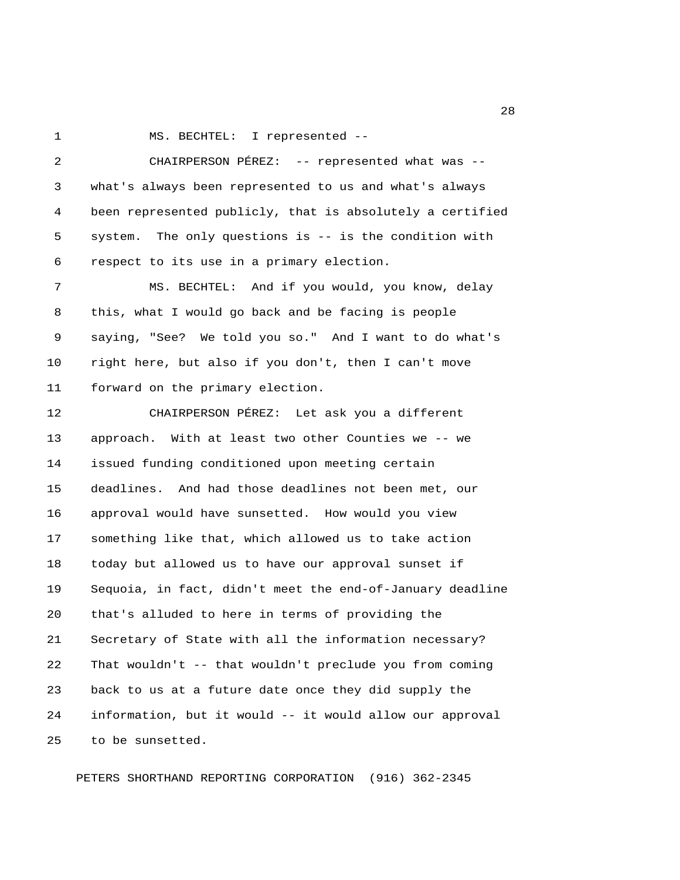MS. BECHTEL: I represented --

CHAIRPERSON PÉREZ: -- represented what was -- what's always been represented to us and what's always been represented publicly, that is absolutely a certified system. The only questions is -- is the condition with respect to its use in a primary election.

MS. BECHTEL: And if you would, you know, delay this, what I would go back and be facing is people saying, "See? We told you so." And I want to do what's right here, but also if you don't, then I can't move forward on the primary election.

CHAIRPERSON PÉREZ: Let ask you a different approach. With at least two other Counties we -- we issued funding conditioned upon meeting certain deadlines. And had those deadlines not been met, our approval would have sunsetted. How would you view something like that, which allowed us to take action today but allowed us to have our approval sunset if Sequoia, in fact, didn't meet the end-of-January deadline that's alluded to here in terms of providing the Secretary of State with all the information necessary? That wouldn't -- that wouldn't preclude you from coming back to us at a future date once they did supply the information, but it would -- it would allow our approval to be sunsetted.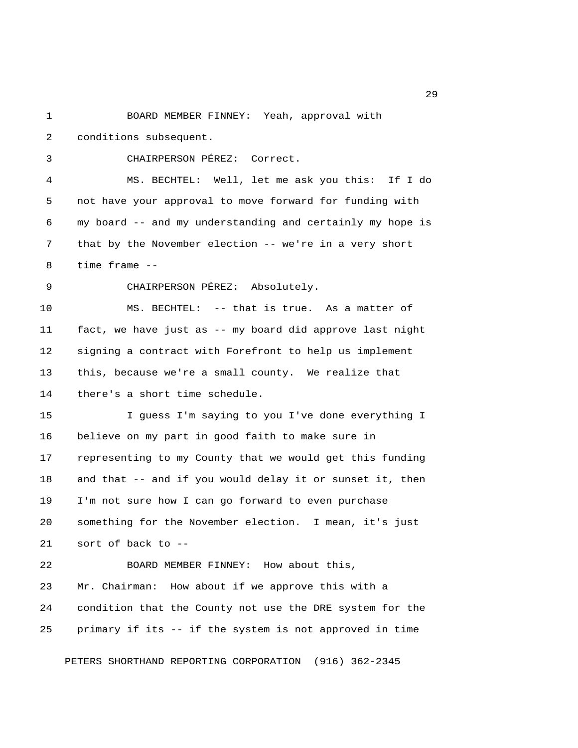BOARD MEMBER FINNEY: Yeah, approval with conditions subsequent.

CHAIRPERSON PÉREZ: Correct.

MS. BECHTEL: Well, let me ask you this: If I do not have your approval to move forward for funding with my board -- and my understanding and certainly my hope is that by the November election -- we're in a very short time frame --

CHAIRPERSON PÉREZ: Absolutely.

MS. BECHTEL: -- that is true. As a matter of fact, we have just as -- my board did approve last night signing a contract with Forefront to help us implement this, because we're a small county. We realize that there's a short time schedule.

I guess I'm saying to you I've done everything I believe on my part in good faith to make sure in representing to my County that we would get this funding and that -- and if you would delay it or sunset it, then I'm not sure how I can go forward to even purchase something for the November election. I mean, it's just sort of back to --

BOARD MEMBER FINNEY: How about this, Mr. Chairman: How about if we approve this with a condition that the County not use the DRE system for the primary if its -- if the system is not approved in time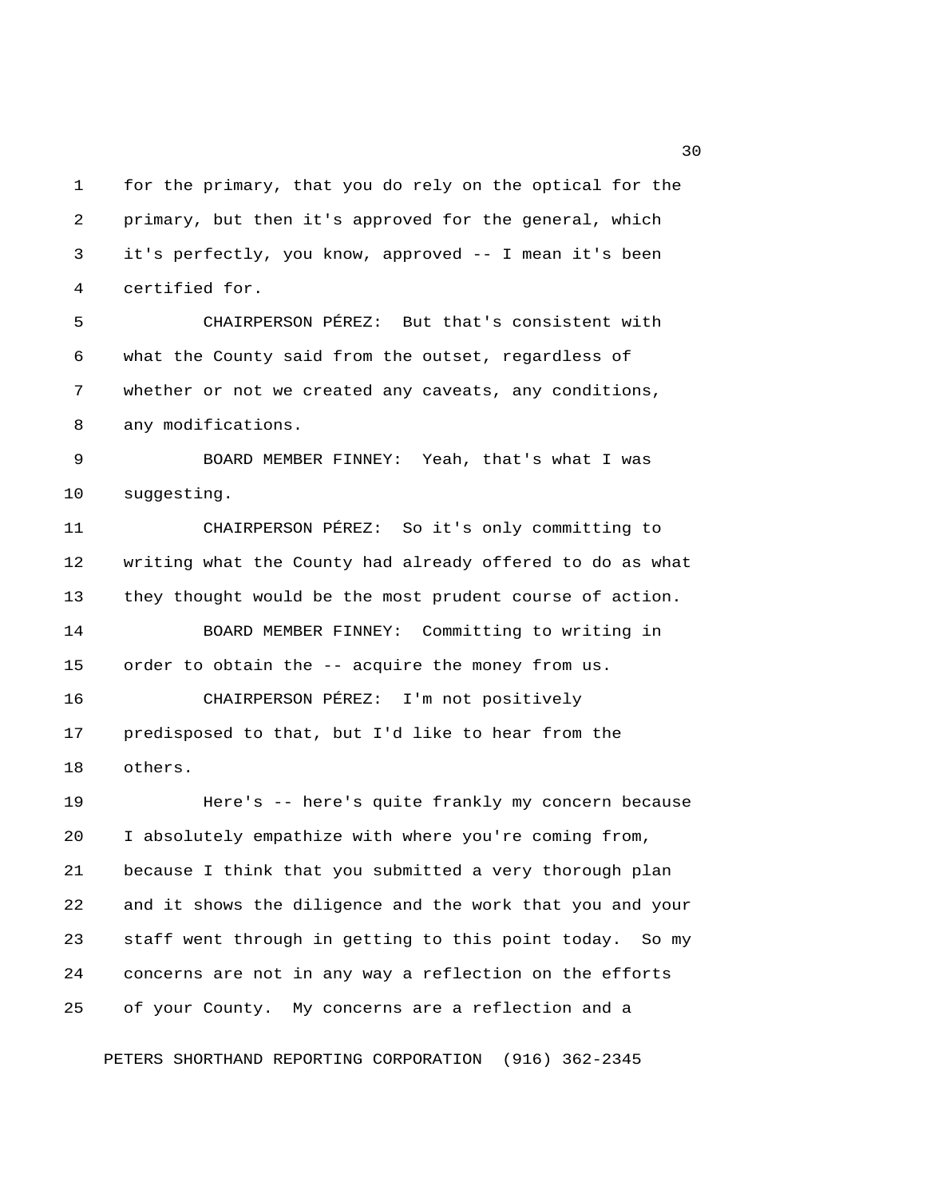for the primary, that you do rely on the optical for the primary, but then it's approved for the general, which it's perfectly, you know, approved -- I mean it's been certified for.

CHAIRPERSON PÉREZ: But that's consistent with what the County said from the outset, regardless of whether or not we created any caveats, any conditions, any modifications.

BOARD MEMBER FINNEY: Yeah, that's what I was suggesting.

CHAIRPERSON PÉREZ: So it's only committing to writing what the County had already offered to do as what they thought would be the most prudent course of action.

BOARD MEMBER FINNEY: Committing to writing in order to obtain the -- acquire the money from us.

CHAIRPERSON PÉREZ: I'm not positively predisposed to that, but I'd like to hear from the others.

Here's -- here's quite frankly my concern because I absolutely empathize with where you're coming from, because I think that you submitted a very thorough plan and it shows the diligence and the work that you and your staff went through in getting to this point today. So my concerns are not in any way a reflection on the efforts of your County. My concerns are a reflection and a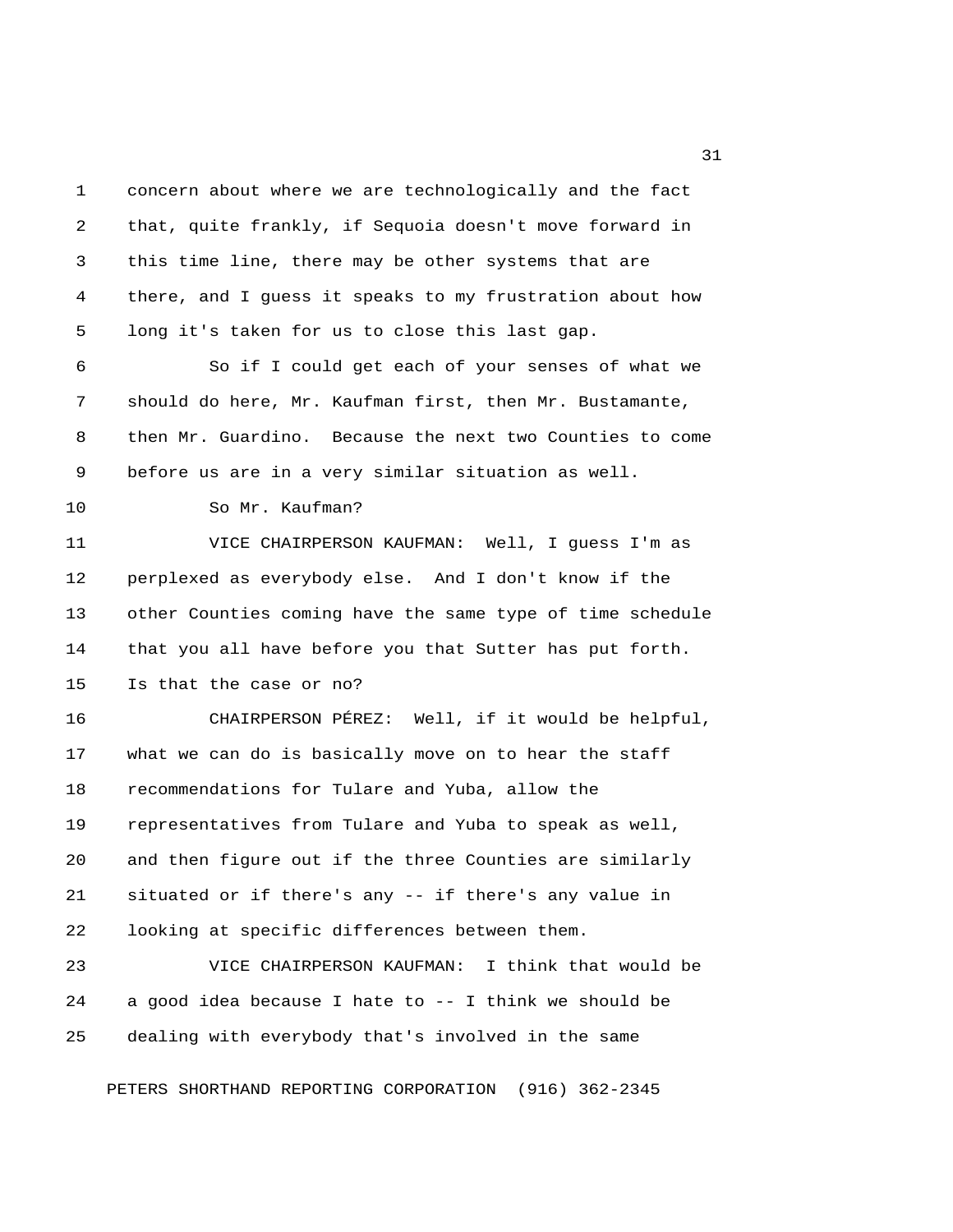concern about where we are technologically and the fact that, quite frankly, if Sequoia doesn't move forward in this time line, there may be other systems that are there, and I guess it speaks to my frustration about how long it's taken for us to close this last gap.

So if I could get each of your senses of what we should do here, Mr. Kaufman first, then Mr. Bustamante, then Mr. Guardino. Because the next two Counties to come before us are in a very similar situation as well.

So Mr. Kaufman?

VICE CHAIRPERSON KAUFMAN: Well, I guess I'm as perplexed as everybody else. And I don't know if the other Counties coming have the same type of time schedule that you all have before you that Sutter has put forth. Is that the case or no?

CHAIRPERSON PÉREZ: Well, if it would be helpful, what we can do is basically move on to hear the staff recommendations for Tulare and Yuba, allow the representatives from Tulare and Yuba to speak as well, and then figure out if the three Counties are similarly situated or if there's any -- if there's any value in looking at specific differences between them.

VICE CHAIRPERSON KAUFMAN: I think that would be a good idea because I hate to -- I think we should be dealing with everybody that's involved in the same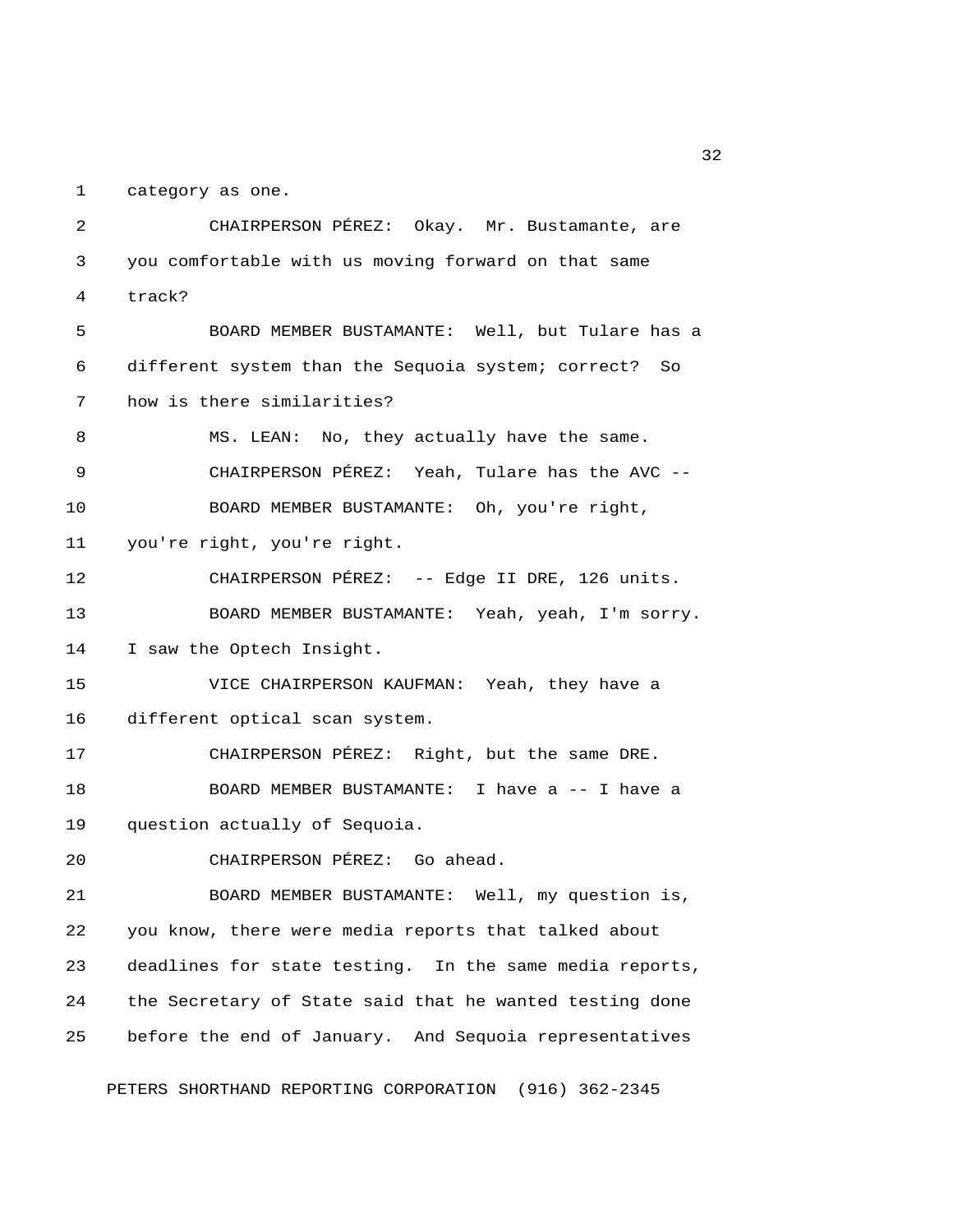category as one.

CHAIRPERSON PÉREZ: Okay. Mr. Bustamante, are you comfortable with us moving forward on that same track?

BOARD MEMBER BUSTAMANTE: Well, but Tulare has a different system than the Sequoia system; correct? So how is there similarities?

MS. LEAN: No, they actually have the same.

CHAIRPERSON PÉREZ: Yeah, Tulare has the AVC --

BOARD MEMBER BUSTAMANTE: Oh, you're right, you're right, you're right.

CHAIRPERSON PÉREZ: -- Edge II DRE, 126 units.

BOARD MEMBER BUSTAMANTE: Yeah, yeah, I'm sorry. I saw the Optech Insight.

VICE CHAIRPERSON KAUFMAN: Yeah, they have a different optical scan system.

CHAIRPERSON PÉREZ: Right, but the same DRE.

BOARD MEMBER BUSTAMANTE: I have a -- I have a question actually of Sequoia.

CHAIRPERSON PÉREZ: Go ahead.

BOARD MEMBER BUSTAMANTE: Well, my question is, you know, there were media reports that talked about deadlines for state testing. In the same media reports, the Secretary of State said that he wanted testing done before the end of January. And Sequoia representatives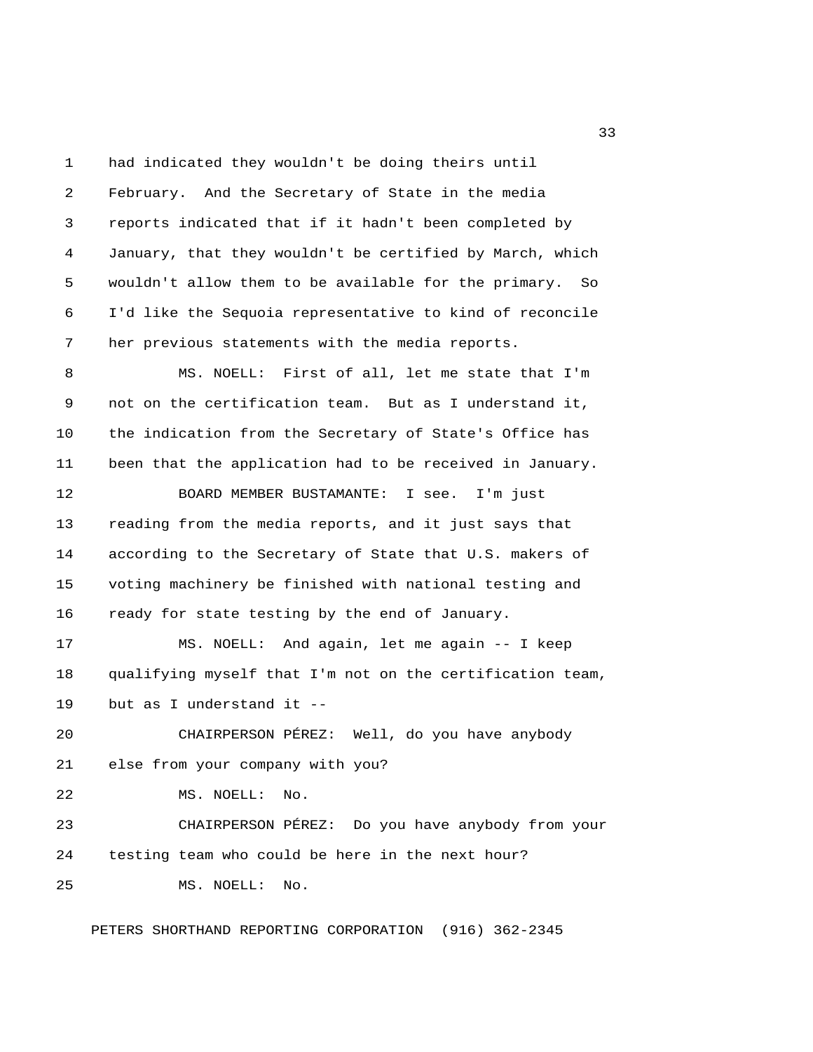had indicated they wouldn't be doing theirs until February. And the Secretary of State in the media reports indicated that if it hadn't been completed by January, that they wouldn't be certified by March, which wouldn't allow them to be available for the primary. So I'd like the Sequoia representative to kind of reconcile her previous statements with the media reports.

MS. NOELL: First of all, let me state that I'm not on the certification team. But as I understand it, the indication from the Secretary of State's Office has been that the application had to be received in January.

BOARD MEMBER BUSTAMANTE: I see. I'm just reading from the media reports, and it just says that according to the Secretary of State that U.S. makers of voting machinery be finished with national testing and ready for state testing by the end of January.

MS. NOELL: And again, let me again -- I keep qualifying myself that I'm not on the certification team, but as I understand it --

CHAIRPERSON PÉREZ: Well, do you have anybody else from your company with you?

MS. NOELL: No.

CHAIRPERSON PÉREZ: Do you have anybody from your testing team who could be here in the next hour?

MS. NOELL: No.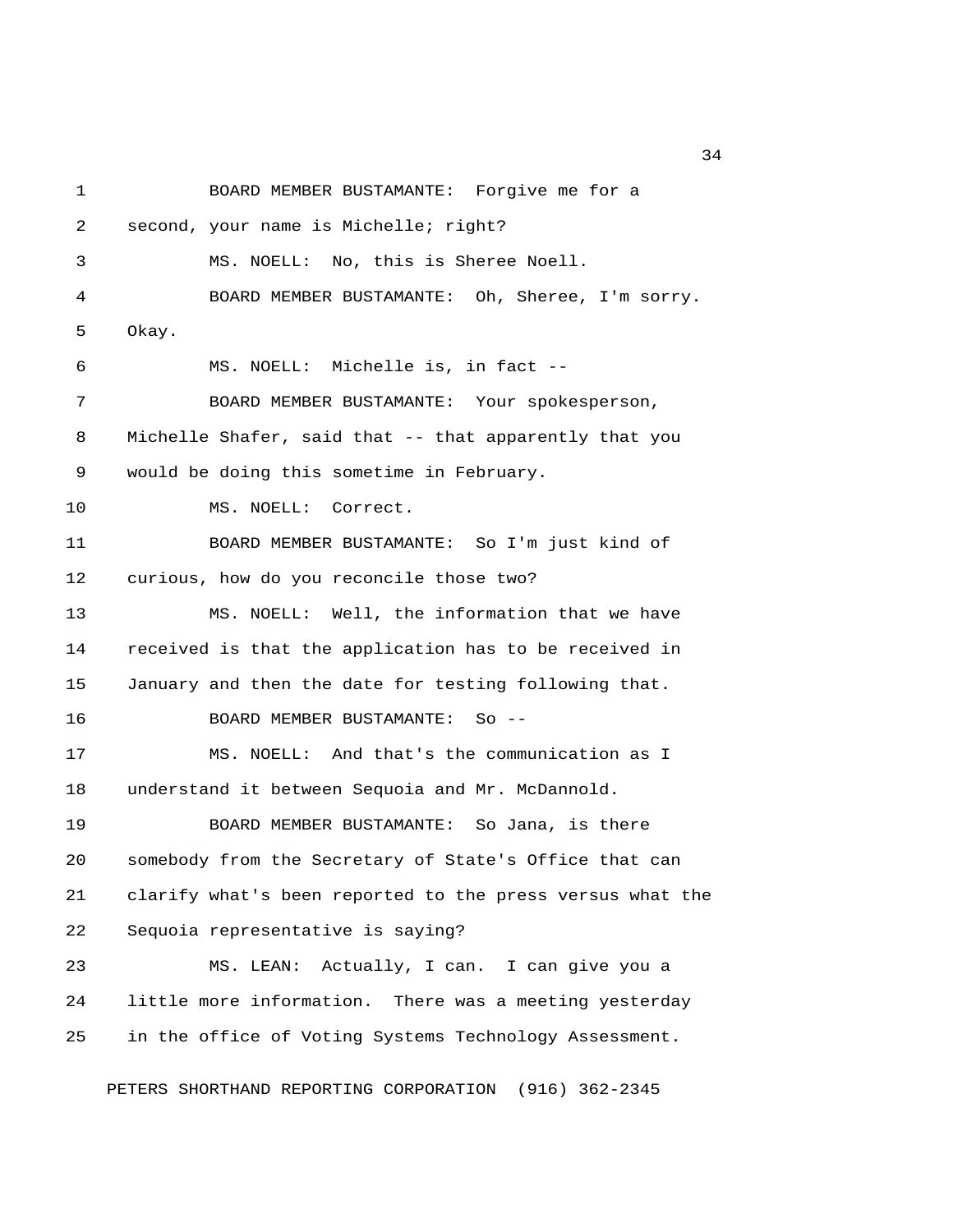BOARD MEMBER BUSTAMANTE: Forgive me for a second, your name is Michelle; right?

MS. NOELL: No, this is Sheree Noell.

BOARD MEMBER BUSTAMANTE: Oh, Sheree, I'm sorry. Okay.

MS. NOELL: Michelle is, in fact --

BOARD MEMBER BUSTAMANTE: Your spokesperson, Michelle Shafer, said that -- that apparently that you would be doing this sometime in February.

MS. NOELL: Correct.

BOARD MEMBER BUSTAMANTE: So I'm just kind of curious, how do you reconcile those two?

MS. NOELL: Well, the information that we have received is that the application has to be received in January and then the date for testing following that.

BOARD MEMBER BUSTAMANTE: So --

MS. NOELL: And that's the communication as I understand it between Sequoia and Mr. McDannold.

BOARD MEMBER BUSTAMANTE: So Jana, is there somebody from the Secretary of State's Office that can clarify what's been reported to the press versus what the Sequoia representative is saying?

MS. LEAN: Actually, I can. I can give you a little more information. There was a meeting yesterday in the office of Voting Systems Technology Assessment.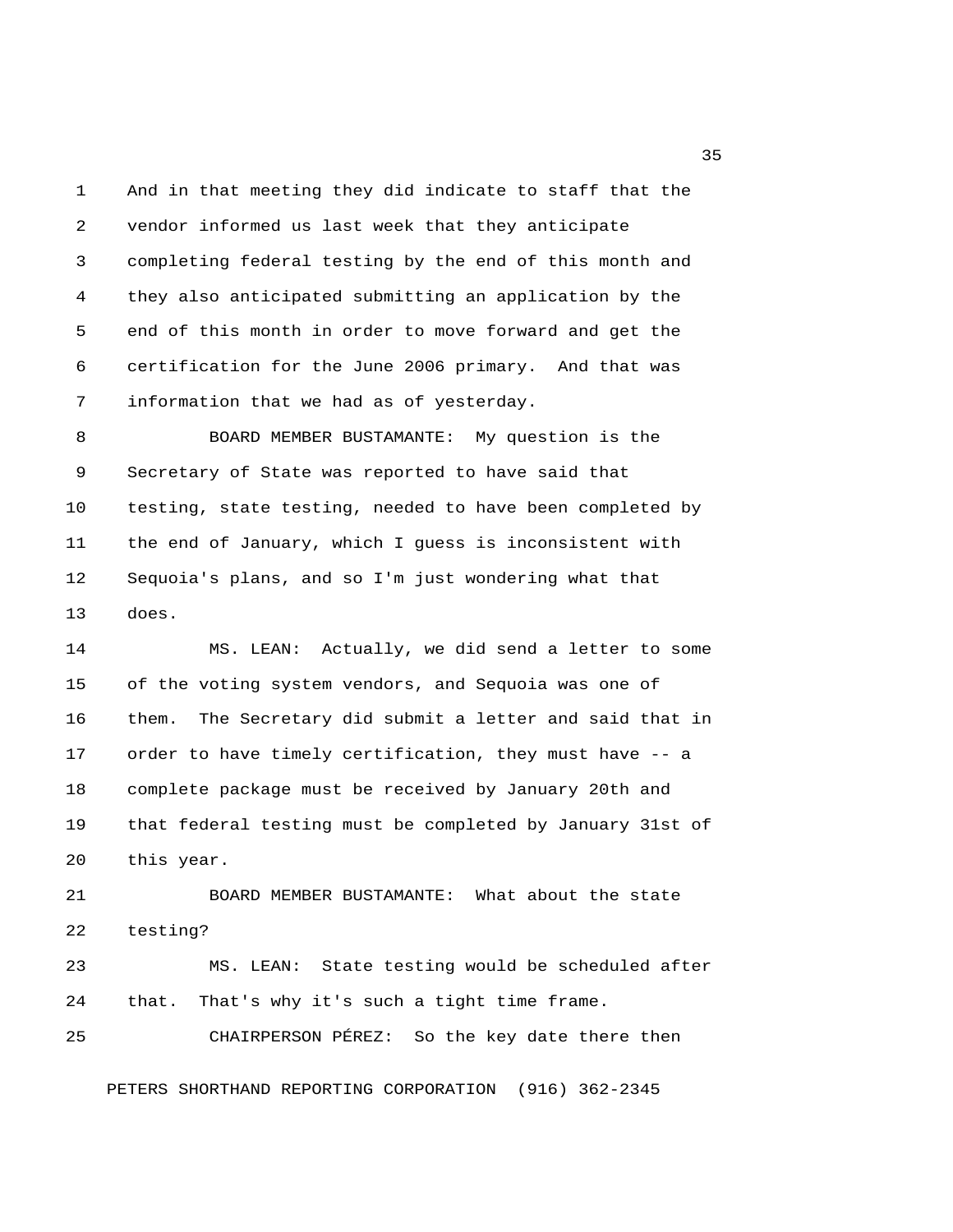And in that meeting they did indicate to staff that the vendor informed us last week that they anticipate completing federal testing by the end of this month and they also anticipated submitting an application by the end of this month in order to move forward and get the certification for the June 2006 primary. And that was information that we had as of yesterday.

BOARD MEMBER BUSTAMANTE: My question is the Secretary of State was reported to have said that testing, state testing, needed to have been completed by the end of January, which I guess is inconsistent with Sequoia's plans, and so I'm just wondering what that does.

MS. LEAN: Actually, we did send a letter to some of the voting system vendors, and Sequoia was one of them. The Secretary did submit a letter and said that in order to have timely certification, they must have -- a complete package must be received by January 20th and that federal testing must be completed by January 31st of this year.

BOARD MEMBER BUSTAMANTE: What about the state testing?

MS. LEAN: State testing would be scheduled after that. That's why it's such a tight time frame.

CHAIRPERSON PÉREZ: So the key date there then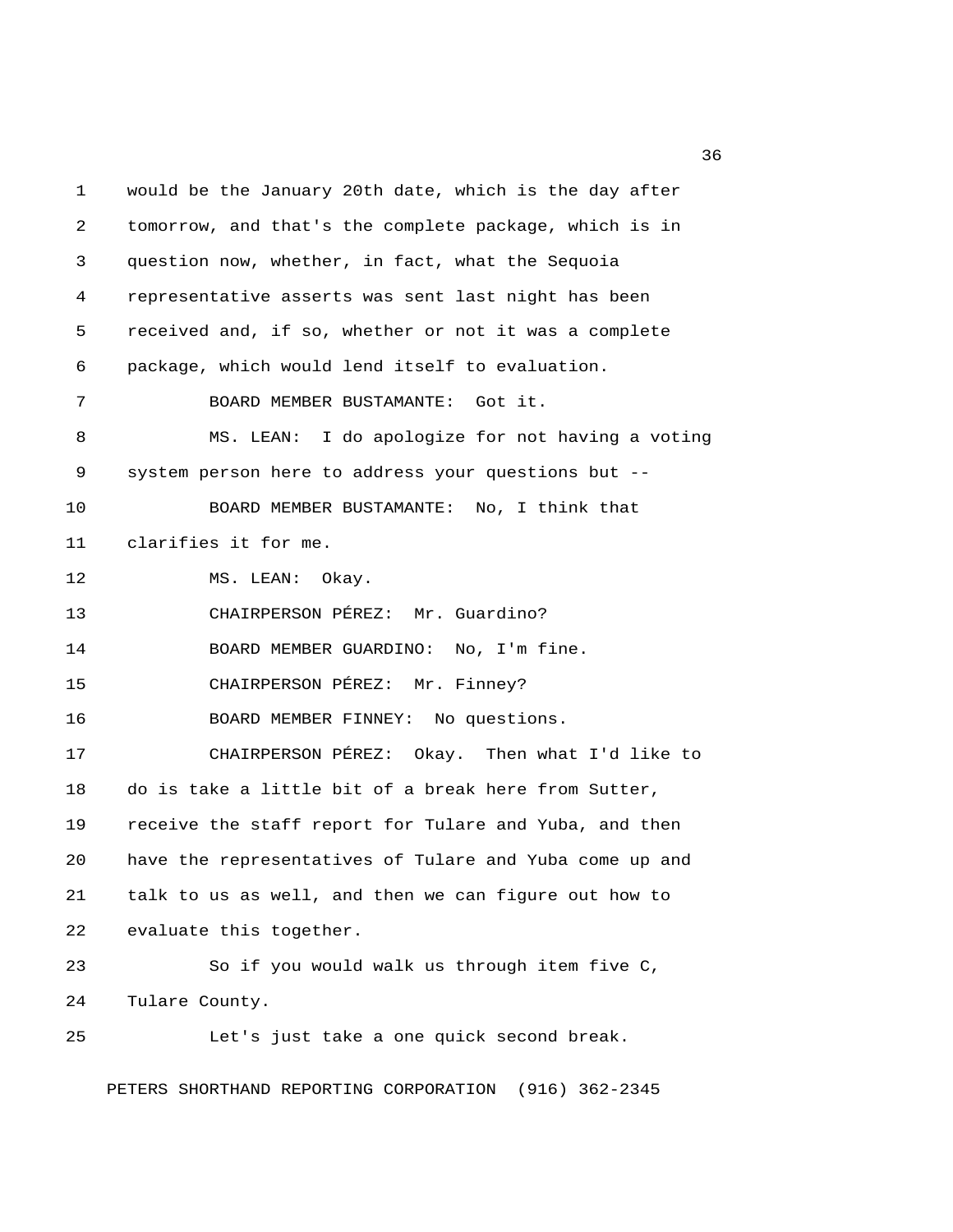would be the January 20th date, which is the day after tomorrow, and that's the complete package, which is in question now, whether, in fact, what the Sequoia representative asserts was sent last night has been received and, if so, whether or not it was a complete package, which would lend itself to evaluation.

BOARD MEMBER BUSTAMANTE: Got it.

MS. LEAN: I do apologize for not having a voting system person here to address your questions but --

BOARD MEMBER BUSTAMANTE: No, I think that clarifies it for me.

MS. LEAN: Okay.

CHAIRPERSON PÉREZ: Mr. Guardino?

BOARD MEMBER GUARDINO: No, I'm fine.

CHAIRPERSON PÉREZ: Mr. Finney?

BOARD MEMBER FINNEY: No questions.

CHAIRPERSON PÉREZ: Okay. Then what I'd like to do is take a little bit of a break here from Sutter, receive the staff report for Tulare and Yuba, and then have the representatives of Tulare and Yuba come up and talk to us as well, and then we can figure out how to evaluate this together.

So if you would walk us through item five C, Tulare County.

Let's just take a one quick second break.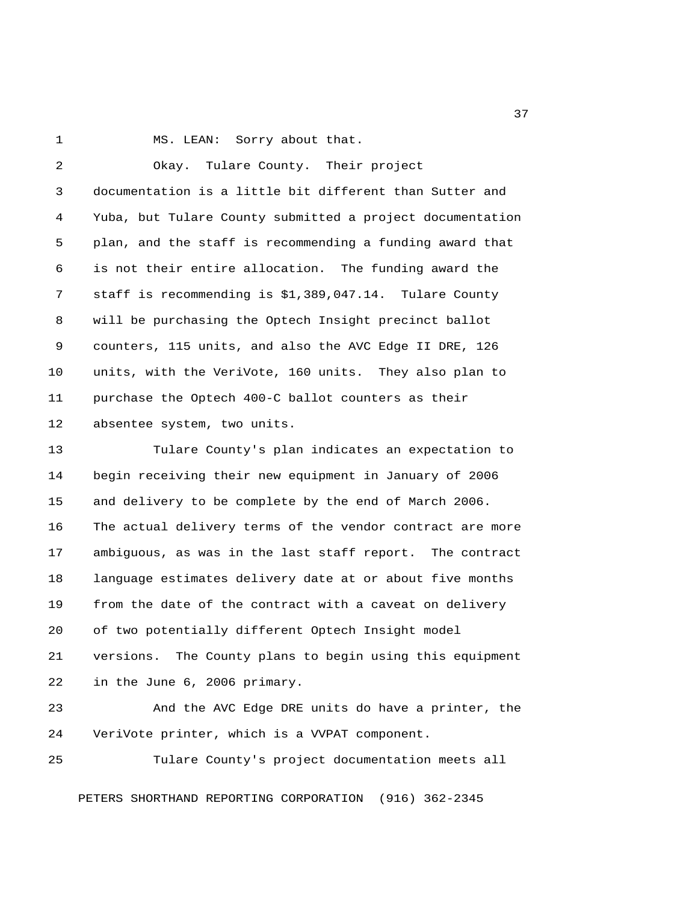MS. LEAN: Sorry about that.

Okay. Tulare County. Their project documentation is a little bit different than Sutter and Yuba, but Tulare County submitted a project documentation plan, and the staff is recommending a funding award that is not their entire allocation. The funding award the staff is recommending is $1,389,047.14. Tulare County will be purchasing the Optech Insight precinct ballot counters, 115 units, and also the AVC Edge II DRE, 126 units, with the VeriVote, 160 units. They also plan to purchase the Optech 400-C ballot counters as their absentee system, two units.

Tulare County's plan indicates an expectation to begin receiving their new equipment in January of 2006 and delivery to be complete by the end of March 2006. The actual delivery terms of the vendor contract are more ambiguous, as was in the last staff report. The contract language estimates delivery date at or about five months from the date of the contract with a caveat on delivery of two potentially different Optech Insight model versions. The County plans to begin using this equipment in the June 6, 2006 primary.

And the AVC Edge DRE units do have a printer, the VeriVote printer, which is a VVPAT component.

Tulare County's project documentation meets all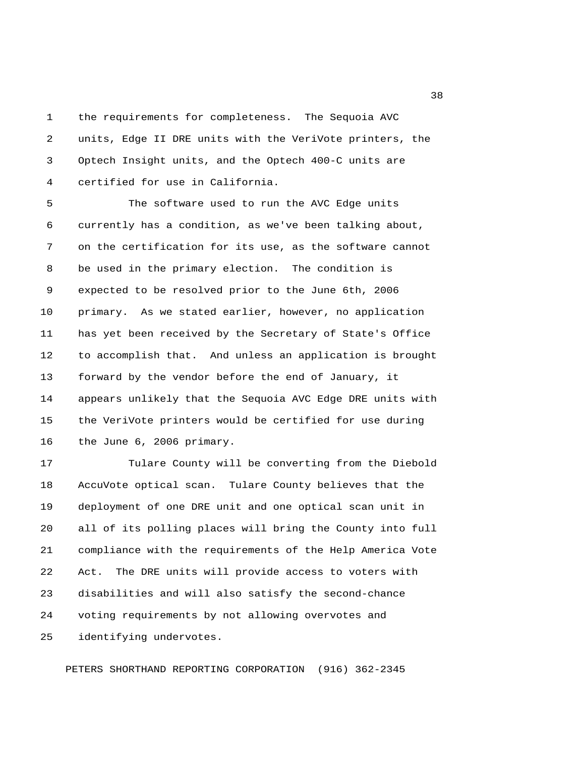the requirements for completeness. The Sequoia AVC units, Edge II DRE units with the VeriVote printers, the Optech Insight units, and the Optech 400-C units are certified for use in California.

The software used to run the AVC Edge units currently has a condition, as we've been talking about, on the certification for its use, as the software cannot be used in the primary election. The condition is expected to be resolved prior to the June 6th, 2006 primary. As we stated earlier, however, no application has yet been received by the Secretary of State's Office to accomplish that. And unless an application is brought forward by the vendor before the end of January, it appears unlikely that the Sequoia AVC Edge DRE units with the VeriVote printers would be certified for use during the June 6, 2006 primary.

Tulare County will be converting from the Diebold AccuVote optical scan. Tulare County believes that the deployment of one DRE unit and one optical scan unit in all of its polling places will bring the County into full compliance with the requirements of the Help America Vote Act. The DRE units will provide access to voters with disabilities and will also satisfy the second-chance voting requirements by not allowing overvotes and identifying undervotes.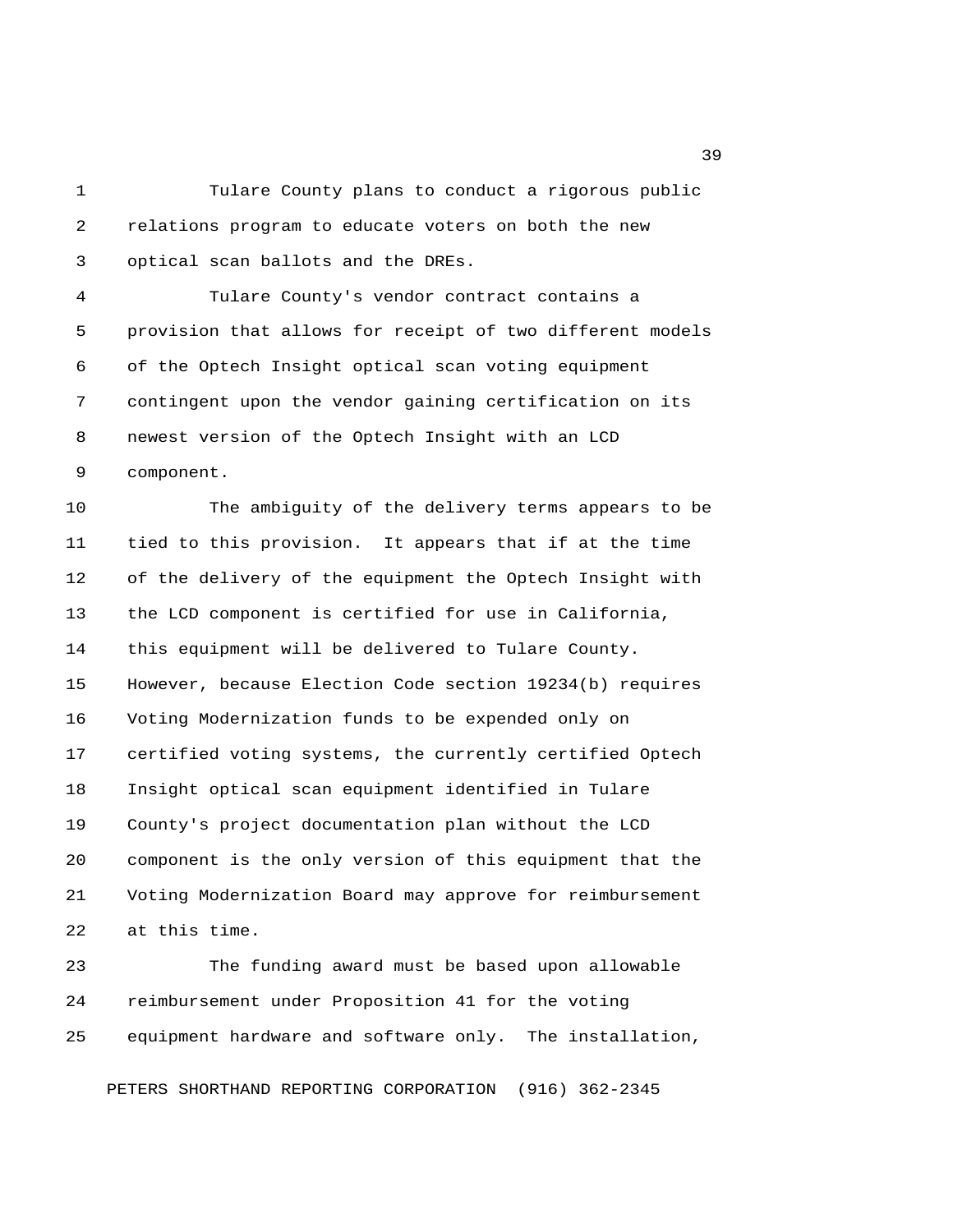Tulare County plans to conduct a rigorous public relations program to educate voters on both the new optical scan ballots and the DREs.

Tulare County's vendor contract contains a provision that allows for receipt of two different models of the Optech Insight optical scan voting equipment contingent upon the vendor gaining certification on its newest version of the Optech Insight with an LCD component.

The ambiguity of the delivery terms appears to be tied to this provision. It appears that if at the time of the delivery of the equipment the Optech Insight with the LCD component is certified for use in California, this equipment will be delivered to Tulare County. However, because Election Code section 19234(b) requires Voting Modernization funds to be expended only on certified voting systems, the currently certified Optech Insight optical scan equipment identified in Tulare County's project documentation plan without the LCD component is the only version of this equipment that the Voting Modernization Board may approve for reimbursement at this time.

The funding award must be based upon allowable reimbursement under Proposition 41 for the voting equipment hardware and software only. The installation,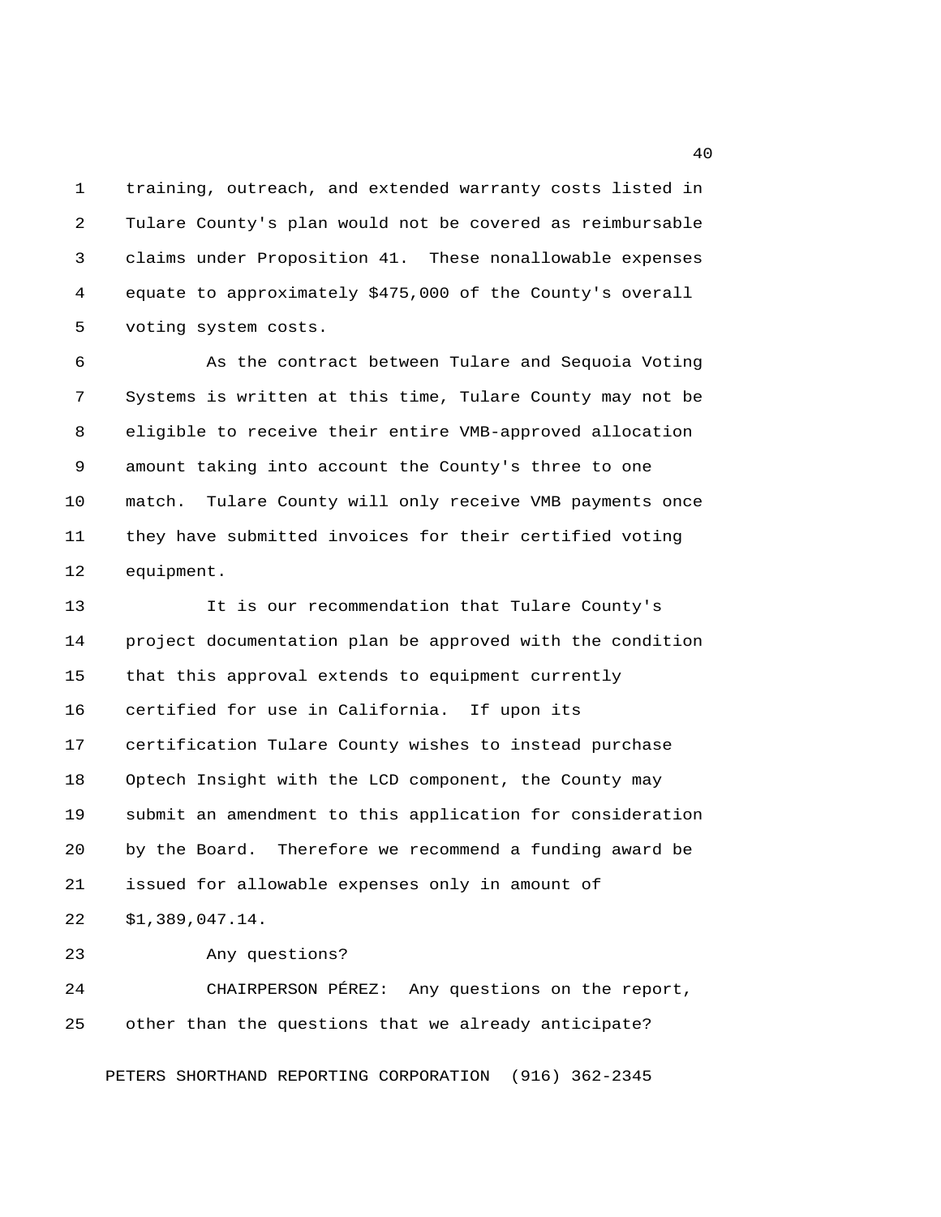training, outreach, and extended warranty costs listed in Tulare County's plan would not be covered as reimbursable claims under Proposition 41. These nonallowable expenses equate to approximately $475,000 of the County's overall voting system costs.

As the contract between Tulare and Sequoia Voting Systems is written at this time, Tulare County may not be eligible to receive their entire VMB-approved allocation amount taking into account the County's three to one match. Tulare County will only receive VMB payments once they have submitted invoices for their certified voting equipment.

It is our recommendation that Tulare County's project documentation plan be approved with the condition that this approval extends to equipment currently certified for use in California. If upon its certification Tulare County wishes to instead purchase Optech Insight with the LCD component, the County may submit an amendment to this application for consideration by the Board. Therefore we recommend a funding award be issued for allowable expenses only in amount of $1,389,047.14.

Any questions?

CHAIRPERSON PÉREZ: Any questions on the report, other than the questions that we already anticipate?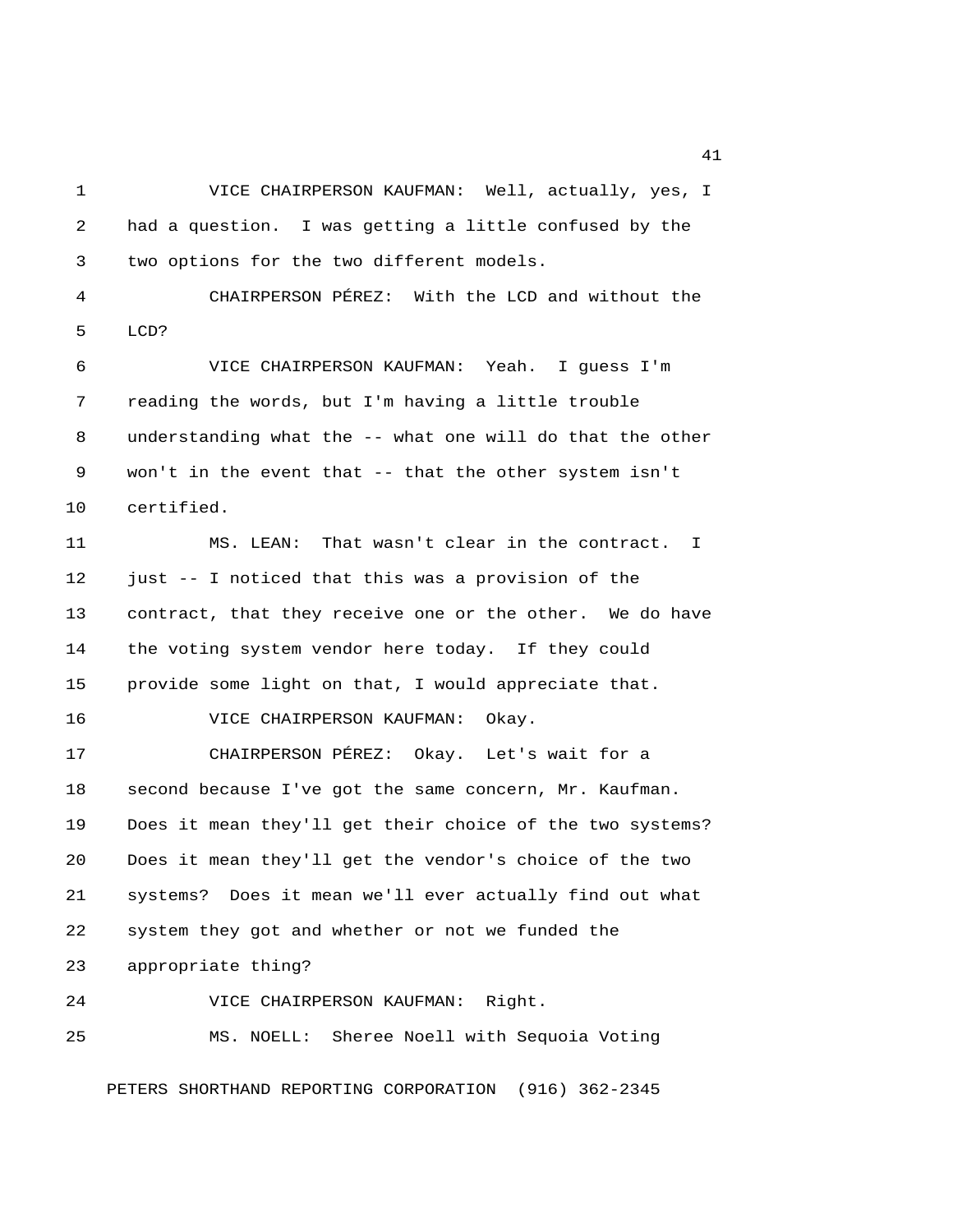VICE CHAIRPERSON KAUFMAN: Well, actually, yes, I had a question. I was getting a little confused by the two options for the two different models.

CHAIRPERSON PÉREZ: With the LCD and without the LCD?

VICE CHAIRPERSON KAUFMAN: Yeah. I guess I'm reading the words, but I'm having a little trouble understanding what the -- what one will do that the other won't in the event that -- that the other system isn't certified.

MS. LEAN: That wasn't clear in the contract. I just -- I noticed that this was a provision of the contract, that they receive one or the other. We do have the voting system vendor here today. If they could provide some light on that, I would appreciate that.

VICE CHAIRPERSON KAUFMAN: Okay.

CHAIRPERSON PÉREZ: Okay. Let's wait for a second because I've got the same concern, Mr. Kaufman. Does it mean they'll get their choice of the two systems? Does it mean they'll get the vendor's choice of the two systems? Does it mean we'll ever actually find out what system they got and whether or not we funded the appropriate thing?

VICE CHAIRPERSON KAUFMAN: Right.

MS. NOELL: Sheree Noell with Sequoia Voting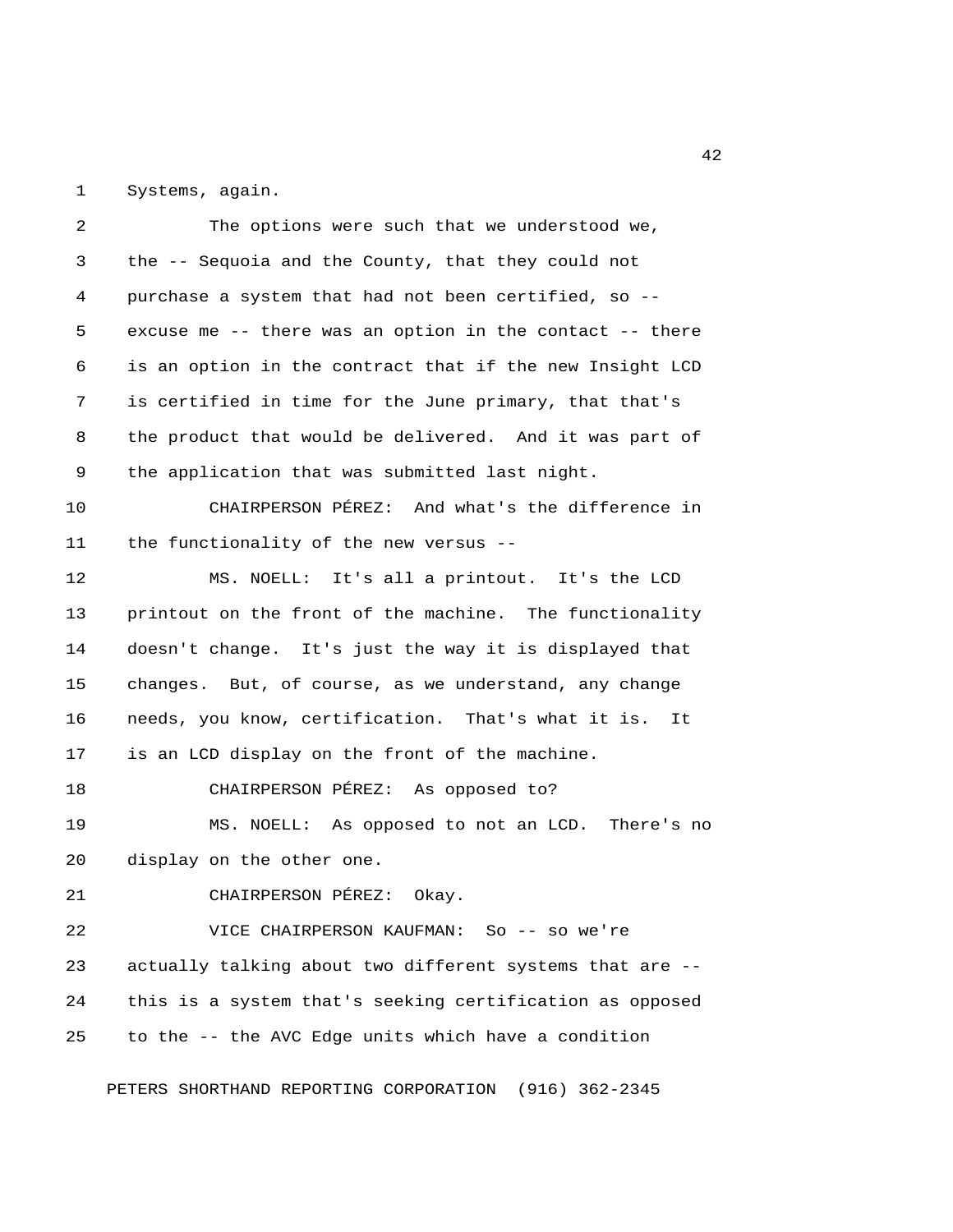Systems, again.

The options were such that we understood we, the -- Sequoia and the County, that they could not purchase a system that had not been certified, so -- excuse me -- there was an option in the contact -- there is an option in the contract that if the new Insight LCD is certified in time for the June primary, that that's the product that would be delivered. And it was part of the application that was submitted last night.

CHAIRPERSON PÉREZ: And what's the difference in the functionality of the new versus --

MS. NOELL: It's all a printout. It's the LCD printout on the front of the machine. The functionality doesn't change. It's just the way it is displayed that changes. But, of course, as we understand, any change needs, you know, certification. That's what it is. It is an LCD display on the front of the machine.

CHAIRPERSON PÉREZ: As opposed to?

MS. NOELL: As opposed to not an LCD. There's no display on the other one.

CHAIRPERSON PÉREZ: Okay.

VICE CHAIRPERSON KAUFMAN: So -- so we're actually talking about two different systems that are -- this is a system that's seeking certification as opposed to the -- the AVC Edge units which have a condition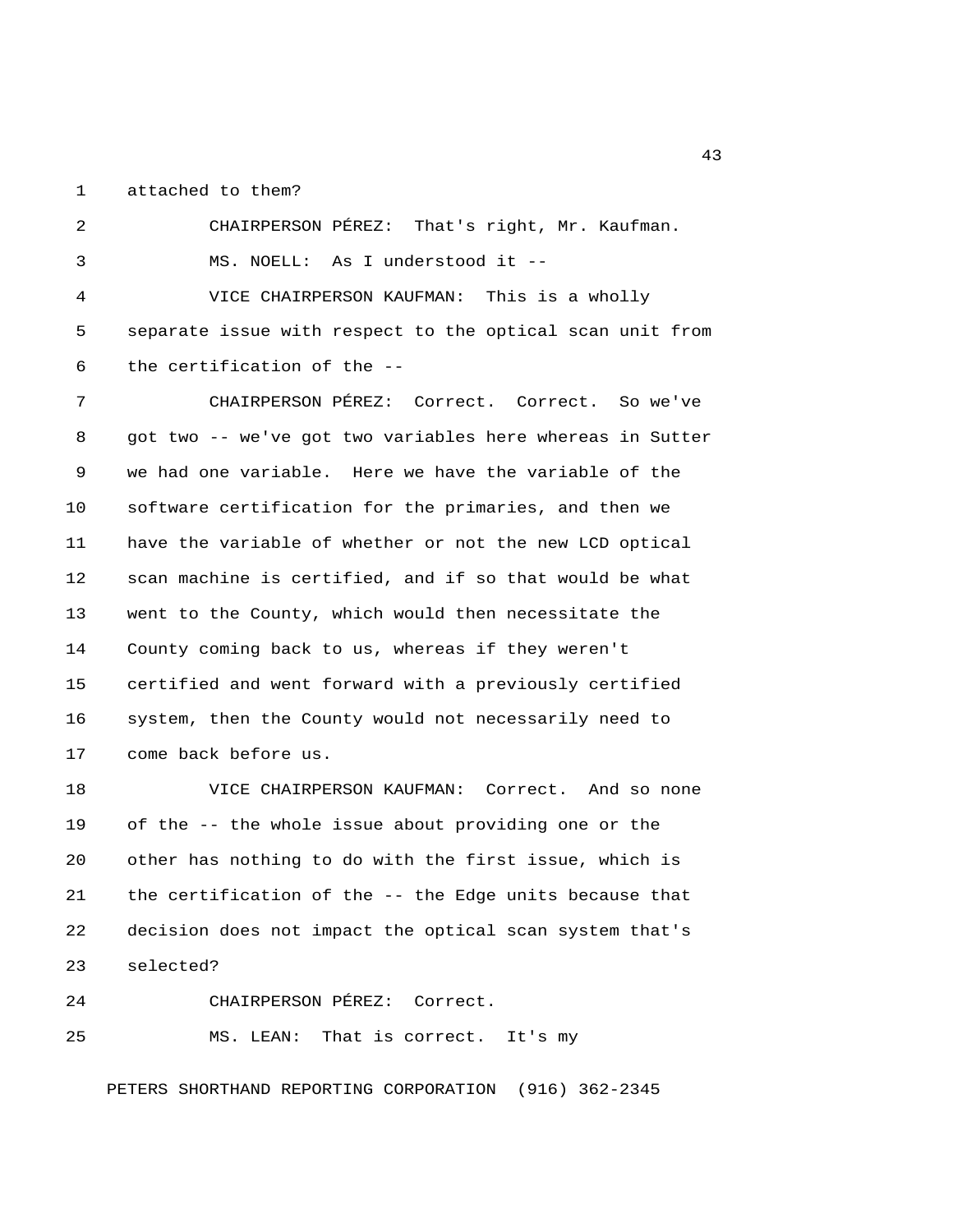attached to them?

CHAIRPERSON PÉREZ: That's right, Mr. Kaufman.

MS. NOELL: As I understood it --

VICE CHAIRPERSON KAUFMAN: This is a wholly separate issue with respect to the optical scan unit from the certification of the --

CHAIRPERSON PÉREZ: Correct. Correct. So we've got two -- we've got two variables here whereas in Sutter we had one variable. Here we have the variable of the software certification for the primaries, and then we have the variable of whether or not the new LCD optical scan machine is certified, and if so that would be what went to the County, which would then necessitate the County coming back to us, whereas if they weren't certified and went forward with a previously certified system, then the County would not necessarily need to come back before us.

VICE CHAIRPERSON KAUFMAN: Correct. And so none of the -- the whole issue about providing one or the other has nothing to do with the first issue, which is the certification of the -- the Edge units because that decision does not impact the optical scan system that's selected?

CHAIRPERSON PÉREZ: Correct.

MS. LEAN: That is correct. It's my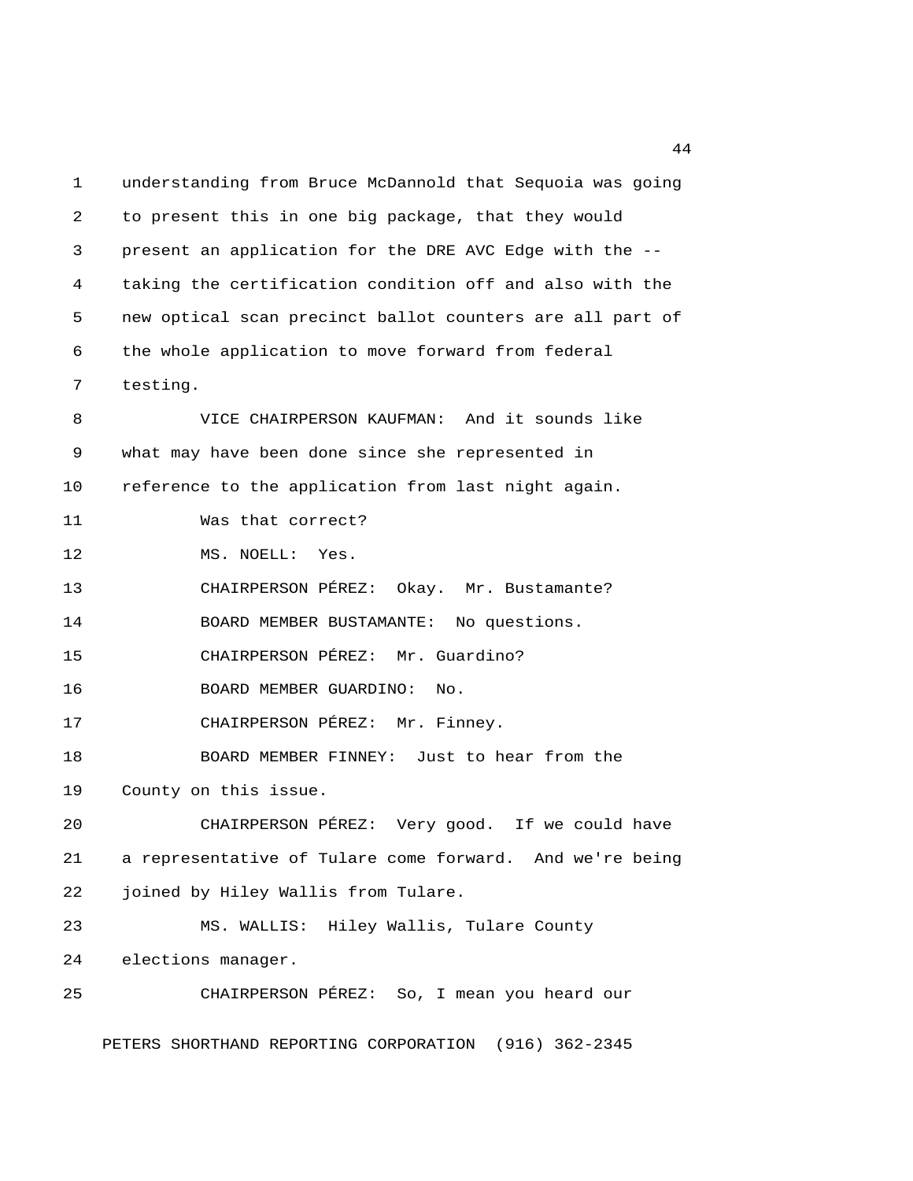understanding from Bruce McDannold that Sequoia was going to present this in one big package, that they would present an application for the DRE AVC Edge with the -- taking the certification condition off and also with the new optical scan precinct ballot counters are all part of the whole application to move forward from federal testing.

VICE CHAIRPERSON KAUFMAN: And it sounds like what may have been done since she represented in reference to the application from last night again.

Was that correct?

MS. NOELL: Yes.

CHAIRPERSON PÉREZ: Okay. Mr. Bustamante?

BOARD MEMBER BUSTAMANTE: No questions.

CHAIRPERSON PÉREZ: Mr. Guardino?

BOARD MEMBER GUARDINO: No.

CHAIRPERSON PÉREZ: Mr. Finney.

BOARD MEMBER FINNEY: Just to hear from the County on this issue.

CHAIRPERSON PÉREZ: Very good. If we could have a representative of Tulare come forward. And we're being joined by Hiley Wallis from Tulare.

MS. WALLIS: Hiley Wallis, Tulare County elections manager.

CHAIRPERSON PÉREZ: So, I mean you heard our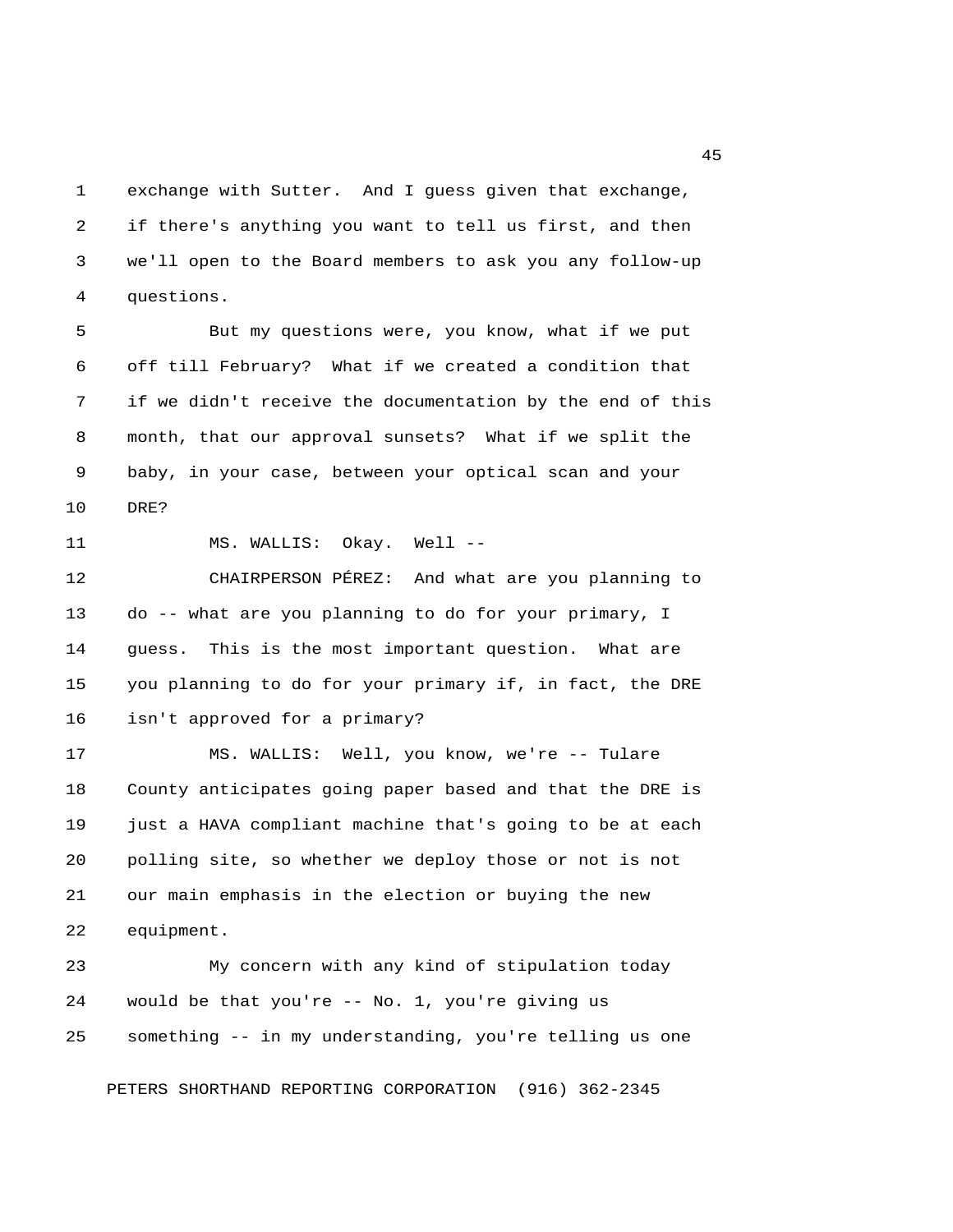exchange with Sutter. And I guess given that exchange, if there's anything you want to tell us first, and then we'll open to the Board members to ask you any follow-up questions.

But my questions were, you know, what if we put off till February? What if we created a condition that if we didn't receive the documentation by the end of this month, that our approval sunsets? What if we split the baby, in your case, between your optical scan and your DRE?

MS. WALLIS: Okay. Well --

CHAIRPERSON PÉREZ: And what are you planning to do -- what are you planning to do for your primary, I guess. This is the most important question. What are you planning to do for your primary if, in fact, the DRE isn't approved for a primary?

MS. WALLIS: Well, you know, we're -- Tulare County anticipates going paper based and that the DRE is just a HAVA compliant machine that's going to be at each polling site, so whether we deploy those or not is not our main emphasis in the election or buying the new equipment.

My concern with any kind of stipulation today would be that you're -- No. 1, you're giving us something -- in my understanding, you're telling us one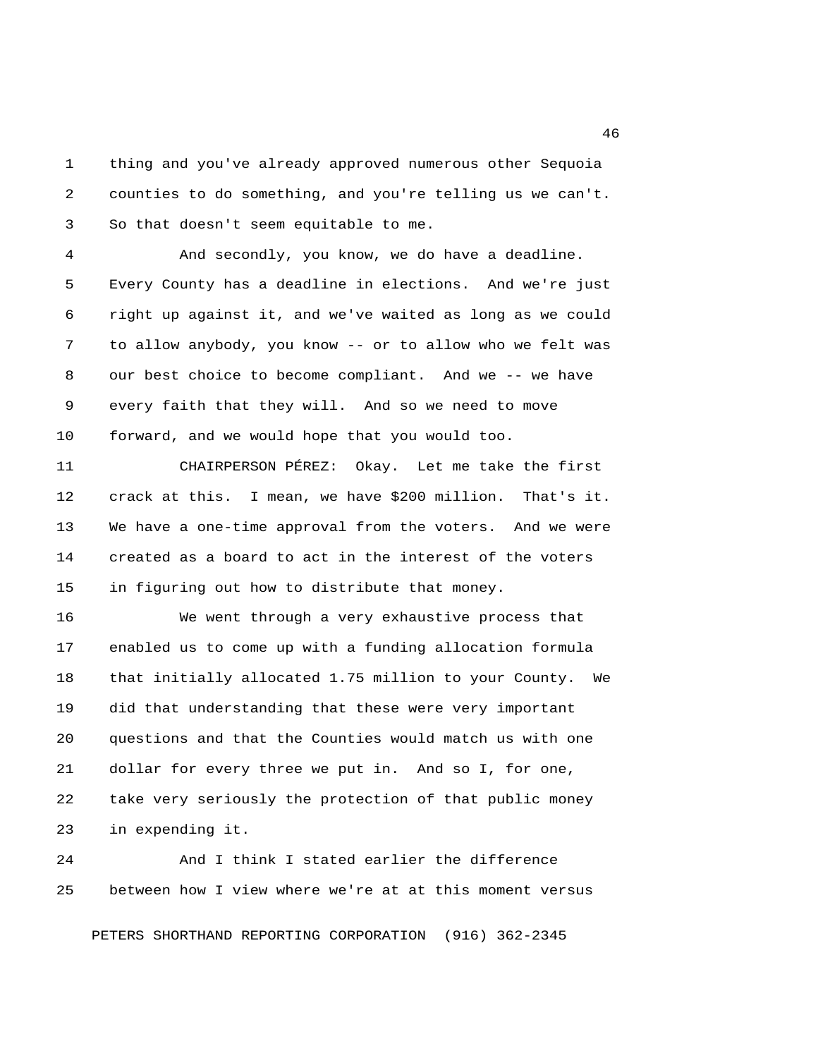thing and you've already approved numerous other Sequoia counties to do something, and you're telling us we can't. So that doesn't seem equitable to me.

And secondly, you know, we do have a deadline. Every County has a deadline in elections. And we're just right up against it, and we've waited as long as we could to allow anybody, you know -- or to allow who we felt was our best choice to become compliant. And we -- we have every faith that they will. And so we need to move forward, and we would hope that you would too.

CHAIRPERSON PÉREZ: Okay. Let me take the first crack at this. I mean, we have $200 million. That's it. We have a one-time approval from the voters. And we were created as a board to act in the interest of the voters in figuring out how to distribute that money.

We went through a very exhaustive process that enabled us to come up with a funding allocation formula that initially allocated 1.75 million to your County. We did that understanding that these were very important questions and that the Counties would match us with one dollar for every three we put in. And so I, for one, take very seriously the protection of that public money in expending it.

And I think I stated earlier the difference between how I view where we're at at this moment versus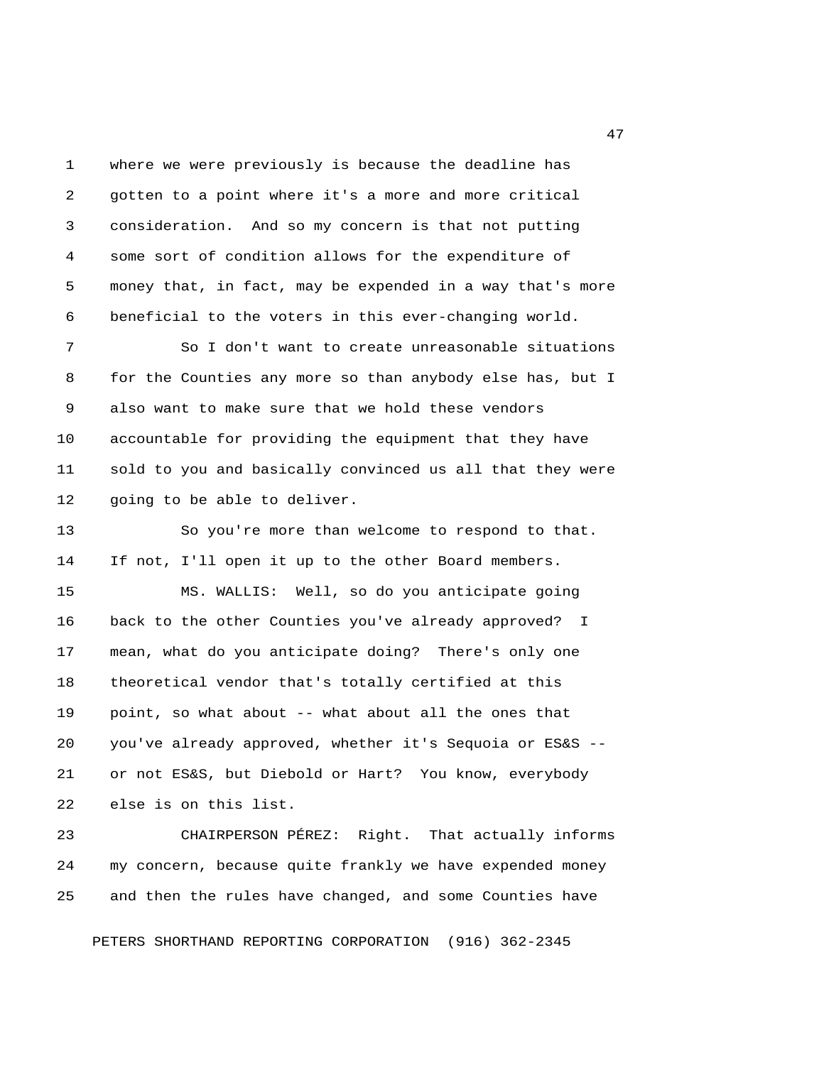where we were previously is because the deadline has gotten to a point where it's a more and more critical consideration. And so my concern is that not putting some sort of condition allows for the expenditure of money that, in fact, may be expended in a way that's more beneficial to the voters in this ever-changing world.

So I don't want to create unreasonable situations for the Counties any more so than anybody else has, but I also want to make sure that we hold these vendors accountable for providing the equipment that they have sold to you and basically convinced us all that they were going to be able to deliver.

So you're more than welcome to respond to that. If not, I'll open it up to the other Board members.

MS. WALLIS: Well, so do you anticipate going back to the other Counties you've already approved? I mean, what do you anticipate doing? There's only one theoretical vendor that's totally certified at this point, so what about -- what about all the ones that you've already approved, whether it's Sequoia or ES&S -- or not ES&S, but Diebold or Hart? You know, everybody else is on this list.

CHAIRPERSON PÉREZ: Right. That actually informs my concern, because quite frankly we have expended money and then the rules have changed, and some Counties have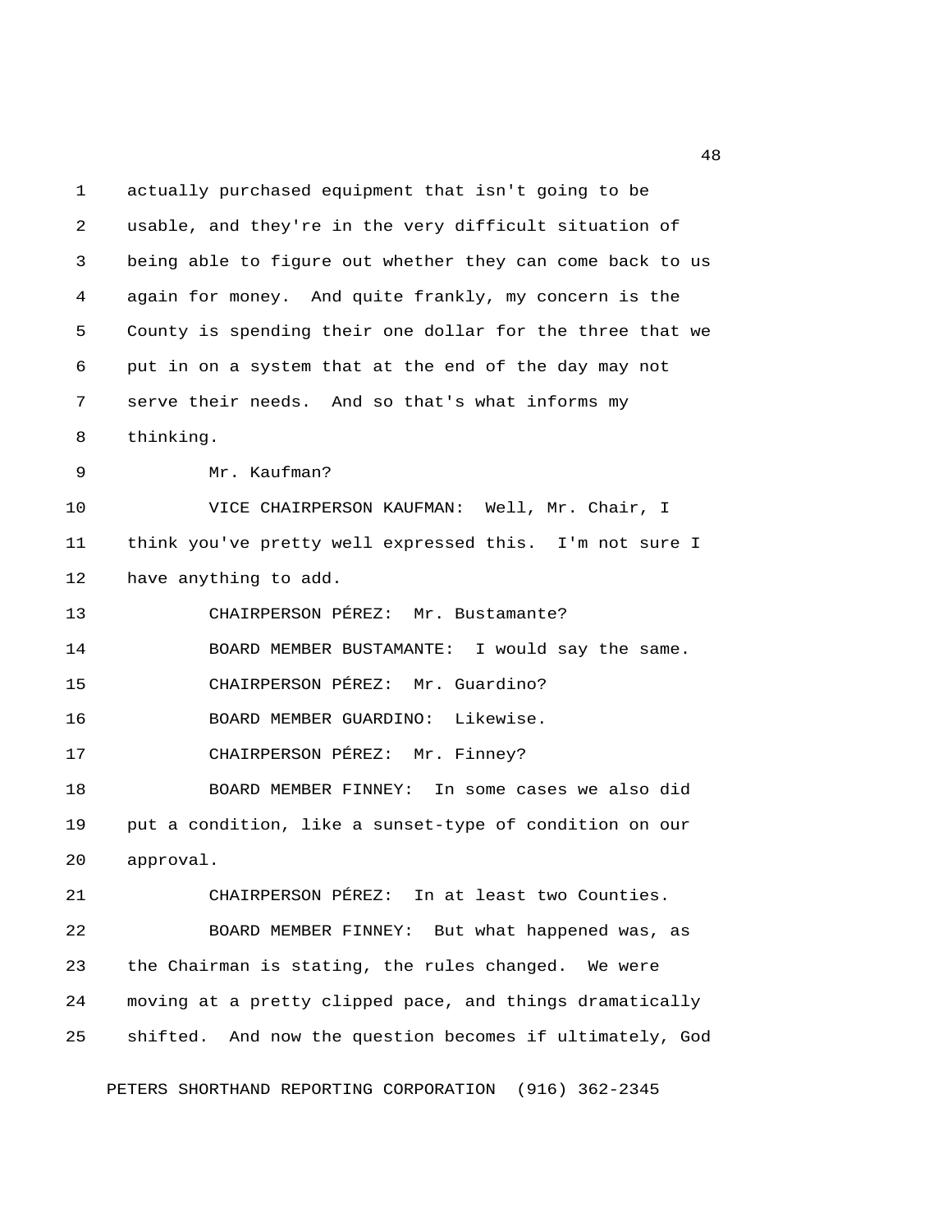actually purchased equipment that isn't going to be usable, and they're in the very difficult situation of being able to figure out whether they can come back to us again for money. And quite frankly, my concern is the County is spending their one dollar for the three that we put in on a system that at the end of the day may not serve their needs. And so that's what informs my thinking.

Mr. Kaufman?

VICE CHAIRPERSON KAUFMAN: Well, Mr. Chair, I think you've pretty well expressed this. I'm not sure I have anything to add.

CHAIRPERSON PÉREZ: Mr. Bustamante?

BOARD MEMBER BUSTAMANTE: I would say the same.

CHAIRPERSON PÉREZ: Mr. Guardino?

BOARD MEMBER GUARDINO: Likewise.

CHAIRPERSON PÉREZ: Mr. Finney?

BOARD MEMBER FINNEY: In some cases we also did put a condition, like a sunset-type of condition on our approval.

CHAIRPERSON PÉREZ: In at least two Counties.

BOARD MEMBER FINNEY: But what happened was, as the Chairman is stating, the rules changed. We were moving at a pretty clipped pace, and things dramatically shifted. And now the question becomes if ultimately, God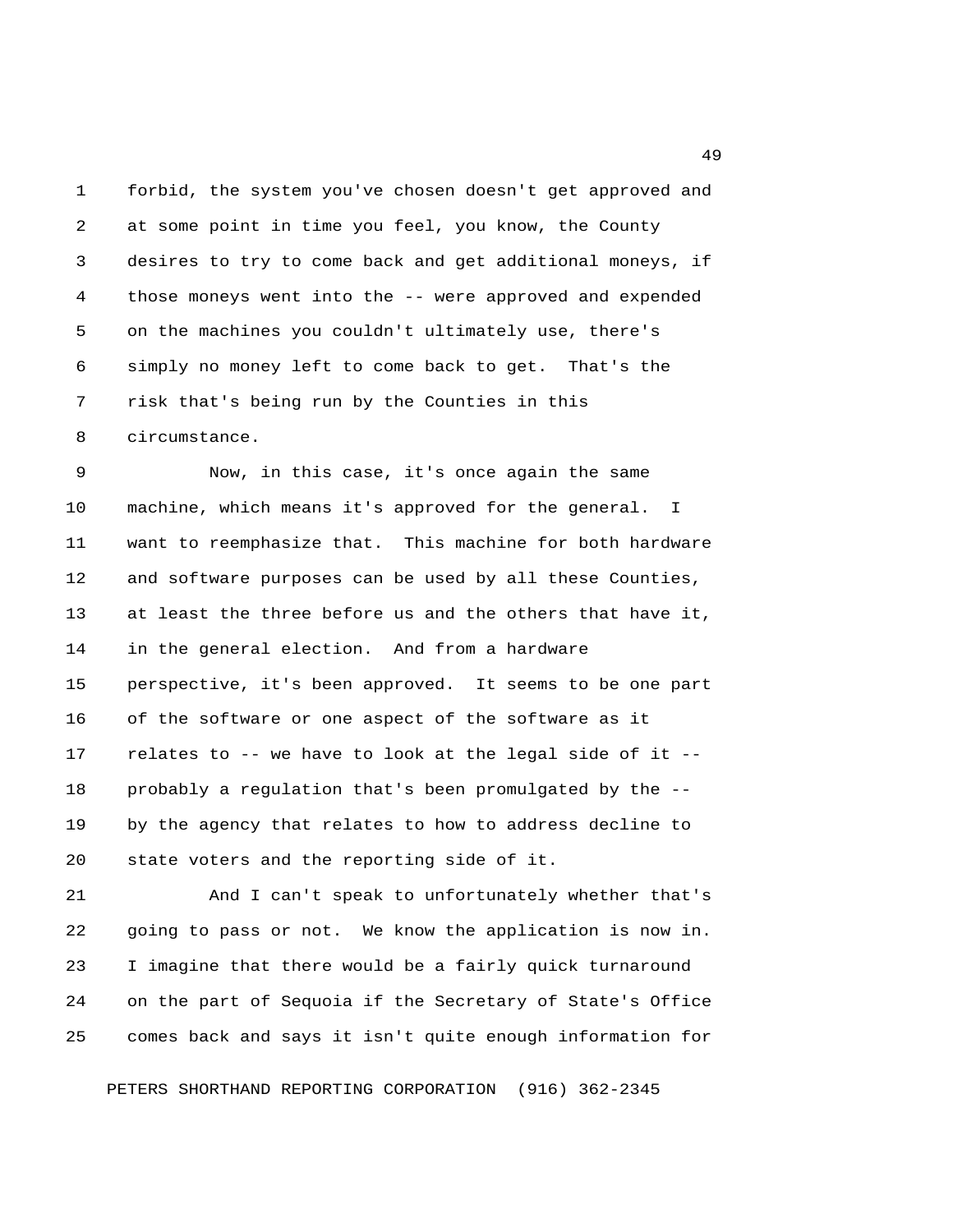forbid, the system you've chosen doesn't get approved and at some point in time you feel, you know, the County desires to try to come back and get additional moneys, if those moneys went into the -- were approved and expended on the machines you couldn't ultimately use, there's simply no money left to come back to get. That's the risk that's being run by the Counties in this circumstance.

Now, in this case, it's once again the same machine, which means it's approved for the general. I want to reemphasize that. This machine for both hardware and software purposes can be used by all these Counties, at least the three before us and the others that have it, in the general election. And from a hardware perspective, it's been approved. It seems to be one part of the software or one aspect of the software as it relates to -- we have to look at the legal side of it -- probably a regulation that's been promulgated by the -- by the agency that relates to how to address decline to state voters and the reporting side of it.

And I can't speak to unfortunately whether that's going to pass or not. We know the application is now in. I imagine that there would be a fairly quick turnaround on the part of Sequoia if the Secretary of State's Office comes back and says it isn't quite enough information for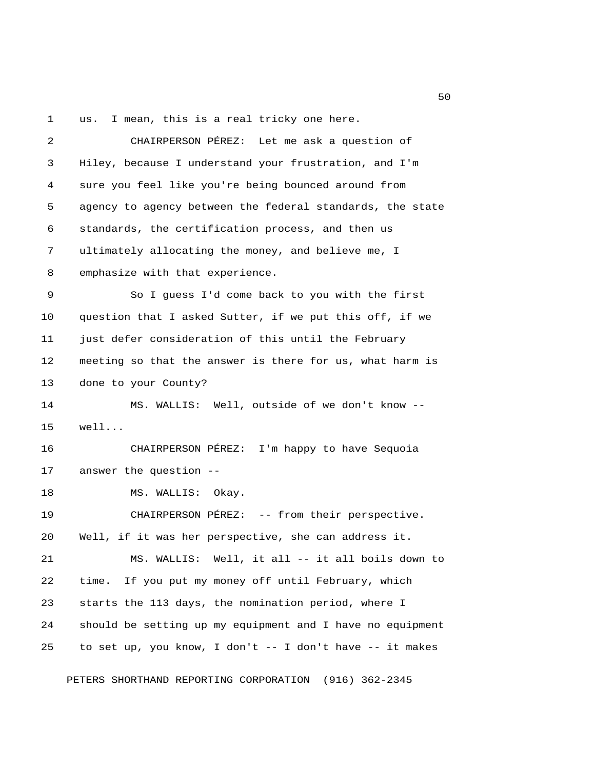us. I mean, this is a real tricky one here.

CHAIRPERSON PÉREZ: Let me ask a question of Hiley, because I understand your frustration, and I'm sure you feel like you're being bounced around from agency to agency between the federal standards, the state standards, the certification process, and then us ultimately allocating the money, and believe me, I emphasize with that experience.

So I guess I'd come back to you with the first question that I asked Sutter, if we put this off, if we just defer consideration of this until the February meeting so that the answer is there for us, what harm is done to your County?

MS. WALLIS: Well, outside of we don't know -- well...

CHAIRPERSON PÉREZ: I'm happy to have Sequoia answer the question --

MS. WALLIS: Okay.

CHAIRPERSON PÉREZ: -- from their perspective. Well, if it was her perspective, she can address it.

MS. WALLIS: Well, it all -- it all boils down to time. If you put my money off until February, which starts the 113 days, the nomination period, where I should be setting up my equipment and I have no equipment to set up, you know, I don't -- I don't have -- it makes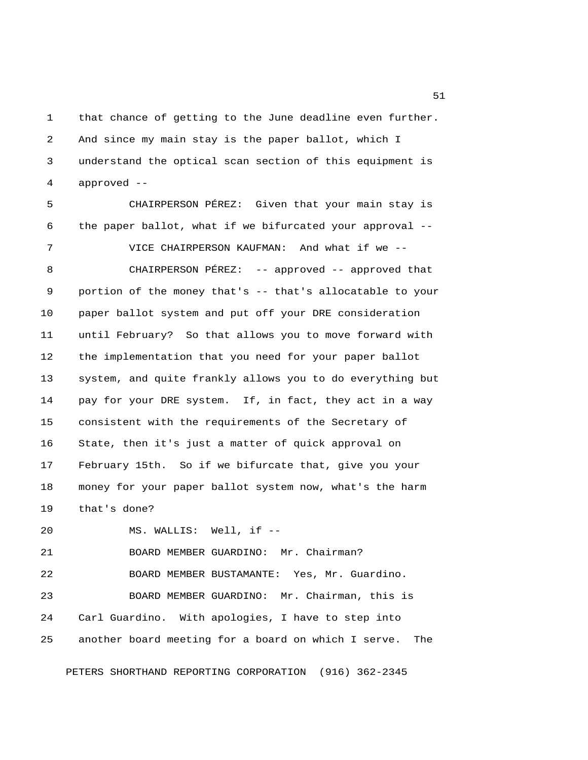that chance of getting to the June deadline even further. And since my main stay is the paper ballot, which I understand the optical scan section of this equipment is approved --

CHAIRPERSON PÉREZ: Given that your main stay is the paper ballot, what if we bifurcated your approval --

VICE CHAIRPERSON KAUFMAN: And what if we --

CHAIRPERSON PÉREZ: -- approved -- approved that portion of the money that's -- that's allocatable to your paper ballot system and put off your DRE consideration until February? So that allows you to move forward with the implementation that you need for your paper ballot system, and quite frankly allows you to do everything but pay for your DRE system. If, in fact, they act in a way consistent with the requirements of the Secretary of State, then it's just a matter of quick approval on February 15th. So if we bifurcate that, give you your money for your paper ballot system now, what's the harm that's done?

MS. WALLIS: Well, if --

BOARD MEMBER GUARDINO: Mr. Chairman?

BOARD MEMBER BUSTAMANTE: Yes, Mr. Guardino.

BOARD MEMBER GUARDINO: Mr. Chairman, this is Carl Guardino. With apologies, I have to step into another board meeting for a board on which I serve. The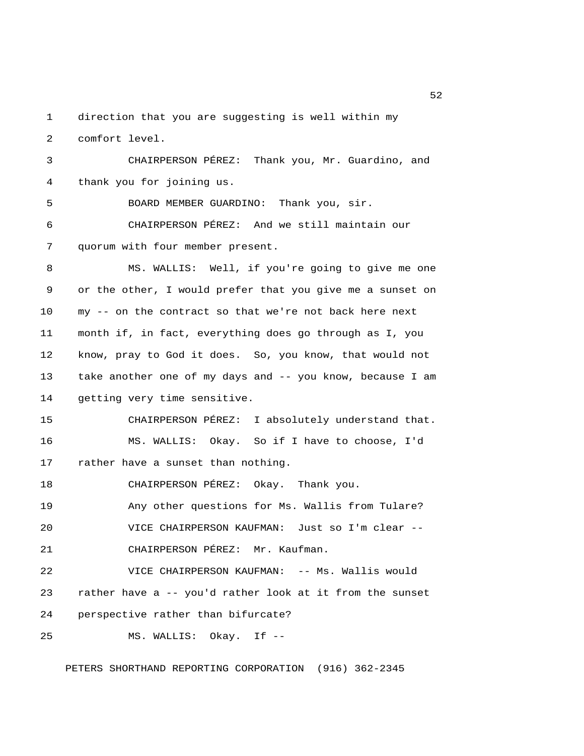direction that you are suggesting is well within my comfort level.

CHAIRPERSON PÉREZ: Thank you, Mr. Guardino, and thank you for joining us.

BOARD MEMBER GUARDINO: Thank you, sir.

CHAIRPERSON PÉREZ: And we still maintain our quorum with four member present.

MS. WALLIS: Well, if you're going to give me one or the other, I would prefer that you give me a sunset on my -- on the contract so that we're not back here next month if, in fact, everything does go through as I, you know, pray to God it does. So, you know, that would not take another one of my days and -- you know, because I am getting very time sensitive.

CHAIRPERSON PÉREZ: I absolutely understand that.

MS. WALLIS: Okay. So if I have to choose, I'd rather have a sunset than nothing.

CHAIRPERSON PÉREZ: Okay. Thank you.

Any other questions for Ms. Wallis from Tulare?

VICE CHAIRPERSON KAUFMAN: Just so I'm clear --

CHAIRPERSON PÉREZ: Mr. Kaufman.

VICE CHAIRPERSON KAUFMAN: -- Ms. Wallis would rather have a -- you'd rather look at it from the sunset perspective rather than bifurcate?

MS. WALLIS: Okay. If --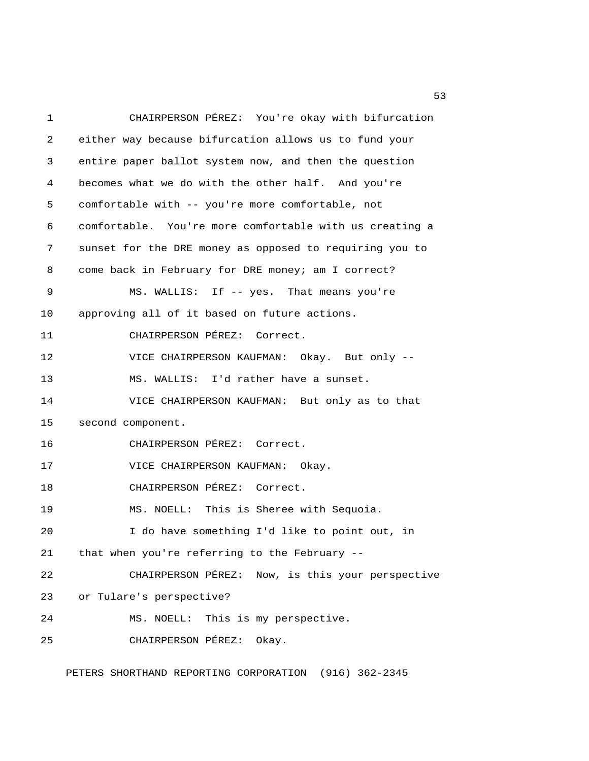CHAIRPERSON PÉREZ: You're okay with bifurcation either way because bifurcation allows us to fund your entire paper ballot system now, and then the question becomes what we do with the other half. And you're comfortable with -- you're more comfortable, not comfortable. You're more comfortable with us creating a sunset for the DRE money as opposed to requiring you to come back in February for DRE money; am I correct?

MS. WALLIS: If -- yes. That means you're approving all of it based on future actions.

CHAIRPERSON PÉREZ: Correct.

VICE CHAIRPERSON KAUFMAN: Okay. But only --

MS. WALLIS: I'd rather have a sunset.

VICE CHAIRPERSON KAUFMAN: But only as to that second component.

CHAIRPERSON PÉREZ: Correct.

VICE CHAIRPERSON KAUFMAN: Okay.

CHAIRPERSON PÉREZ: Correct.

MS. NOELL: This is Sheree with Sequoia.

I do have something I'd like to point out, in that when you're referring to the February --

CHAIRPERSON PÉREZ: Now, is this your perspective or Tulare's perspective?

MS. NOELL: This is my perspective.

CHAIRPERSON PÉREZ: Okay.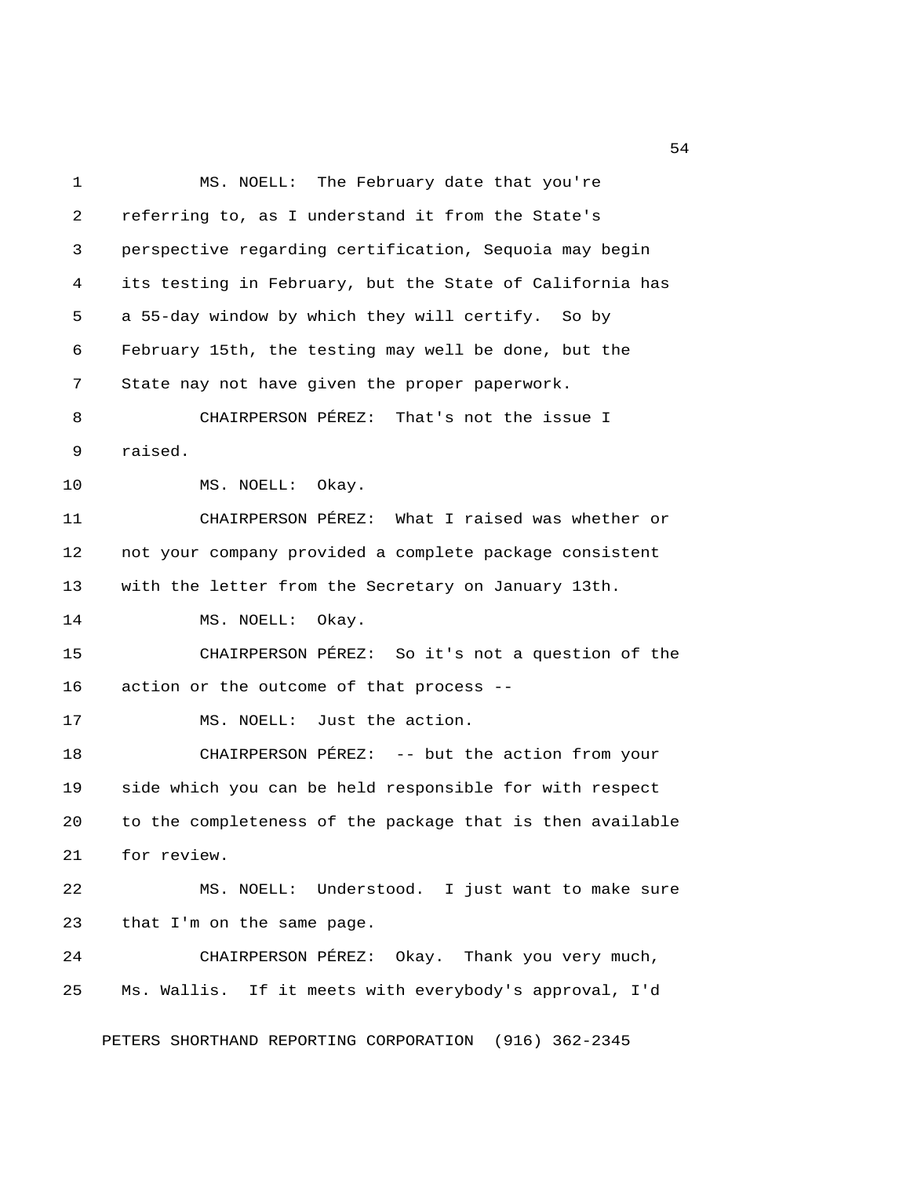MS. NOELL: The February date that you're referring to, as I understand it from the State's perspective regarding certification, Sequoia may begin its testing in February, but the State of California has a 55-day window by which they will certify. So by February 15th, the testing may well be done, but the State nay not have given the proper paperwork.

CHAIRPERSON PÉREZ: That's not the issue I raised.

MS. NOELL: Okay.

CHAIRPERSON PÉREZ: What I raised was whether or not your company provided a complete package consistent with the letter from the Secretary on January 13th.

MS. NOELL: Okay.

CHAIRPERSON PÉREZ: So it's not a question of the action or the outcome of that process --

MS. NOELL: Just the action.

CHAIRPERSON PÉREZ: -- but the action from your side which you can be held responsible for with respect to the completeness of the package that is then available for review.

MS. NOELL: Understood. I just want to make sure that I'm on the same page.

CHAIRPERSON PÉREZ: Okay. Thank you very much, Ms. Wallis. If it meets with everybody's approval, I'd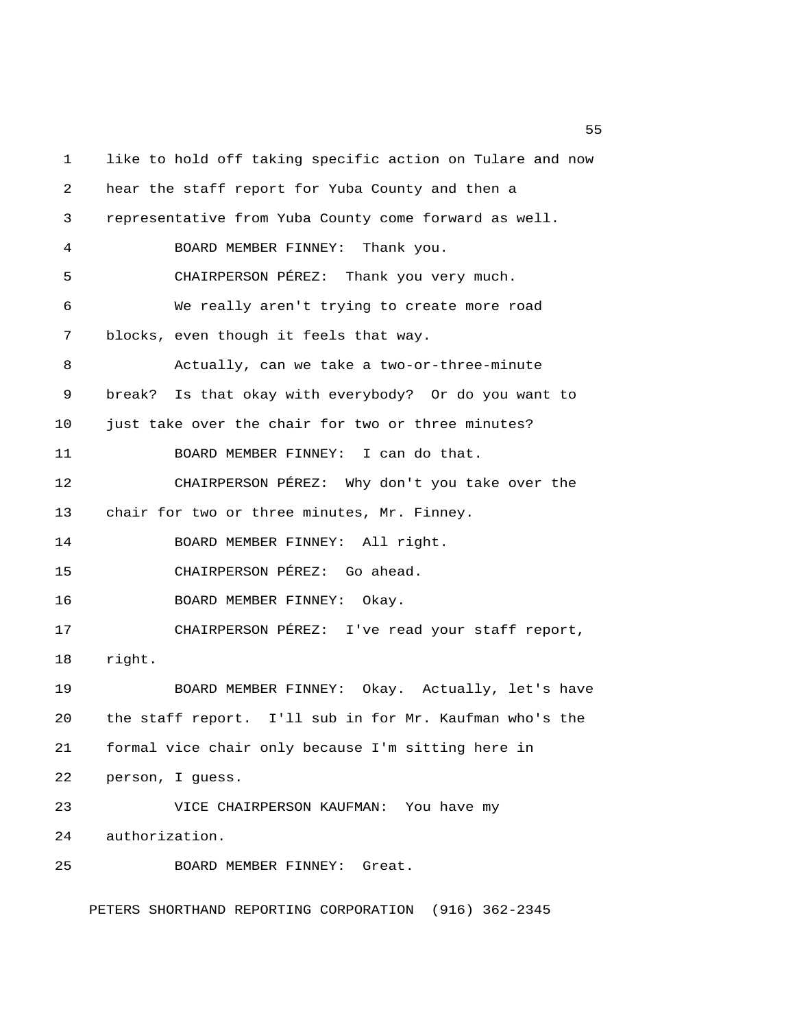like to hold off taking specific action on Tulare and now hear the staff report for Yuba County and then a representative from Yuba County come forward as well.

BOARD MEMBER FINNEY: Thank you.

CHAIRPERSON PÉREZ: Thank you very much.

We really aren't trying to create more road blocks, even though it feels that way.

Actually, can we take a two-or-three-minute break? Is that okay with everybody? Or do you want to just take over the chair for two or three minutes?

BOARD MEMBER FINNEY: I can do that.

CHAIRPERSON PÉREZ: Why don't you take over the chair for two or three minutes, Mr. Finney.

BOARD MEMBER FINNEY: All right.

CHAIRPERSON PÉREZ: Go ahead.

BOARD MEMBER FINNEY: Okay.

CHAIRPERSON PÉREZ: I've read your staff report, right.

BOARD MEMBER FINNEY: Okay. Actually, let's have the staff report. I'll sub in for Mr. Kaufman who's the formal vice chair only because I'm sitting here in person, I guess.

VICE CHAIRPERSON KAUFMAN: You have my authorization.

BOARD MEMBER FINNEY: Great.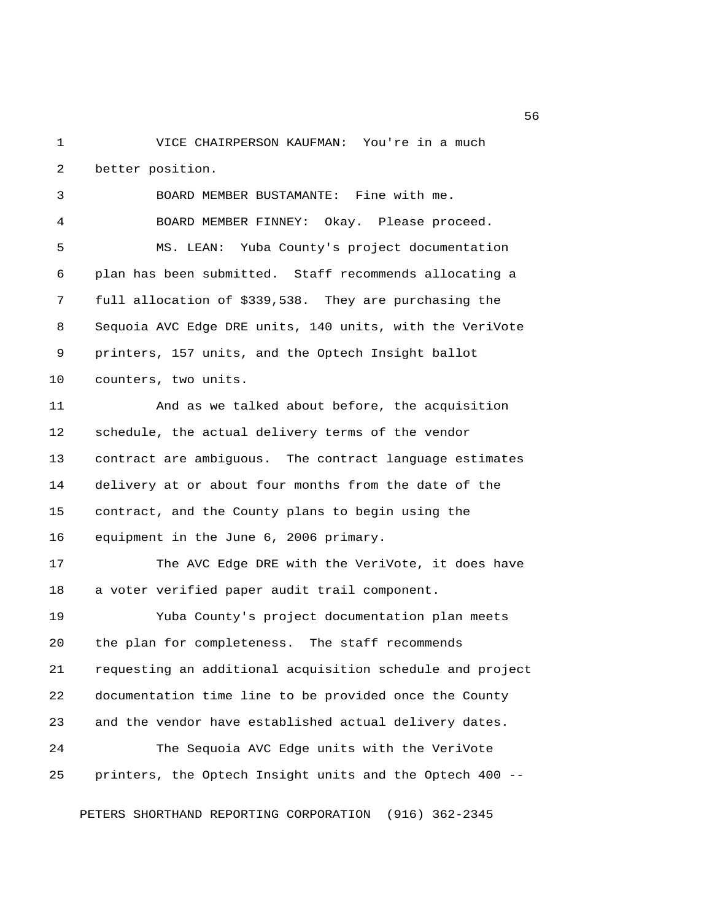VICE CHAIRPERSON KAUFMAN: You're in a much better position.

BOARD MEMBER BUSTAMANTE: Fine with me.

BOARD MEMBER FINNEY: Okay. Please proceed.

MS. LEAN: Yuba County's project documentation plan has been submitted. Staff recommends allocating a full allocation of $339,538. They are purchasing the Sequoia AVC Edge DRE units, 140 units, with the VeriVote printers, 157 units, and the Optech Insight ballot counters, two units.

And as we talked about before, the acquisition schedule, the actual delivery terms of the vendor contract are ambiguous. The contract language estimates delivery at or about four months from the date of the contract, and the County plans to begin using the equipment in the June 6, 2006 primary.

The AVC Edge DRE with the VeriVote, it does have a voter verified paper audit trail component.

Yuba County's project documentation plan meets the plan for completeness. The staff recommends requesting an additional acquisition schedule and project documentation time line to be provided once the County and the vendor have established actual delivery dates.

The Sequoia AVC Edge units with the VeriVote printers, the Optech Insight units and the Optech 400 --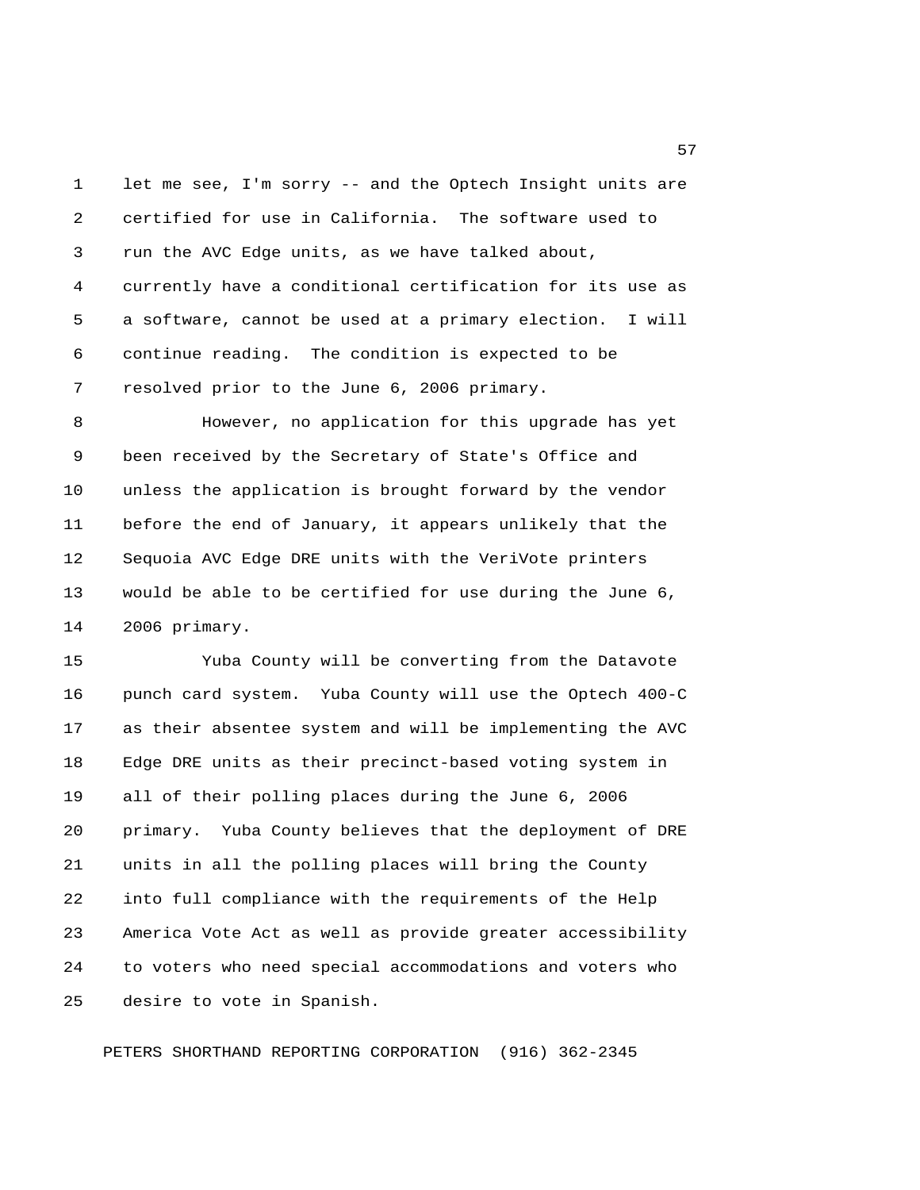let me see, I'm sorry -- and the Optech Insight units are certified for use in California. The software used to run the AVC Edge units, as we have talked about, currently have a conditional certification for its use as a software, cannot be used at a primary election. I will continue reading. The condition is expected to be resolved prior to the June 6, 2006 primary.

However, no application for this upgrade has yet been received by the Secretary of State's Office and unless the application is brought forward by the vendor before the end of January, it appears unlikely that the Sequoia AVC Edge DRE units with the VeriVote printers would be able to be certified for use during the June 6, 2006 primary.

Yuba County will be converting from the Datavote punch card system. Yuba County will use the Optech 400-C as their absentee system and will be implementing the AVC Edge DRE units as their precinct-based voting system in all of their polling places during the June 6, 2006 primary. Yuba County believes that the deployment of DRE units in all the polling places will bring the County into full compliance with the requirements of the Help America Vote Act as well as provide greater accessibility to voters who need special accommodations and voters who desire to vote in Spanish.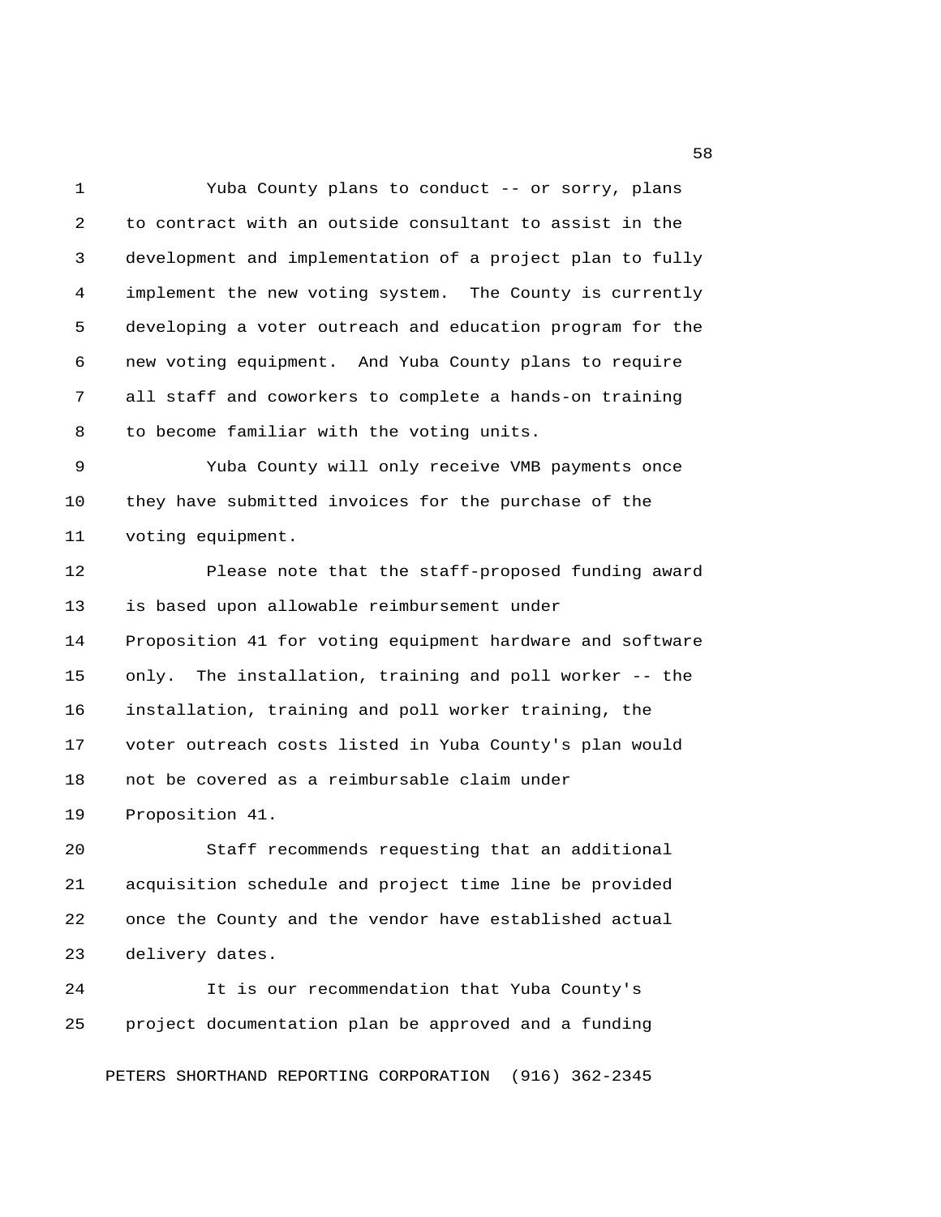Yuba County plans to conduct -- or sorry, plans to contract with an outside consultant to assist in the development and implementation of a project plan to fully implement the new voting system. The County is currently developing a voter outreach and education program for the new voting equipment. And Yuba County plans to require all staff and coworkers to complete a hands-on training to become familiar with the voting units.

Yuba County will only receive VMB payments once they have submitted invoices for the purchase of the voting equipment.

Please note that the staff-proposed funding award is based upon allowable reimbursement under Proposition 41 for voting equipment hardware and software only. The installation, training and poll worker -- the installation, training and poll worker training, the voter outreach costs listed in Yuba County's plan would not be covered as a reimbursable claim under Proposition 41.

Staff recommends requesting that an additional acquisition schedule and project time line be provided once the County and the vendor have established actual delivery dates.

It is our recommendation that Yuba County's project documentation plan be approved and a funding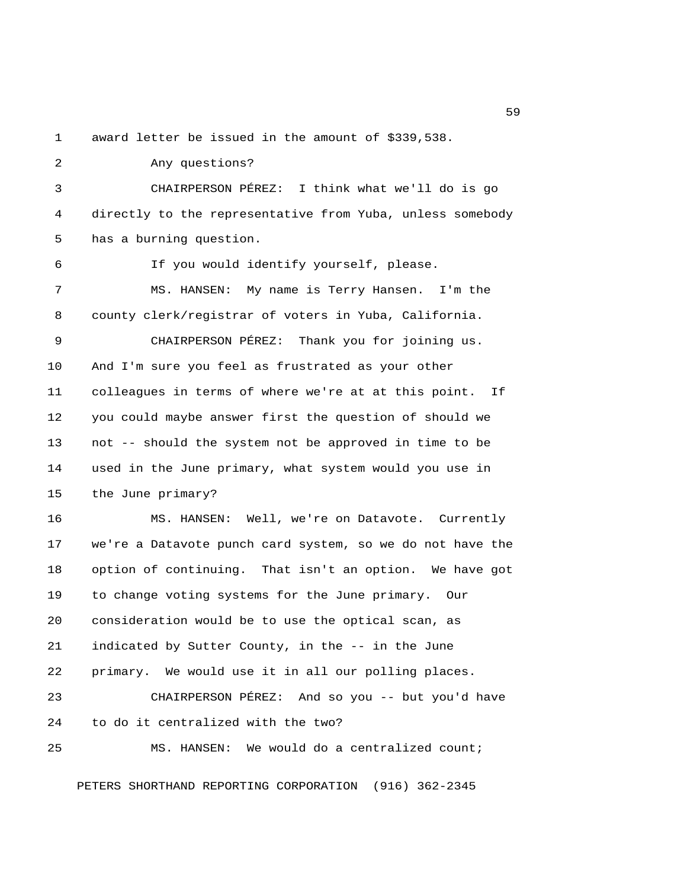award letter be issued in the amount of $339,538.

Any questions?

CHAIRPERSON PÉREZ: I think what we'll do is go directly to the representative from Yuba, unless somebody has a burning question.

If you would identify yourself, please.

MS. HANSEN: My name is Terry Hansen. I'm the county clerk/registrar of voters in Yuba, California.

CHAIRPERSON PÉREZ: Thank you for joining us. And I'm sure you feel as frustrated as your other colleagues in terms of where we're at at this point. If you could maybe answer first the question of should we not -- should the system not be approved in time to be used in the June primary, what system would you use in the June primary?

MS. HANSEN: Well, we're on Datavote. Currently we're a Datavote punch card system, so we do not have the option of continuing. That isn't an option. We have got to change voting systems for the June primary. Our consideration would be to use the optical scan, as indicated by Sutter County, in the -- in the June primary. We would use it in all our polling places.

CHAIRPERSON PÉREZ: And so you -- but you'd have to do it centralized with the two?

MS. HANSEN: We would do a centralized count;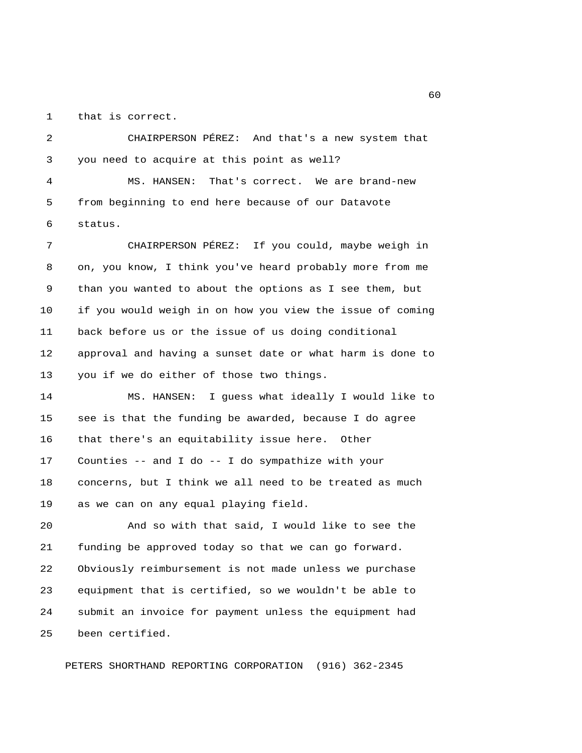that is correct.

CHAIRPERSON PÉREZ: And that's a new system that you need to acquire at this point as well?

MS. HANSEN: That's correct. We are brand-new from beginning to end here because of our Datavote status.

CHAIRPERSON PÉREZ: If you could, maybe weigh in on, you know, I think you've heard probably more from me than you wanted to about the options as I see them, but if you would weigh in on how you view the issue of coming back before us or the issue of us doing conditional approval and having a sunset date or what harm is done to you if we do either of those two things.

MS. HANSEN: I guess what ideally I would like to see is that the funding be awarded, because I do agree that there's an equitability issue here. Other Counties -- and I do -- I do sympathize with your concerns, but I think we all need to be treated as much as we can on any equal playing field.

And so with that said, I would like to see the funding be approved today so that we can go forward. Obviously reimbursement is not made unless we purchase equipment that is certified, so we wouldn't be able to submit an invoice for payment unless the equipment had been certified.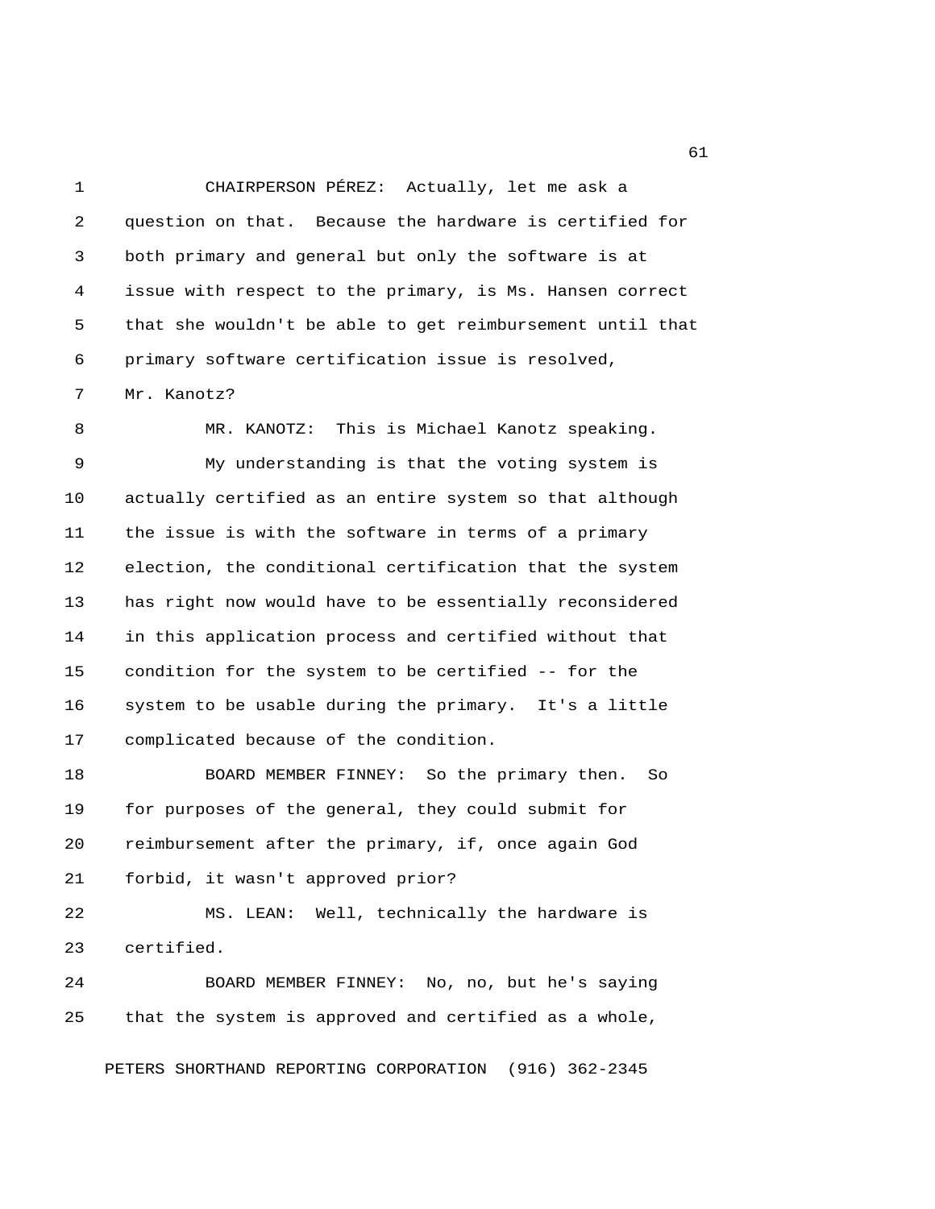CHAIRPERSON PÉREZ: Actually, let me ask a question on that. Because the hardware is certified for both primary and general but only the software is at issue with respect to the primary, is Ms. Hansen correct that she wouldn't be able to get reimbursement until that primary software certification issue is resolved, Mr. Kanotz?

MR. KANOTZ: This is Michael Kanotz speaking.

My understanding is that the voting system is actually certified as an entire system so that although the issue is with the software in terms of a primary election, the conditional certification that the system has right now would have to be essentially reconsidered in this application process and certified without that condition for the system to be certified -- for the system to be usable during the primary. It's a little complicated because of the condition.

BOARD MEMBER FINNEY: So the primary then. So for purposes of the general, they could submit for reimbursement after the primary, if, once again God forbid, it wasn't approved prior?

MS. LEAN: Well, technically the hardware is certified.

BOARD MEMBER FINNEY: No, no, but he's saying that the system is approved and certified as a whole,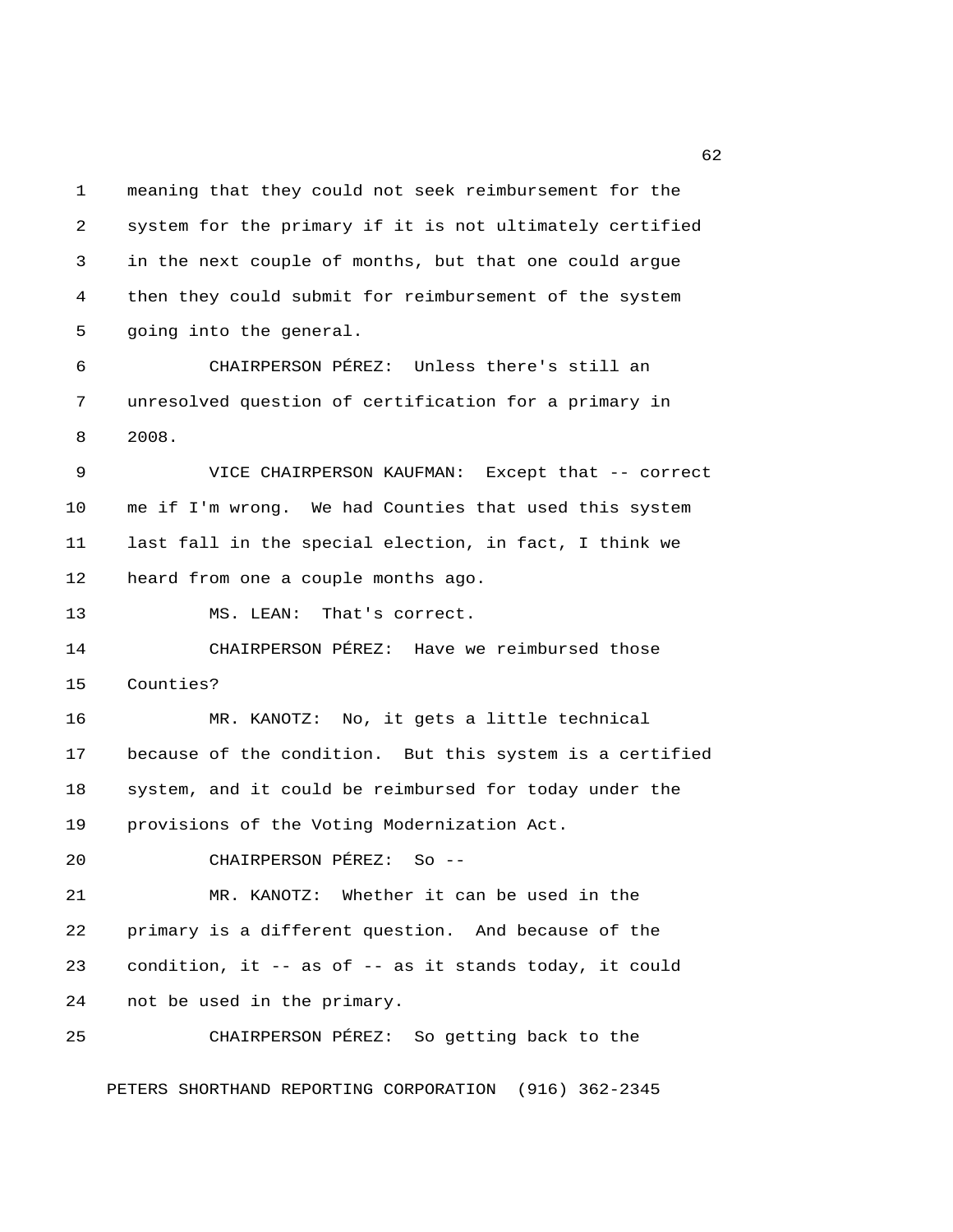meaning that they could not seek reimbursement for the system for the primary if it is not ultimately certified in the next couple of months, but that one could argue then they could submit for reimbursement of the system going into the general.

CHAIRPERSON PÉREZ: Unless there's still an unresolved question of certification for a primary in 2008.

VICE CHAIRPERSON KAUFMAN: Except that -- correct me if I'm wrong. We had Counties that used this system last fall in the special election, in fact, I think we heard from one a couple months ago.

MS. LEAN: That's correct.

CHAIRPERSON PÉREZ: Have we reimbursed those Counties?

MR. KANOTZ: No, it gets a little technical because of the condition. But this system is a certified system, and it could be reimbursed for today under the provisions of the Voting Modernization Act.

CHAIRPERSON PÉREZ: So --

MR. KANOTZ: Whether it can be used in the primary is a different question. And because of the condition, it -- as of -- as it stands today, it could not be used in the primary.

CHAIRPERSON PÉREZ: So getting back to the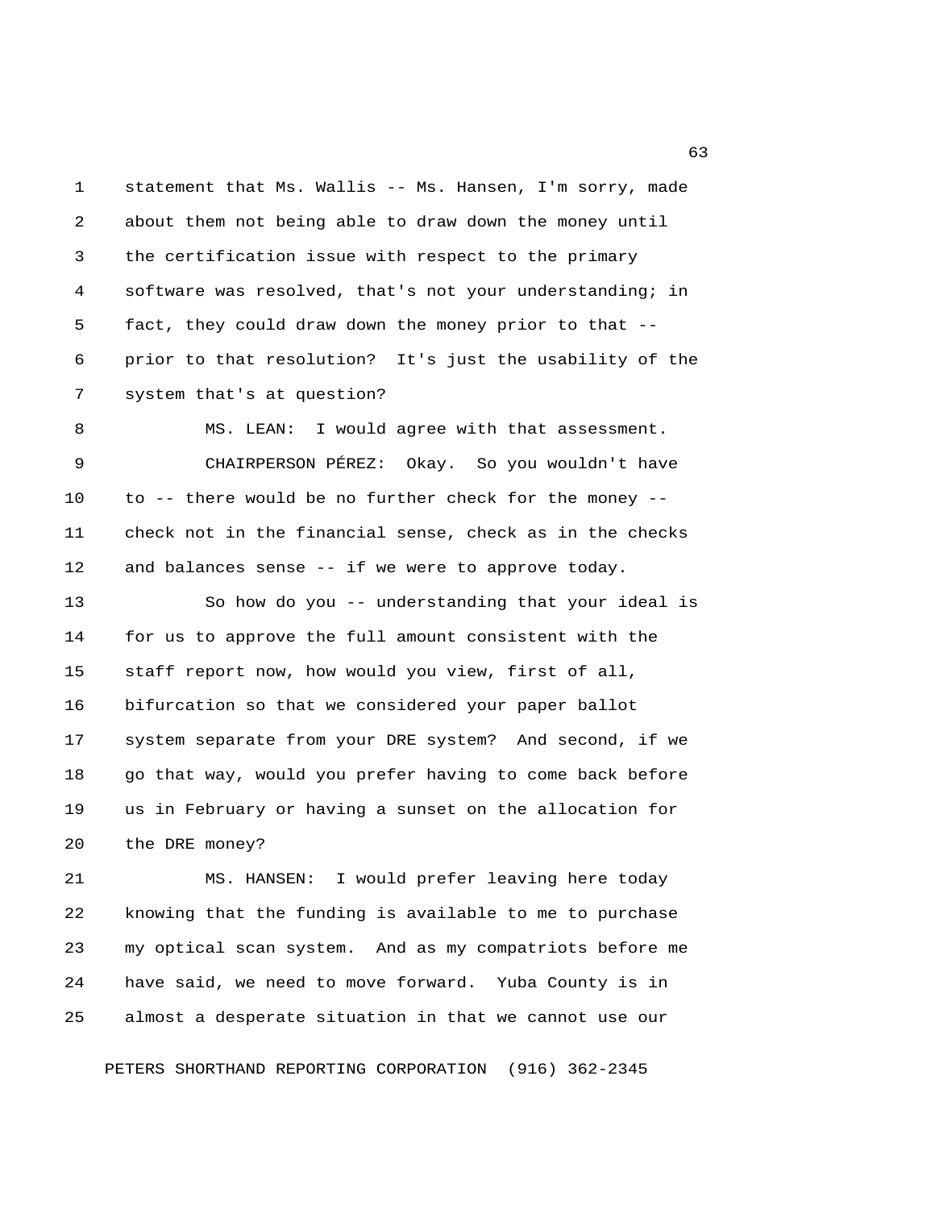statement that Ms. Wallis -- Ms. Hansen, I'm sorry, made about them not being able to draw down the money until the certification issue with respect to the primary software was resolved, that's not your understanding; in fact, they could draw down the money prior to that -- prior to that resolution? It's just the usability of the system that's at question?

MS. LEAN: I would agree with that assessment.

CHAIRPERSON PÉREZ: Okay. So you wouldn't have to -- there would be no further check for the money -- check not in the financial sense, check as in the checks and balances sense -- if we were to approve today.

So how do you -- understanding that your ideal is for us to approve the full amount consistent with the staff report now, how would you view, first of all, bifurcation so that we considered your paper ballot system separate from your DRE system? And second, if we go that way, would you prefer having to come back before us in February or having a sunset on the allocation for the DRE money?

MS. HANSEN: I would prefer leaving here today knowing that the funding is available to me to purchase my optical scan system. And as my compatriots before me have said, we need to move forward. Yuba County is in almost a desperate situation in that we cannot use our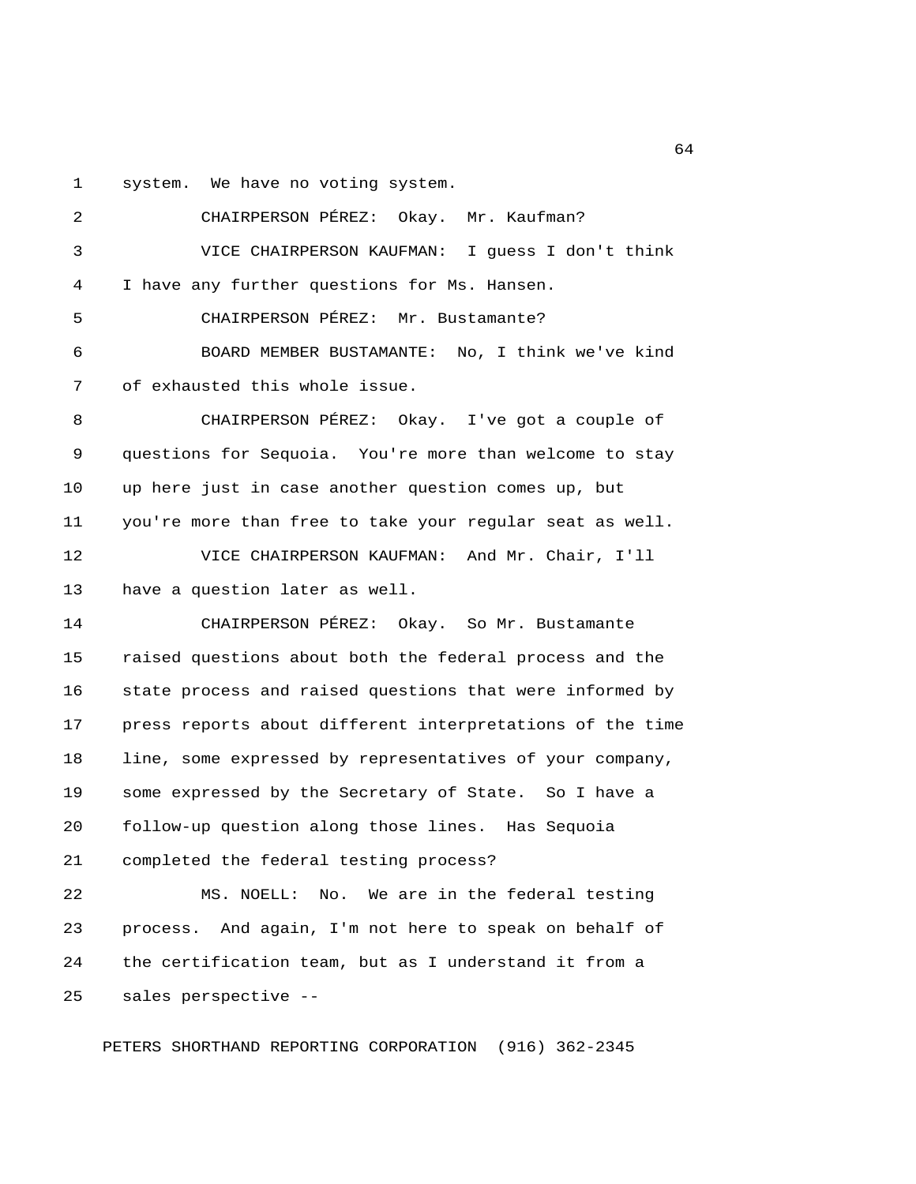system. We have no voting system.

CHAIRPERSON PÉREZ: Okay. Mr. Kaufman?

VICE CHAIRPERSON KAUFMAN: I guess I don't think I have any further questions for Ms. Hansen.

CHAIRPERSON PÉREZ: Mr. Bustamante?

BOARD MEMBER BUSTAMANTE: No, I think we've kind of exhausted this whole issue.

CHAIRPERSON PÉREZ: Okay. I've got a couple of questions for Sequoia. You're more than welcome to stay up here just in case another question comes up, but you're more than free to take your regular seat as well.

VICE CHAIRPERSON KAUFMAN: And Mr. Chair, I'll have a question later as well.

CHAIRPERSON PÉREZ: Okay. So Mr. Bustamante raised questions about both the federal process and the state process and raised questions that were informed by press reports about different interpretations of the time line, some expressed by representatives of your company, some expressed by the Secretary of State. So I have a follow-up question along those lines. Has Sequoia completed the federal testing process?

MS. NOELL: No. We are in the federal testing process. And again, I'm not here to speak on behalf of the certification team, but as I understand it from a sales perspective --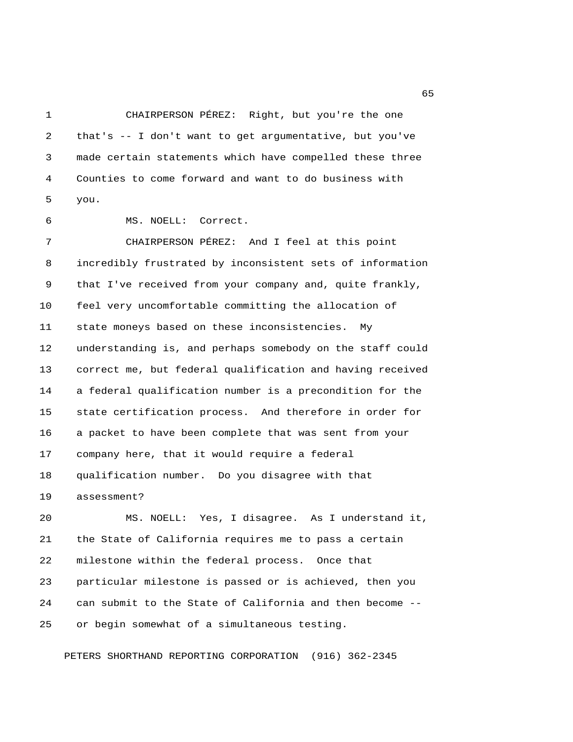CHAIRPERSON PÉREZ: Right, but you're the one that's -- I don't want to get argumentative, but you've made certain statements which have compelled these three Counties to come forward and want to do business with you.

MS. NOELL: Correct.

CHAIRPERSON PÉREZ: And I feel at this point incredibly frustrated by inconsistent sets of information that I've received from your company and, quite frankly, feel very uncomfortable committing the allocation of state moneys based on these inconsistencies. My understanding is, and perhaps somebody on the staff could correct me, but federal qualification and having received a federal qualification number is a precondition for the state certification process. And therefore in order for a packet to have been complete that was sent from your company here, that it would require a federal qualification number. Do you disagree with that assessment?

MS. NOELL: Yes, I disagree. As I understand it, the State of California requires me to pass a certain milestone within the federal process. Once that particular milestone is passed or is achieved, then you can submit to the State of California and then become -- or begin somewhat of a simultaneous testing.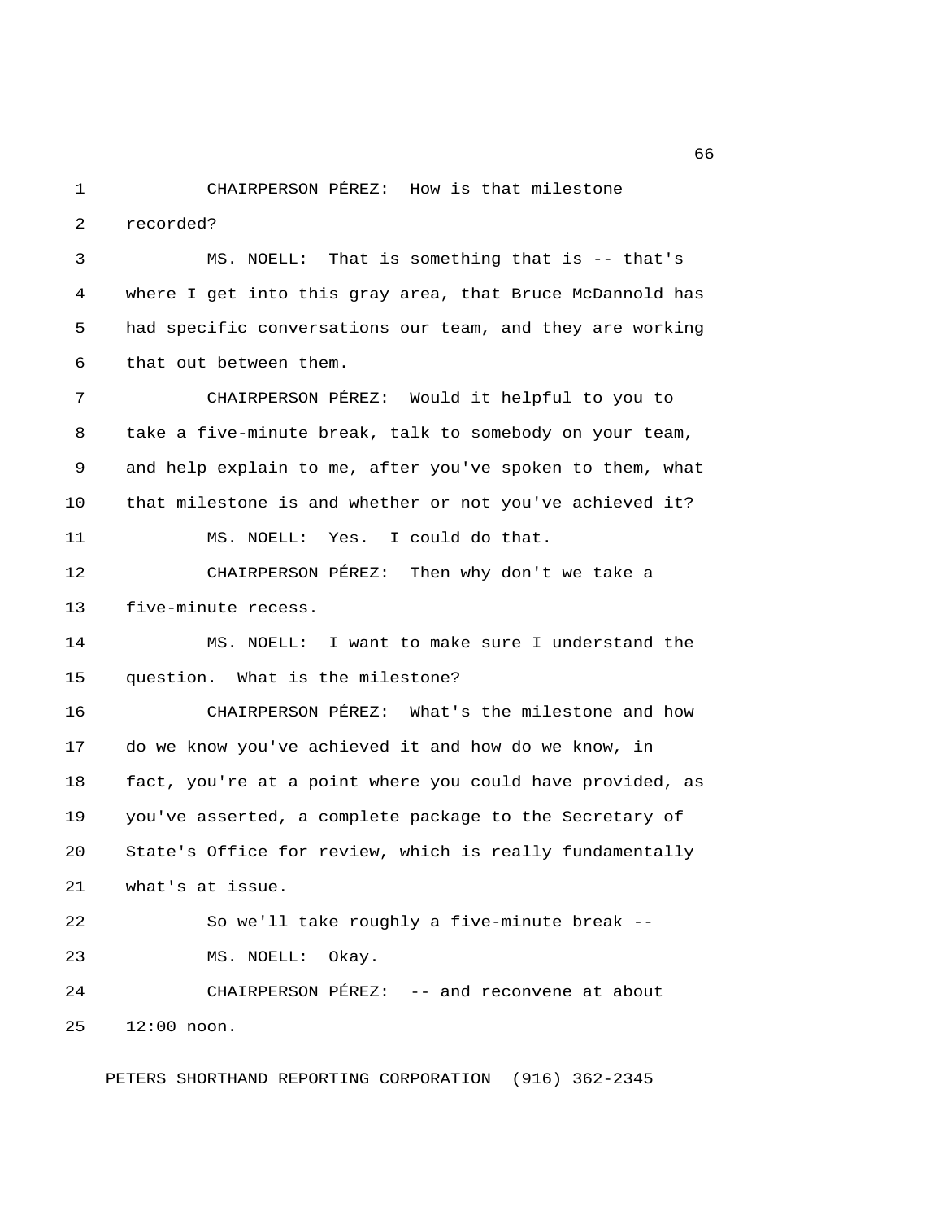CHAIRPERSON PÉREZ: How is that milestone recorded?

MS. NOELL: That is something that is -- that's where I get into this gray area, that Bruce McDannold has had specific conversations our team, and they are working that out between them.

CHAIRPERSON PÉREZ: Would it helpful to you to take a five-minute break, talk to somebody on your team, and help explain to me, after you've spoken to them, what that milestone is and whether or not you've achieved it?

MS. NOELL: Yes. I could do that.

CHAIRPERSON PÉREZ: Then why don't we take a five-minute recess.

MS. NOELL: I want to make sure I understand the question. What is the milestone?

CHAIRPERSON PÉREZ: What's the milestone and how do we know you've achieved it and how do we know, in fact, you're at a point where you could have provided, as you've asserted, a complete package to the Secretary of State's Office for review, which is really fundamentally what's at issue.

So we'll take roughly a five-minute break --

MS. NOELL: Okay.

CHAIRPERSON PÉREZ: -- and reconvene at about 12:00 noon.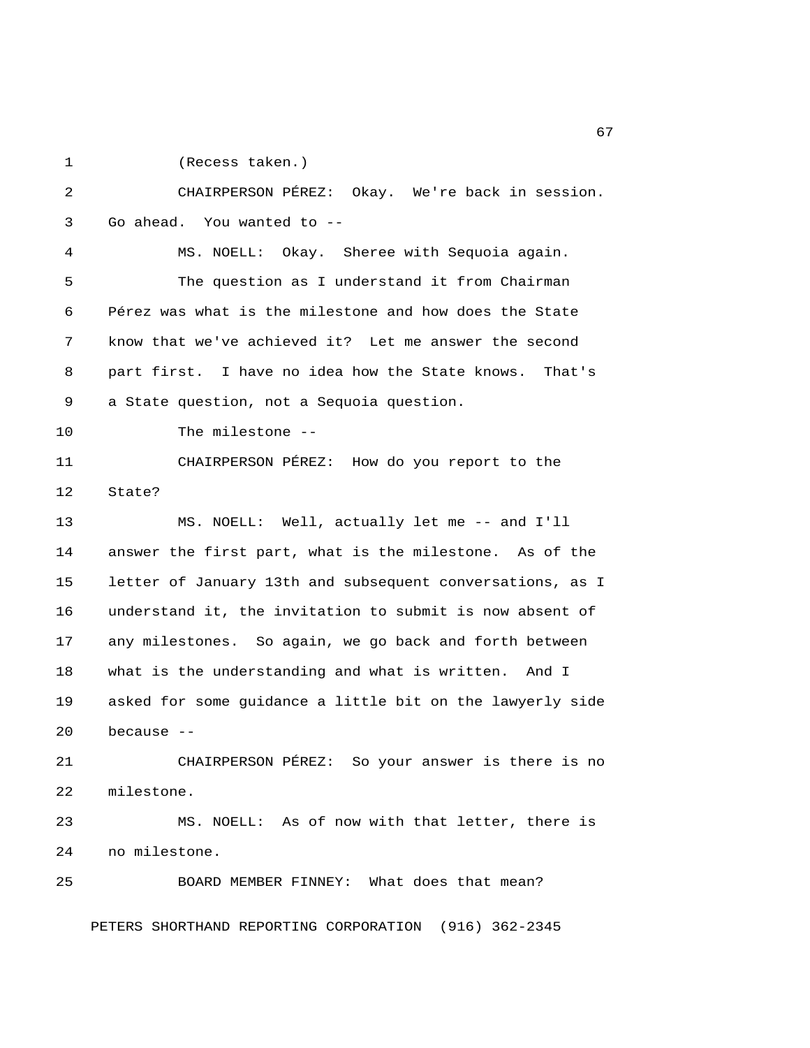(Recess taken.)

CHAIRPERSON PÉREZ: Okay. We're back in session. Go ahead. You wanted to --

MS. NOELL: Okay. Sheree with Sequoia again.

The question as I understand it from Chairman Pérez was what is the milestone and how does the State know that we've achieved it? Let me answer the second part first. I have no idea how the State knows. That's a State question, not a Sequoia question.

The milestone --

CHAIRPERSON PÉREZ: How do you report to the State?

MS. NOELL: Well, actually let me -- and I'll answer the first part, what is the milestone. As of the letter of January 13th and subsequent conversations, as I understand it, the invitation to submit is now absent of any milestones. So again, we go back and forth between what is the understanding and what is written. And I asked for some guidance a little bit on the lawyerly side because --

CHAIRPERSON PÉREZ: So your answer is there is no milestone.

MS. NOELL: As of now with that letter, there is no milestone.

BOARD MEMBER FINNEY: What does that mean?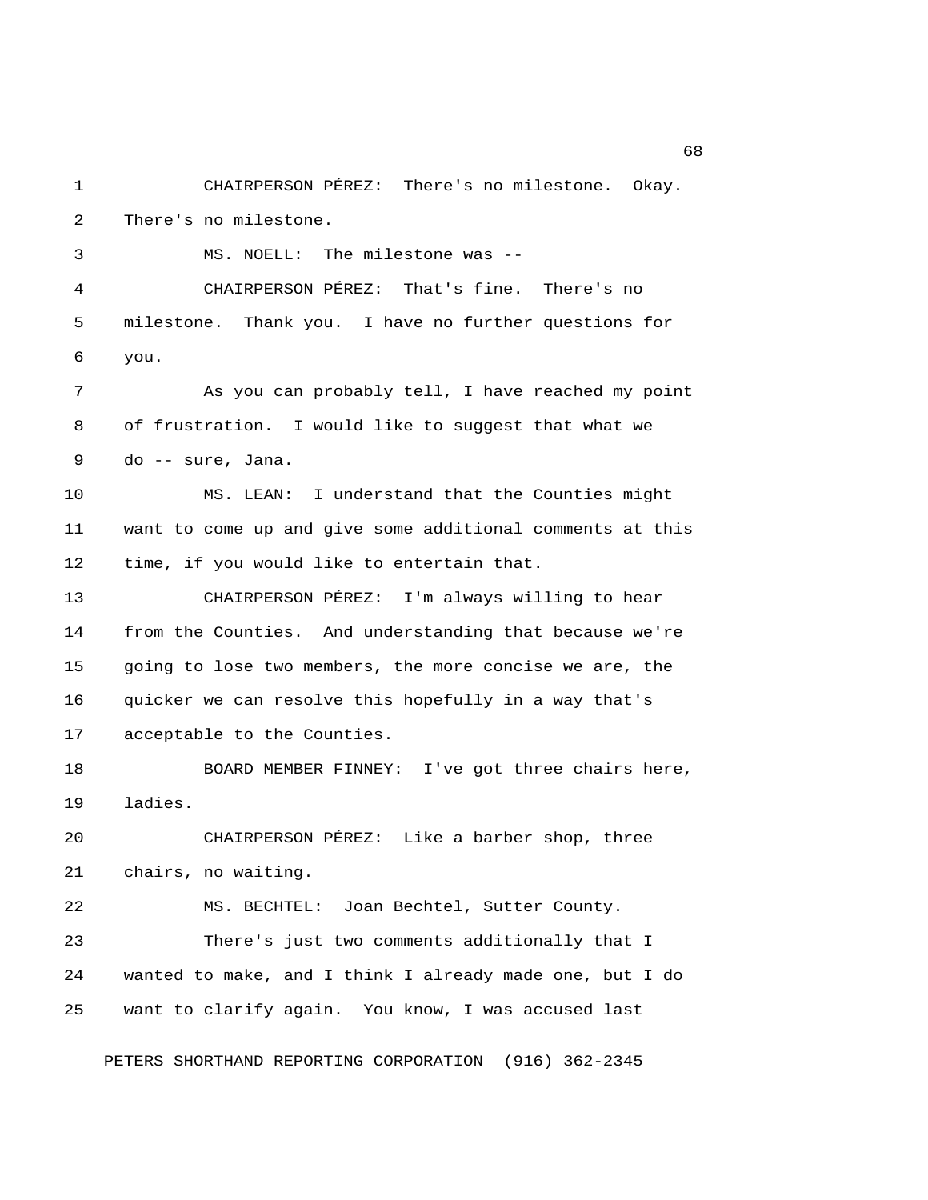CHAIRPERSON PÉREZ: There's no milestone. Okay. There's no milestone.

MS. NOELL: The milestone was --

CHAIRPERSON PÉREZ: That's fine. There's no milestone. Thank you. I have no further questions for you.

As you can probably tell, I have reached my point of frustration. I would like to suggest that what we do -- sure, Jana.

MS. LEAN: I understand that the Counties might want to come up and give some additional comments at this time, if you would like to entertain that.

CHAIRPERSON PÉREZ: I'm always willing to hear from the Counties. And understanding that because we're going to lose two members, the more concise we are, the quicker we can resolve this hopefully in a way that's acceptable to the Counties.

BOARD MEMBER FINNEY: I've got three chairs here, ladies.

CHAIRPERSON PÉREZ: Like a barber shop, three chairs, no waiting.

MS. BECHTEL: Joan Bechtel, Sutter County.

There's just two comments additionally that I wanted to make, and I think I already made one, but I do want to clarify again. You know, I was accused last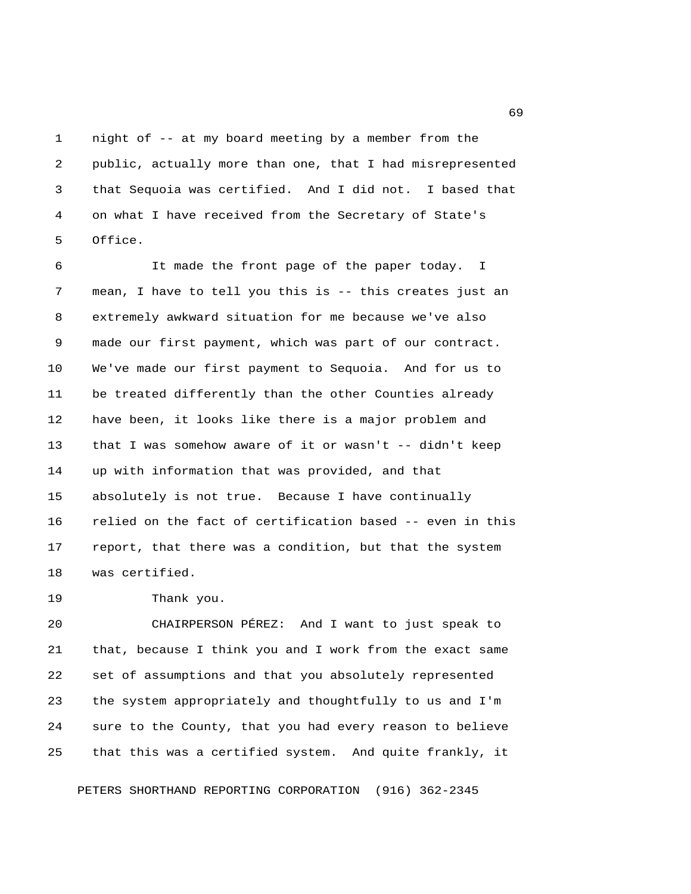night of -- at my board meeting by a member from the public, actually more than one, that I had misrepresented that Sequoia was certified. And I did not. I based that on what I have received from the Secretary of State's Office.

It made the front page of the paper today. I mean, I have to tell you this is -- this creates just an extremely awkward situation for me because we've also made our first payment, which was part of our contract. We've made our first payment to Sequoia. And for us to be treated differently than the other Counties already have been, it looks like there is a major problem and that I was somehow aware of it or wasn't -- didn't keep up with information that was provided, and that absolutely is not true. Because I have continually relied on the fact of certification based -- even in this report, that there was a condition, but that the system was certified.

Thank you.

CHAIRPERSON PÉREZ: And I want to just speak to that, because I think you and I work from the exact same set of assumptions and that you absolutely represented the system appropriately and thoughtfully to us and I'm sure to the County, that you had every reason to believe that this was a certified system. And quite frankly, it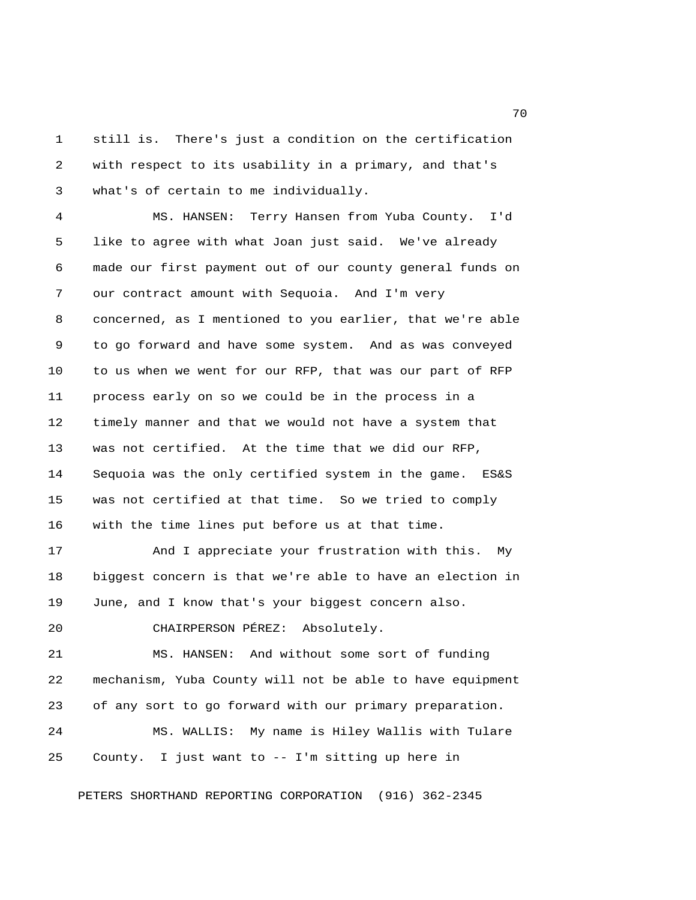still is. There's just a condition on the certification with respect to its usability in a primary, and that's what's of certain to me individually.

MS. HANSEN: Terry Hansen from Yuba County. I'd like to agree with what Joan just said. We've already made our first payment out of our county general funds on our contract amount with Sequoia. And I'm very concerned, as I mentioned to you earlier, that we're able to go forward and have some system. And as was conveyed to us when we went for our RFP, that was our part of RFP process early on so we could be in the process in a timely manner and that we would not have a system that was not certified. At the time that we did our RFP, Sequoia was the only certified system in the game. ES&S was not certified at that time. So we tried to comply with the time lines put before us at that time.

And I appreciate your frustration with this. My biggest concern is that we're able to have an election in June, and I know that's your biggest concern also.

CHAIRPERSON PÉREZ: Absolutely.

MS. HANSEN: And without some sort of funding mechanism, Yuba County will not be able to have equipment of any sort to go forward with our primary preparation.

MS. WALLIS: My name is Hiley Wallis with Tulare County. I just want to -- I'm sitting up here in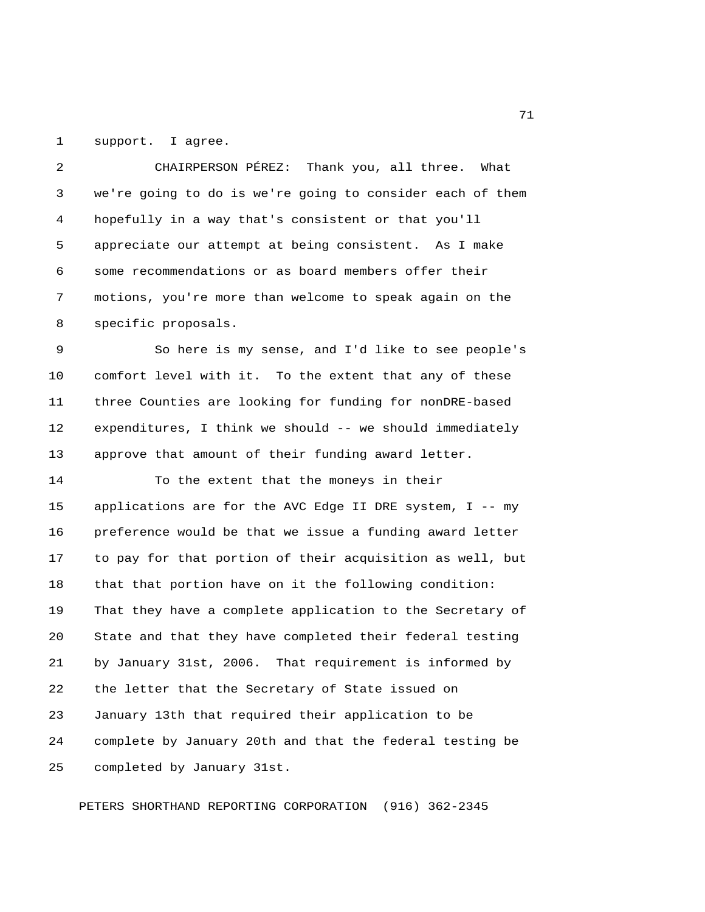support. I agree.

CHAIRPERSON PÉREZ: Thank you, all three. What we're going to do is we're going to consider each of them hopefully in a way that's consistent or that you'll appreciate our attempt at being consistent. As I make some recommendations or as board members offer their motions, you're more than welcome to speak again on the specific proposals.

So here is my sense, and I'd like to see people's comfort level with it. To the extent that any of these three Counties are looking for funding for nonDRE-based expenditures, I think we should -- we should immediately approve that amount of their funding award letter.

To the extent that the moneys in their applications are for the AVC Edge II DRE system, I -- my preference would be that we issue a funding award letter to pay for that portion of their acquisition as well, but that that portion have on it the following condition: That they have a complete application to the Secretary of State and that they have completed their federal testing by January 31st, 2006. That requirement is informed by the letter that the Secretary of State issued on January 13th that required their application to be complete by January 20th and that the federal testing be completed by January 31st.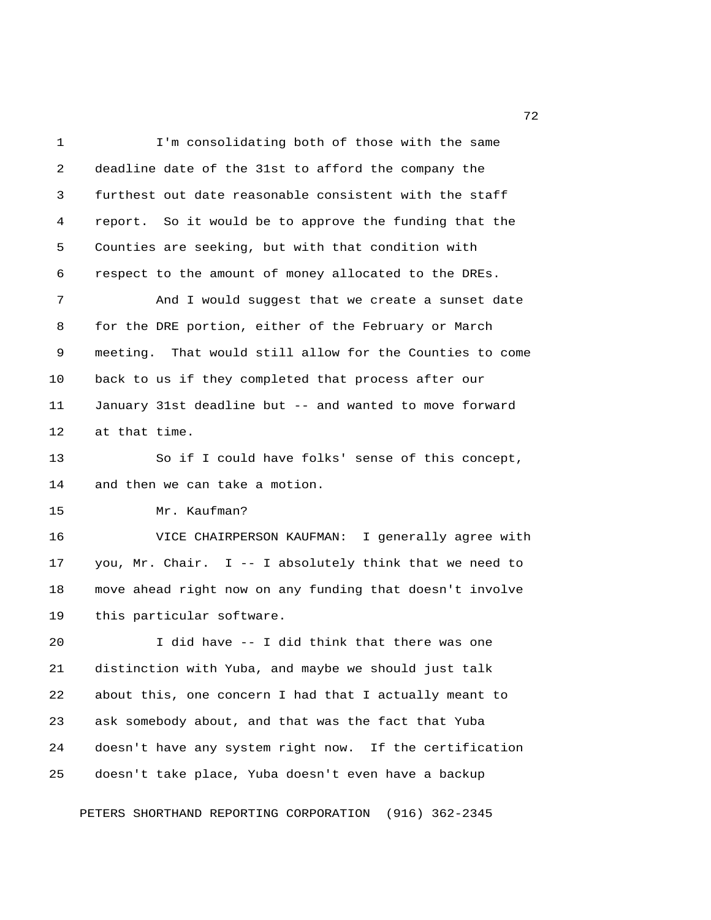I'm consolidating both of those with the same deadline date of the 31st to afford the company the furthest out date reasonable consistent with the staff report. So it would be to approve the funding that the Counties are seeking, but with that condition with respect to the amount of money allocated to the DREs.

And I would suggest that we create a sunset date for the DRE portion, either of the February or March meeting. That would still allow for the Counties to come back to us if they completed that process after our January 31st deadline but -- and wanted to move forward at that time.

So if I could have folks' sense of this concept, and then we can take a motion.

Mr. Kaufman?

VICE CHAIRPERSON KAUFMAN: I generally agree with you, Mr. Chair. I -- I absolutely think that we need to move ahead right now on any funding that doesn't involve this particular software.

I did have -- I did think that there was one distinction with Yuba, and maybe we should just talk about this, one concern I had that I actually meant to ask somebody about, and that was the fact that Yuba doesn't have any system right now. If the certification doesn't take place, Yuba doesn't even have a backup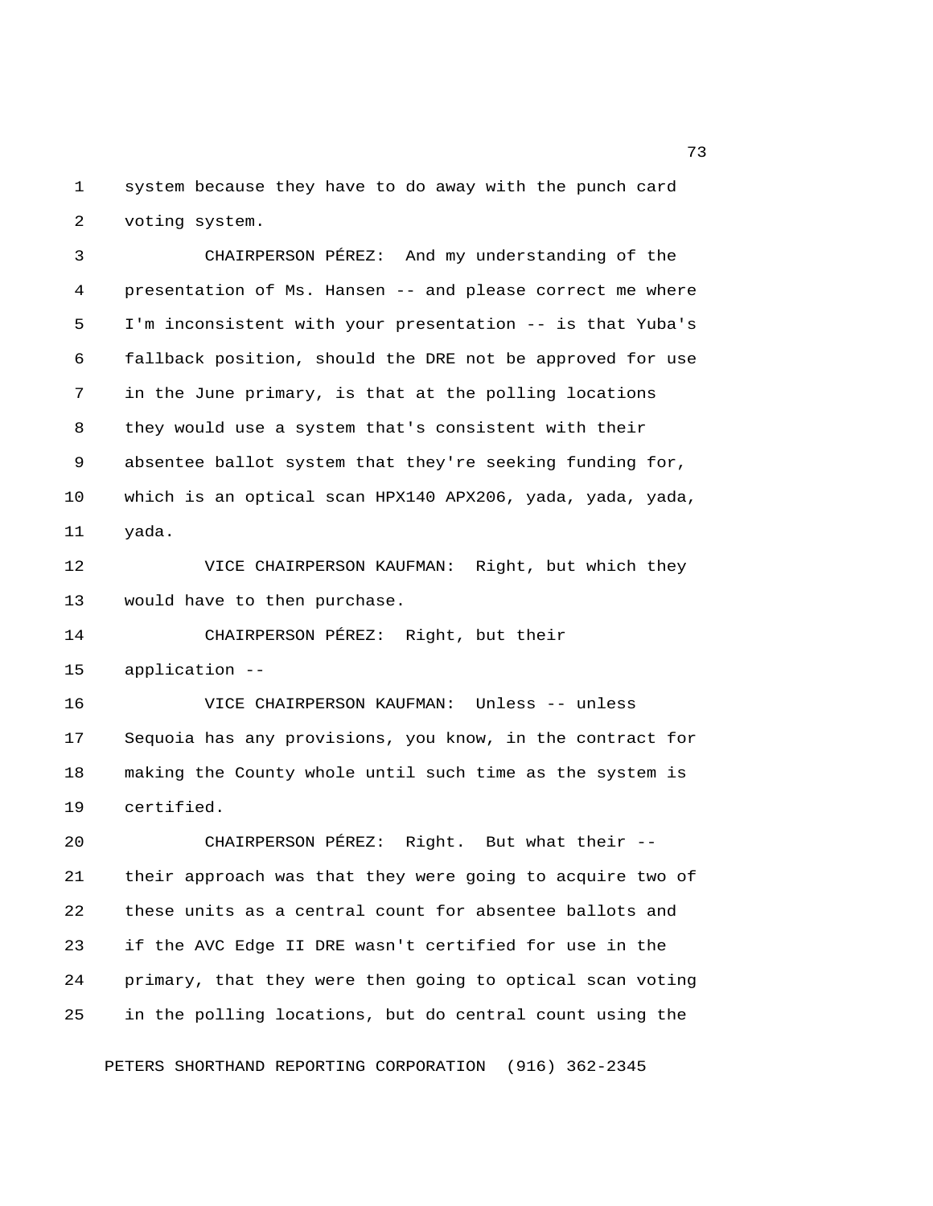system because they have to do away with the punch card voting system.

CHAIRPERSON PÉREZ: And my understanding of the presentation of Ms. Hansen -- and please correct me where I'm inconsistent with your presentation -- is that Yuba's fallback position, should the DRE not be approved for use in the June primary, is that at the polling locations they would use a system that's consistent with their absentee ballot system that they're seeking funding for, which is an optical scan HPX140 APX206, yada, yada, yada, yada.

VICE CHAIRPERSON KAUFMAN: Right, but which they would have to then purchase.

CHAIRPERSON PÉREZ: Right, but their application --

VICE CHAIRPERSON KAUFMAN: Unless -- unless Sequoia has any provisions, you know, in the contract for making the County whole until such time as the system is certified.

CHAIRPERSON PÉREZ: Right. But what their -- their approach was that they were going to acquire two of these units as a central count for absentee ballots and if the AVC Edge II DRE wasn't certified for use in the primary, that they were then going to optical scan voting in the polling locations, but do central count using the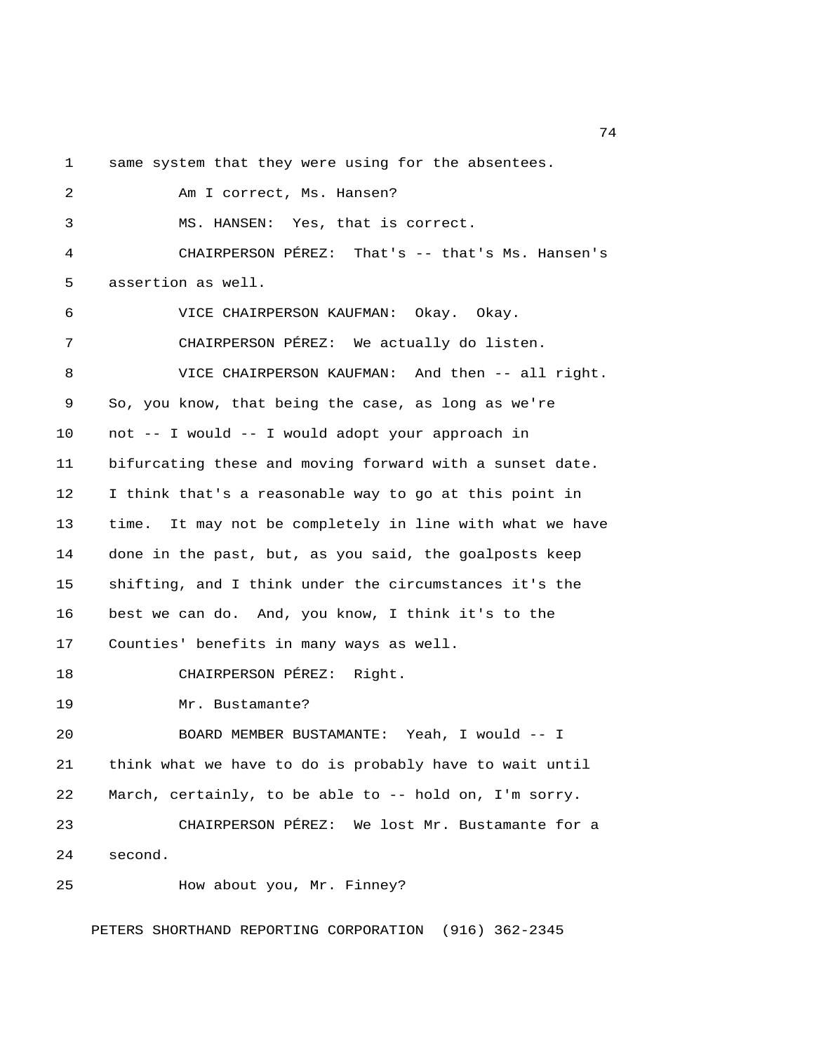same system that they were using for the absentees.

Am I correct, Ms. Hansen?

MS. HANSEN: Yes, that is correct.

CHAIRPERSON PÉREZ: That's -- that's Ms. Hansen's assertion as well.

VICE CHAIRPERSON KAUFMAN: Okay. Okay.

CHAIRPERSON PÉREZ: We actually do listen.

VICE CHAIRPERSON KAUFMAN: And then -- all right. So, you know, that being the case, as long as we're not -- I would -- I would adopt your approach in bifurcating these and moving forward with a sunset date. I think that's a reasonable way to go at this point in time. It may not be completely in line with what we have done in the past, but, as you said, the goalposts keep shifting, and I think under the circumstances it's the best we can do. And, you know, I think it's to the Counties' benefits in many ways as well.

CHAIRPERSON PÉREZ: Right.

Mr. Bustamante?

BOARD MEMBER BUSTAMANTE: Yeah, I would -- I think what we have to do is probably have to wait until March, certainly, to be able to -- hold on, I'm sorry.

CHAIRPERSON PÉREZ: We lost Mr. Bustamante for a second.

How about you, Mr. Finney?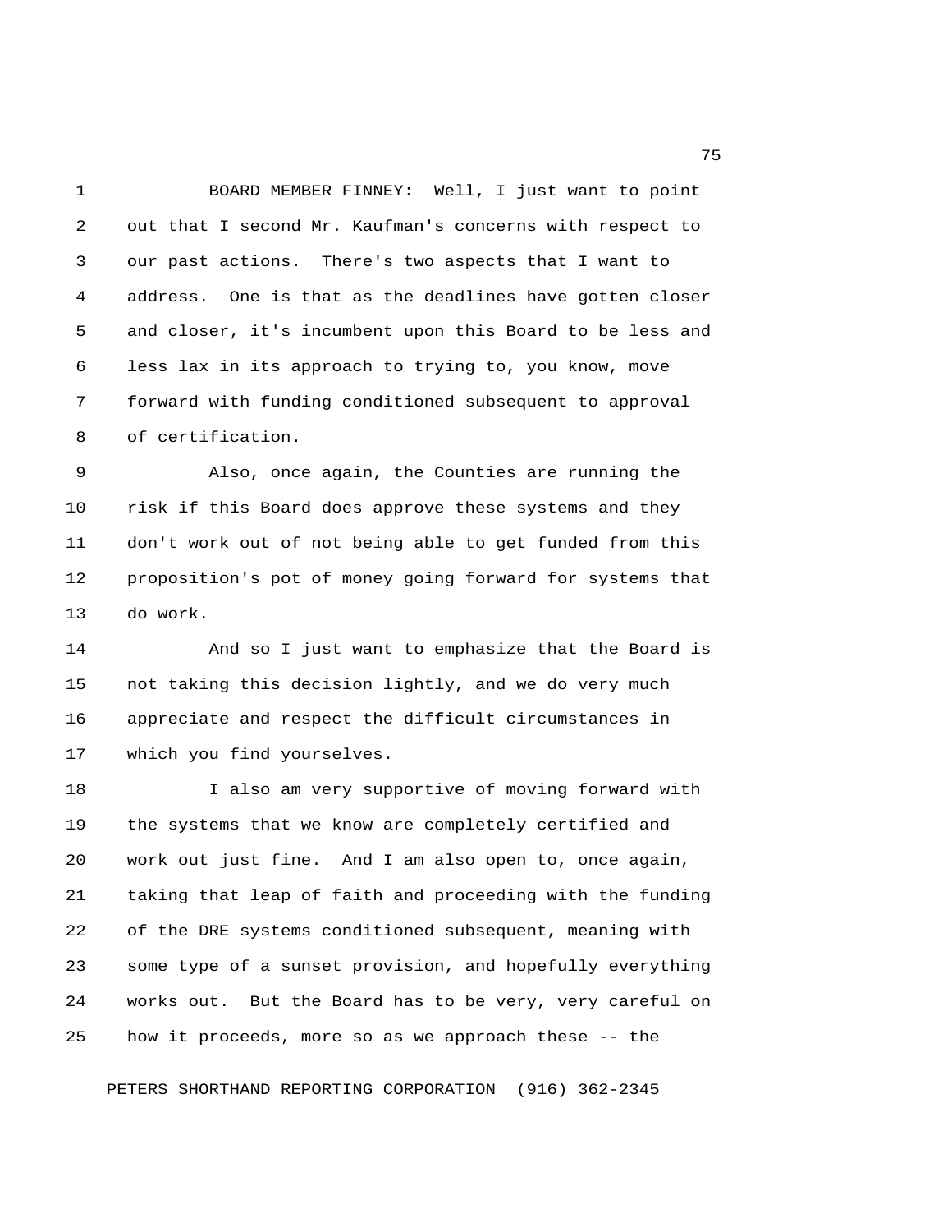BOARD MEMBER FINNEY: Well, I just want to point out that I second Mr. Kaufman's concerns with respect to our past actions. There's two aspects that I want to address. One is that as the deadlines have gotten closer and closer, it's incumbent upon this Board to be less and less lax in its approach to trying to, you know, move forward with funding conditioned subsequent to approval of certification.

Also, once again, the Counties are running the risk if this Board does approve these systems and they don't work out of not being able to get funded from this proposition's pot of money going forward for systems that do work.

And so I just want to emphasize that the Board is not taking this decision lightly, and we do very much appreciate and respect the difficult circumstances in which you find yourselves.

I also am very supportive of moving forward with the systems that we know are completely certified and work out just fine. And I am also open to, once again, taking that leap of faith and proceeding with the funding of the DRE systems conditioned subsequent, meaning with some type of a sunset provision, and hopefully everything works out. But the Board has to be very, very careful on how it proceeds, more so as we approach these -- the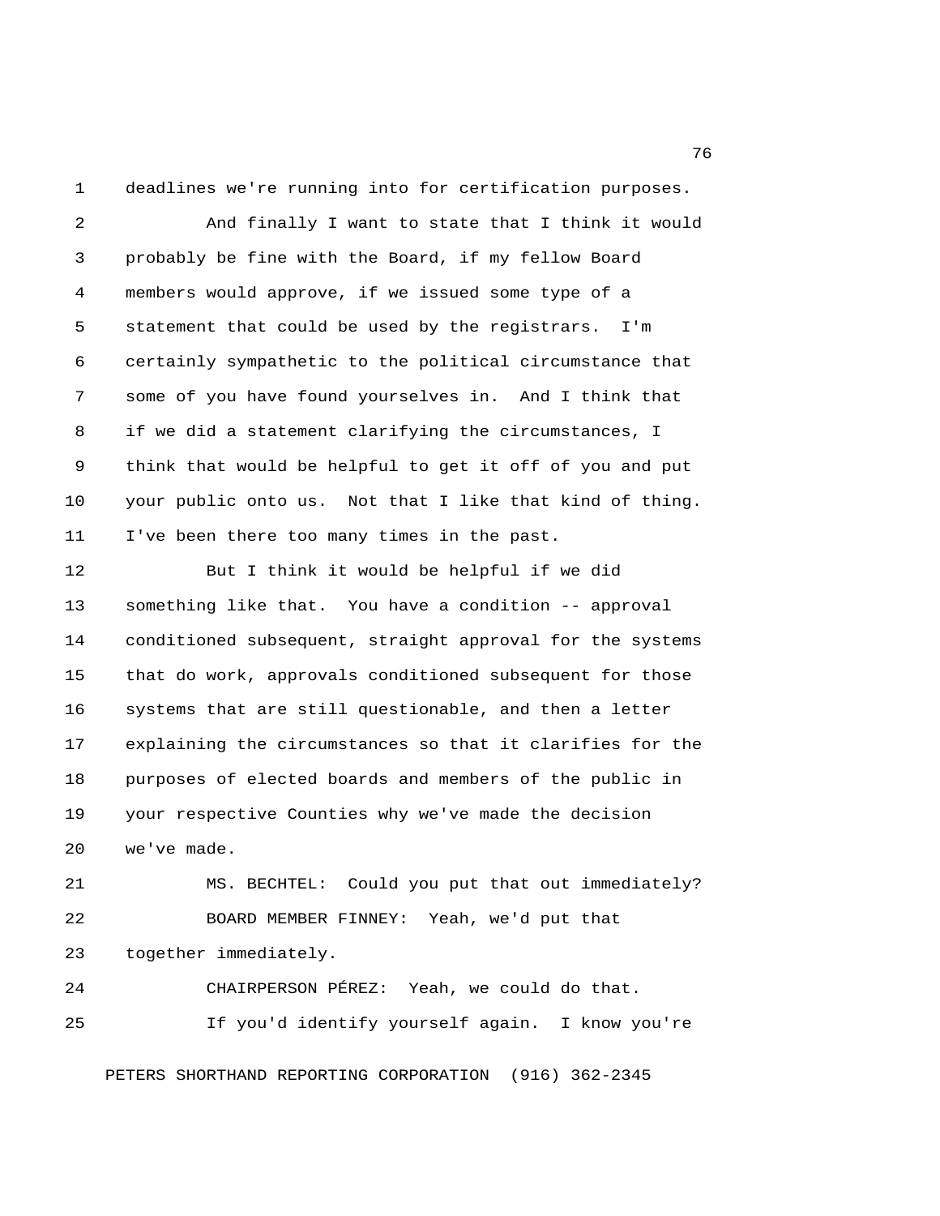deadlines we're running into for certification purposes.

And finally I want to state that I think it would probably be fine with the Board, if my fellow Board members would approve, if we issued some type of a statement that could be used by the registrars. I'm certainly sympathetic to the political circumstance that some of you have found yourselves in. And I think that if we did a statement clarifying the circumstances, I think that would be helpful to get it off of you and put your public onto us. Not that I like that kind of thing. I've been there too many times in the past.

But I think it would be helpful if we did something like that. You have a condition -- approval conditioned subsequent, straight approval for the systems that do work, approvals conditioned subsequent for those systems that are still questionable, and then a letter explaining the circumstances so that it clarifies for the purposes of elected boards and members of the public in your respective Counties why we've made the decision we've made.

MS. BECHTEL: Could you put that out immediately?

BOARD MEMBER FINNEY: Yeah, we'd put that together immediately.

CHAIRPERSON PÉREZ: Yeah, we could do that.

If you'd identify yourself again. I know you're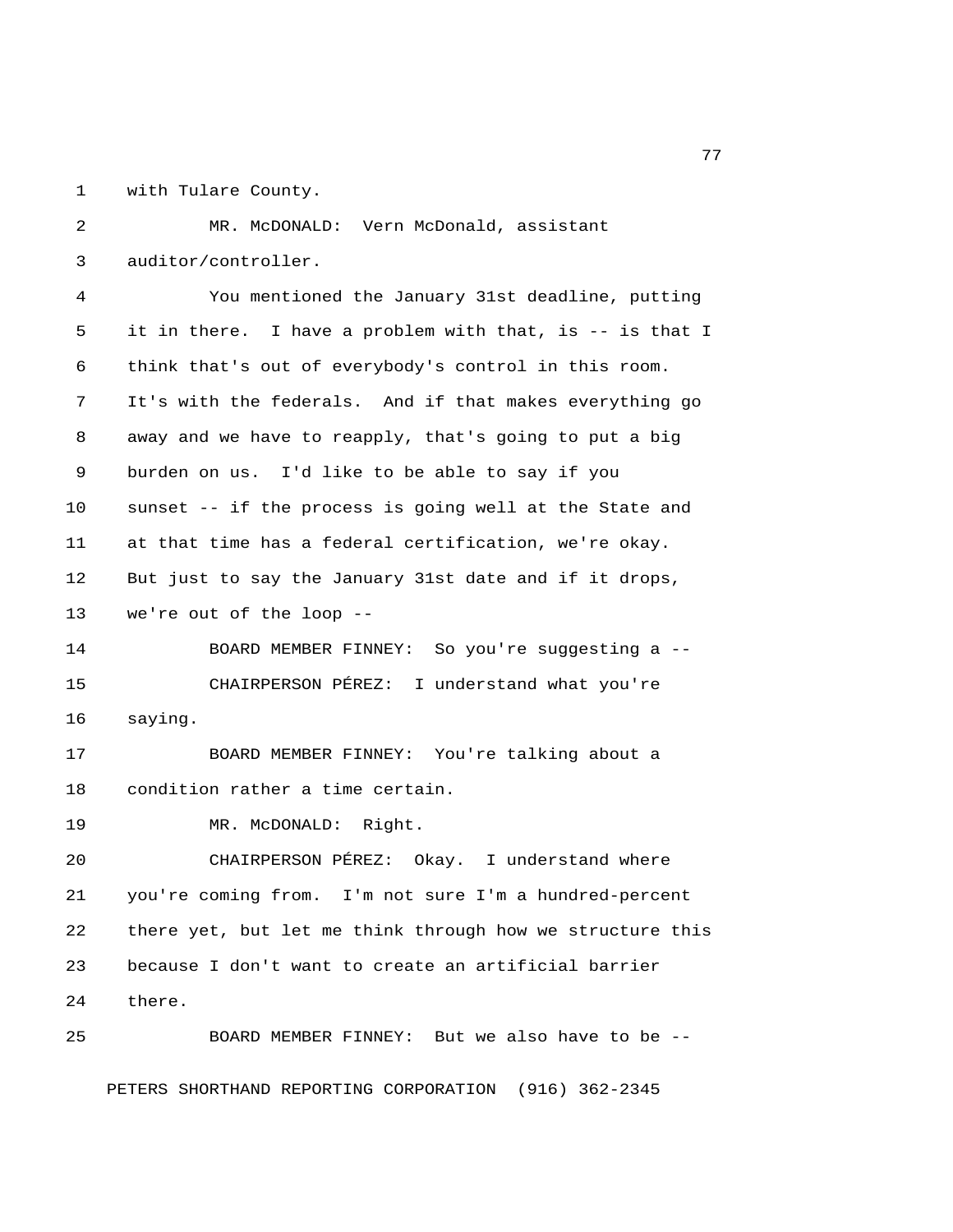with Tulare County.

MR. McDONALD: Vern McDonald, assistant auditor/controller.

You mentioned the January 31st deadline, putting it in there. I have a problem with that, is -- is that I think that's out of everybody's control in this room. It's with the federals. And if that makes everything go away and we have to reapply, that's going to put a big burden on us. I'd like to be able to say if you sunset -- if the process is going well at the State and at that time has a federal certification, we're okay. But just to say the January 31st date and if it drops, we're out of the loop --

BOARD MEMBER FINNEY: So you're suggesting a --

CHAIRPERSON PÉREZ: I understand what you're saying.

BOARD MEMBER FINNEY: You're talking about a condition rather a time certain.

MR. McDONALD: Right.

CHAIRPERSON PÉREZ: Okay. I understand where you're coming from. I'm not sure I'm a hundred-percent there yet, but let me think through how we structure this because I don't want to create an artificial barrier there.

BOARD MEMBER FINNEY: But we also have to be --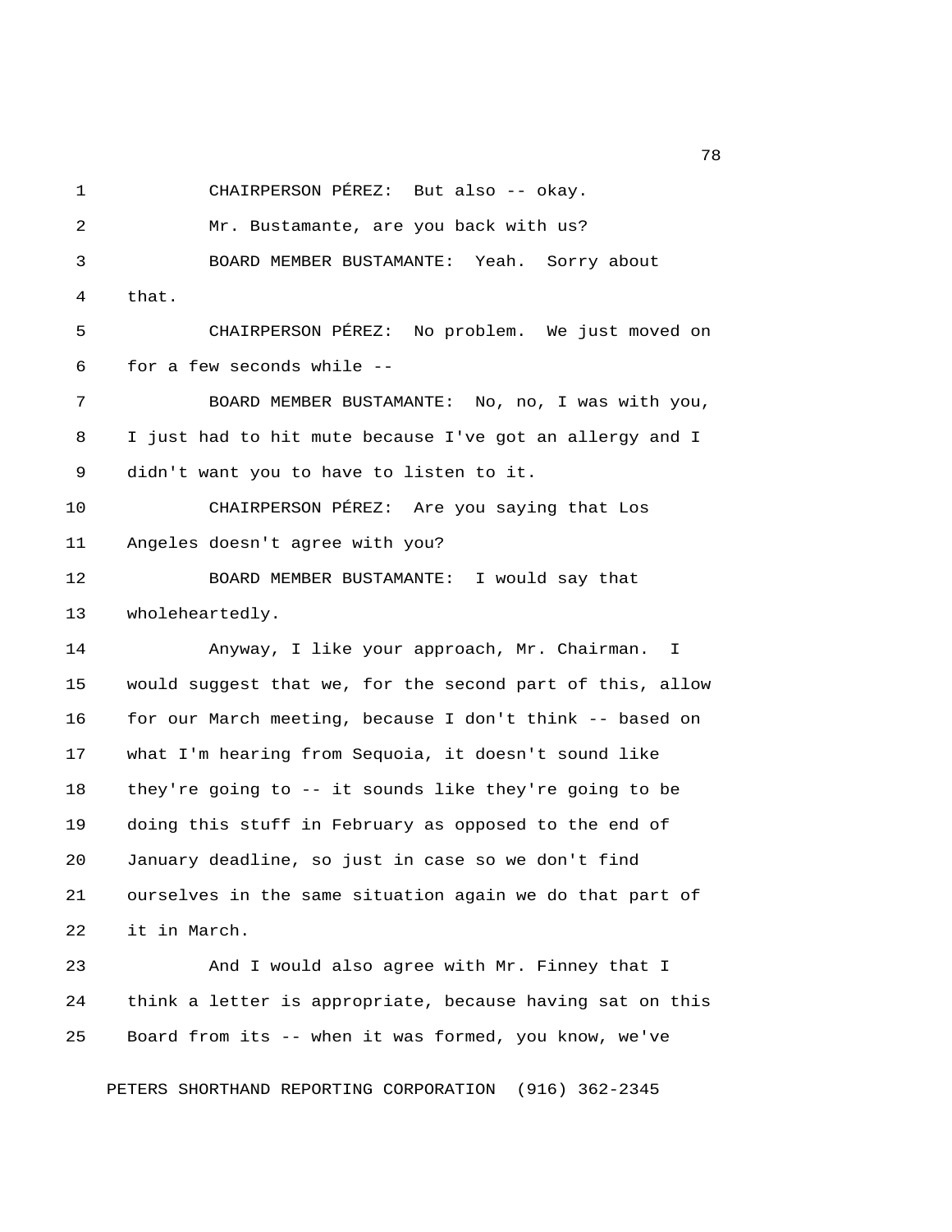CHAIRPERSON PÉREZ: But also -- okay.

Mr. Bustamante, are you back with us?

BOARD MEMBER BUSTAMANTE: Yeah. Sorry about that.

CHAIRPERSON PÉREZ: No problem. We just moved on for a few seconds while --

BOARD MEMBER BUSTAMANTE: No, no, I was with you, I just had to hit mute because I've got an allergy and I didn't want you to have to listen to it.

CHAIRPERSON PÉREZ: Are you saying that Los Angeles doesn't agree with you?

BOARD MEMBER BUSTAMANTE: I would say that wholeheartedly.

Anyway, I like your approach, Mr. Chairman. I would suggest that we, for the second part of this, allow for our March meeting, because I don't think -- based on what I'm hearing from Sequoia, it doesn't sound like they're going to -- it sounds like they're going to be doing this stuff in February as opposed to the end of January deadline, so just in case so we don't find ourselves in the same situation again we do that part of it in March.

And I would also agree with Mr. Finney that I think a letter is appropriate, because having sat on this Board from its -- when it was formed, you know, we've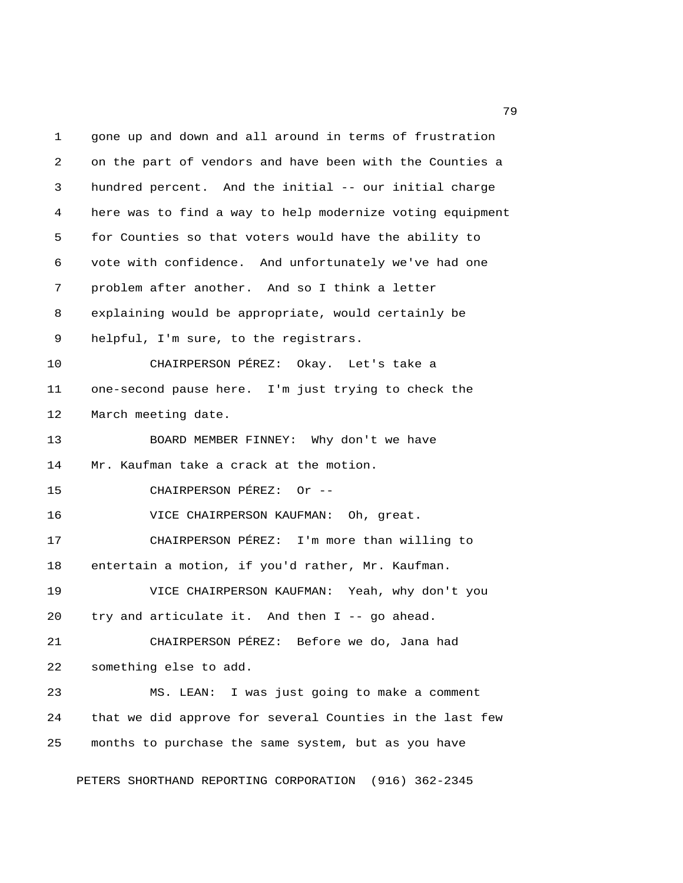gone up and down and all around in terms of frustration on the part of vendors and have been with the Counties a hundred percent. And the initial -- our initial charge here was to find a way to help modernize voting equipment for Counties so that voters would have the ability to vote with confidence. And unfortunately we've had one problem after another. And so I think a letter explaining would be appropriate, would certainly be helpful, I'm sure, to the registrars.

CHAIRPERSON PÉREZ: Okay. Let's take a one-second pause here. I'm just trying to check the March meeting date.

BOARD MEMBER FINNEY: Why don't we have Mr. Kaufman take a crack at the motion.

CHAIRPERSON PÉREZ: Or --

VICE CHAIRPERSON KAUFMAN: Oh, great.

CHAIRPERSON PÉREZ: I'm more than willing to entertain a motion, if you'd rather, Mr. Kaufman.

VICE CHAIRPERSON KAUFMAN: Yeah, why don't you try and articulate it. And then I -- go ahead.

CHAIRPERSON PÉREZ: Before we do, Jana had something else to add.

MS. LEAN: I was just going to make a comment that we did approve for several Counties in the last few months to purchase the same system, but as you have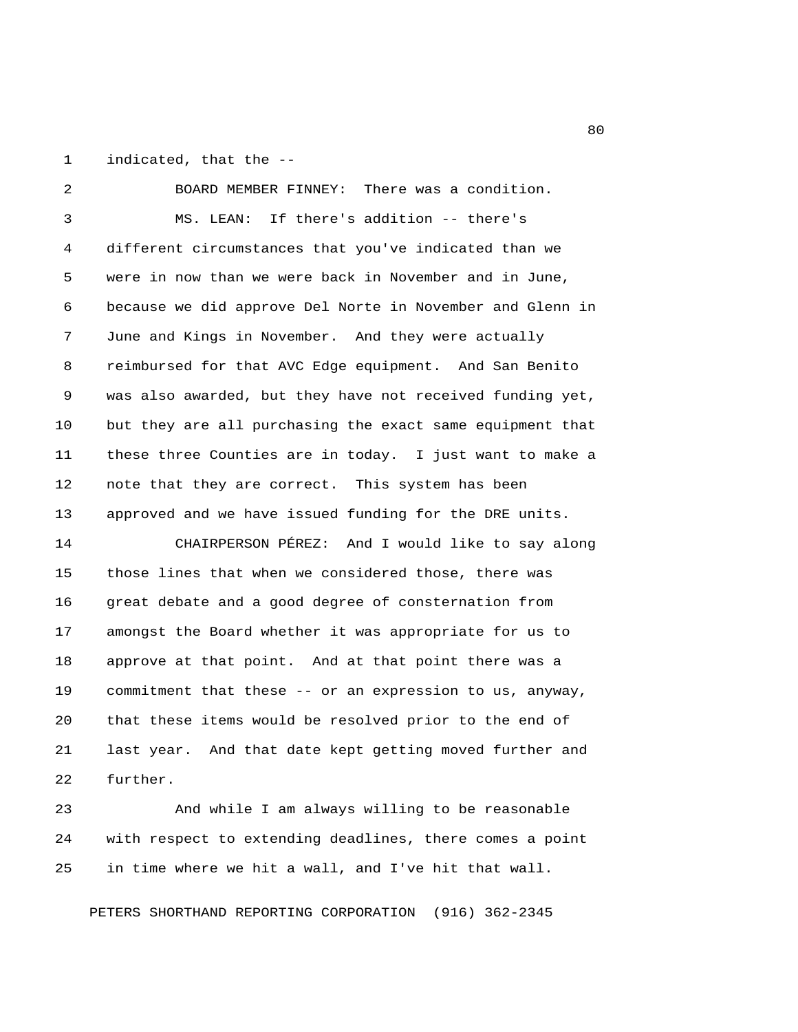indicated, that the --

BOARD MEMBER FINNEY: There was a condition.

MS. LEAN: If there's addition -- there's different circumstances that you've indicated than we were in now than we were back in November and in June, because we did approve Del Norte in November and Glenn in June and Kings in November. And they were actually reimbursed for that AVC Edge equipment. And San Benito was also awarded, but they have not received funding yet, but they are all purchasing the exact same equipment that these three Counties are in today. I just want to make a note that they are correct. This system has been approved and we have issued funding for the DRE units.

CHAIRPERSON PÉREZ: And I would like to say along those lines that when we considered those, there was great debate and a good degree of consternation from amongst the Board whether it was appropriate for us to approve at that point. And at that point there was a commitment that these -- or an expression to us, anyway, that these items would be resolved prior to the end of last year. And that date kept getting moved further and further.

And while I am always willing to be reasonable with respect to extending deadlines, there comes a point in time where we hit a wall, and I've hit that wall.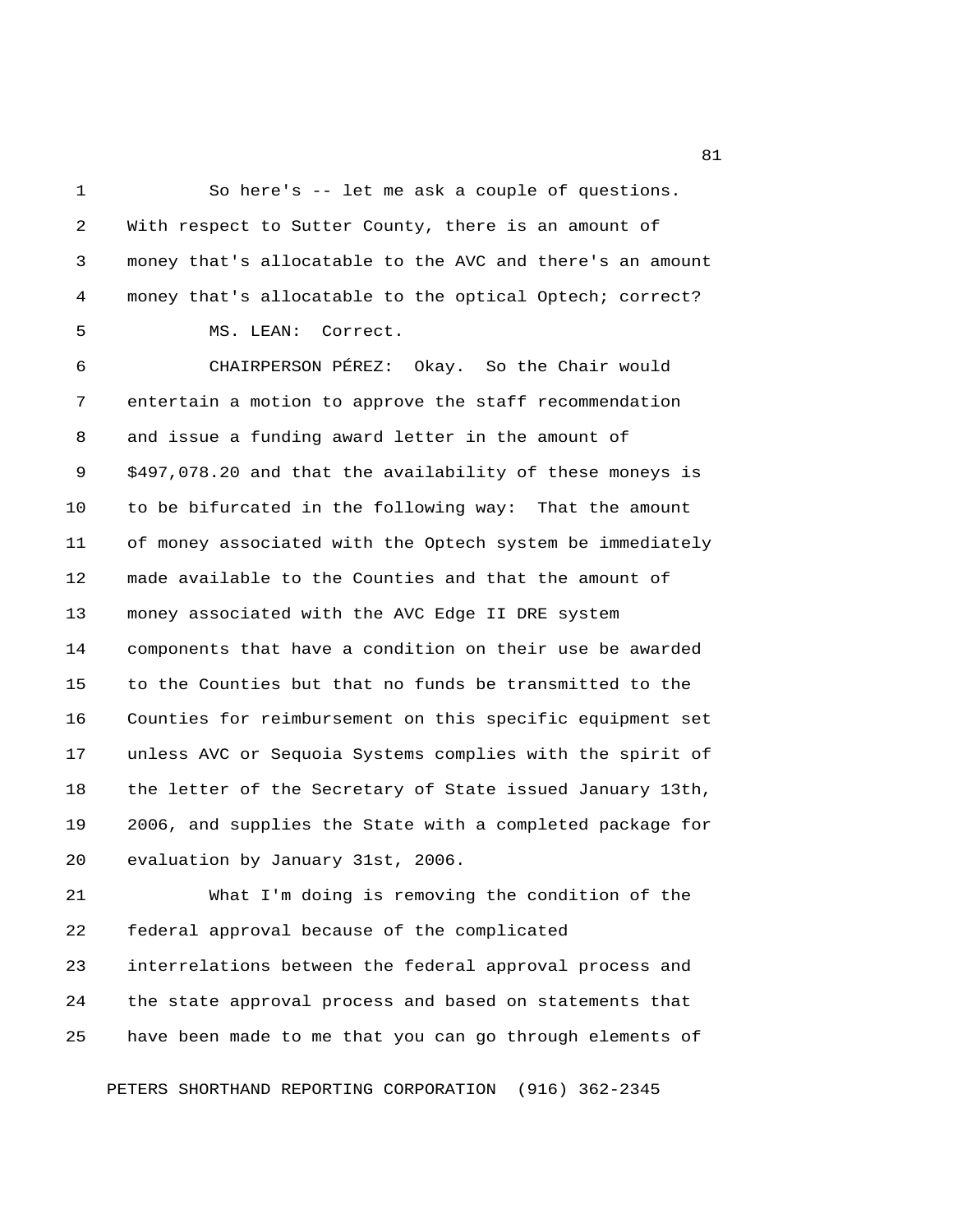So here's -- let me ask a couple of questions. With respect to Sutter County, there is an amount of money that's allocatable to the AVC and there's an amount money that's allocatable to the optical Optech; correct?

MS. LEAN: Correct.

CHAIRPERSON PÉREZ: Okay. So the Chair would entertain a motion to approve the staff recommendation and issue a funding award letter in the amount of $497,078.20 and that the availability of these moneys is to be bifurcated in the following way: That the amount of money associated with the Optech system be immediately made available to the Counties and that the amount of money associated with the AVC Edge II DRE system components that have a condition on their use be awarded to the Counties but that no funds be transmitted to the Counties for reimbursement on this specific equipment set unless AVC or Sequoia Systems complies with the spirit of the letter of the Secretary of State issued January 13th, 2006, and supplies the State with a completed package for evaluation by January 31st, 2006.

What I'm doing is removing the condition of the federal approval because of the complicated interrelations between the federal approval process and the state approval process and based on statements that have been made to me that you can go through elements of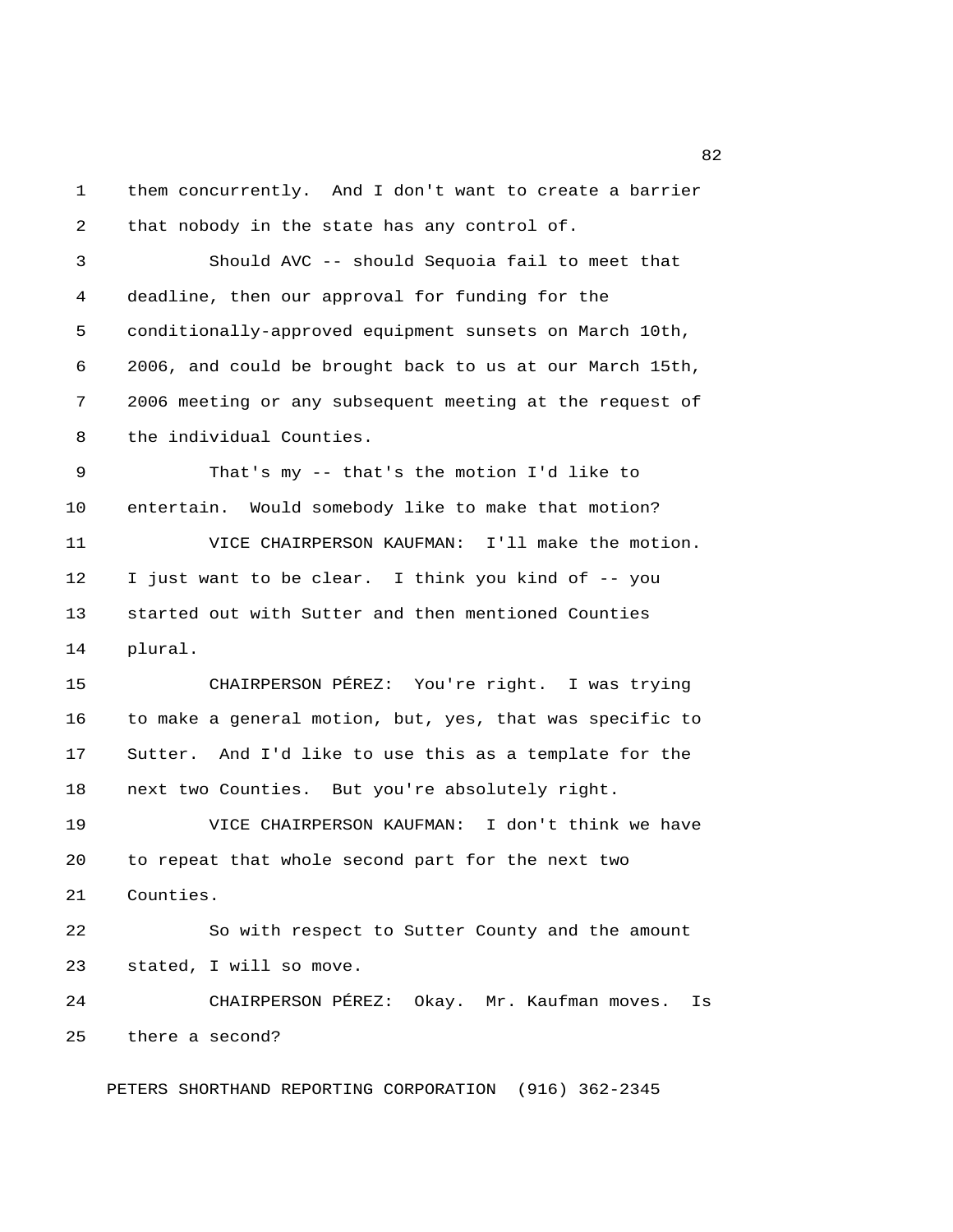them concurrently. And I don't want to create a barrier that nobody in the state has any control of.

Should AVC -- should Sequoia fail to meet that deadline, then our approval for funding for the conditionally-approved equipment sunsets on March 10th, 2006, and could be brought back to us at our March 15th, 2006 meeting or any subsequent meeting at the request of the individual Counties.

That's my -- that's the motion I'd like to entertain. Would somebody like to make that motion?

VICE CHAIRPERSON KAUFMAN: I'll make the motion. I just want to be clear. I think you kind of -- you started out with Sutter and then mentioned Counties plural.

CHAIRPERSON PÉREZ: You're right. I was trying to make a general motion, but, yes, that was specific to Sutter. And I'd like to use this as a template for the next two Counties. But you're absolutely right.

VICE CHAIRPERSON KAUFMAN: I don't think we have to repeat that whole second part for the next two Counties.

So with respect to Sutter County and the amount stated, I will so move.

CHAIRPERSON PÉREZ: Okay. Mr. Kaufman moves. Is there a second?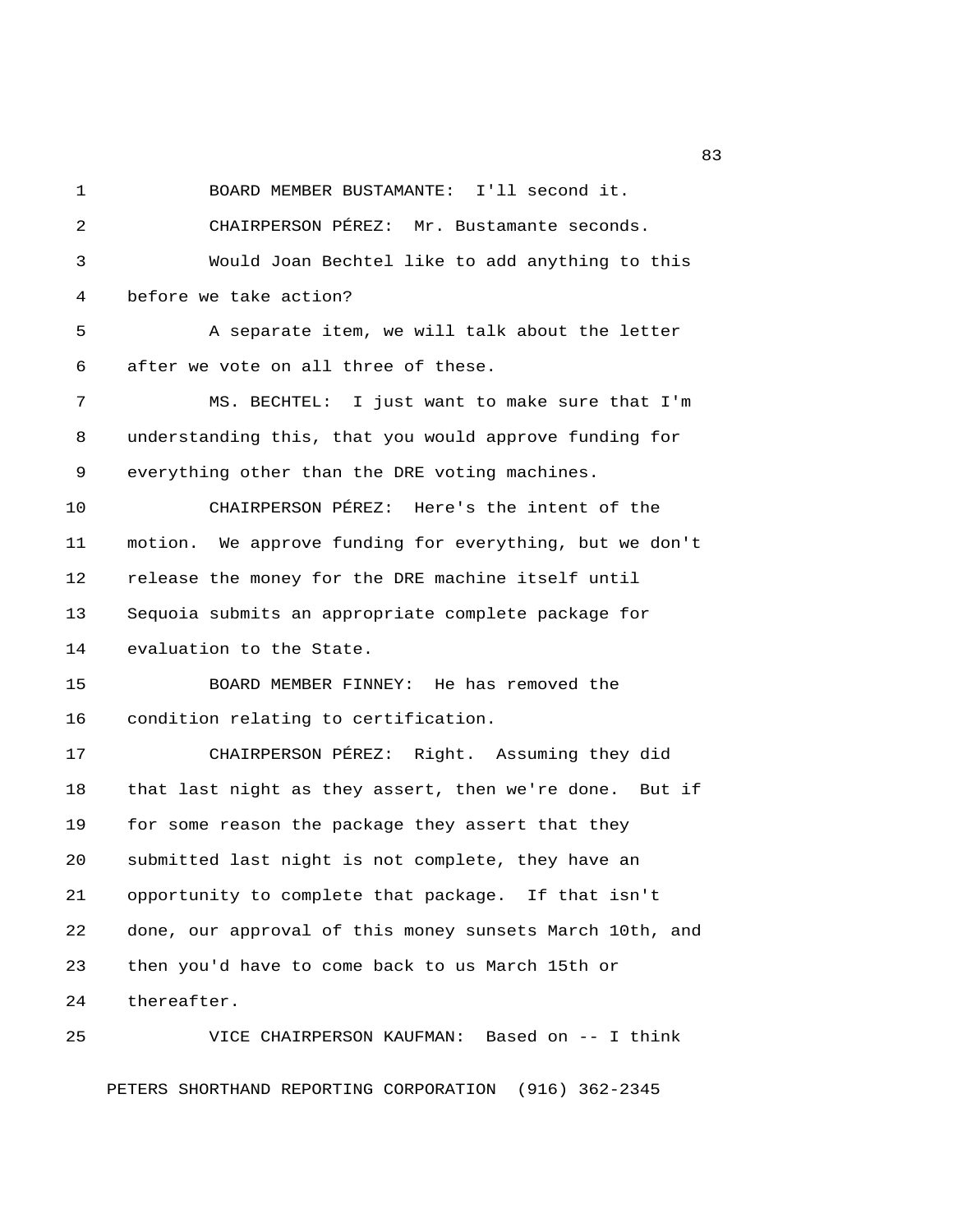BOARD MEMBER BUSTAMANTE: I'll second it.

CHAIRPERSON PÉREZ: Mr. Bustamante seconds.

Would Joan Bechtel like to add anything to this before we take action?

A separate item, we will talk about the letter after we vote on all three of these.

MS. BECHTEL: I just want to make sure that I'm understanding this, that you would approve funding for everything other than the DRE voting machines.

CHAIRPERSON PÉREZ: Here's the intent of the motion. We approve funding for everything, but we don't release the money for the DRE machine itself until Sequoia submits an appropriate complete package for evaluation to the State.

BOARD MEMBER FINNEY: He has removed the condition relating to certification.

CHAIRPERSON PÉREZ: Right. Assuming they did that last night as they assert, then we're done. But if for some reason the package they assert that they submitted last night is not complete, they have an opportunity to complete that package. If that isn't done, our approval of this money sunsets March 10th, and then you'd have to come back to us March 15th or thereafter.

VICE CHAIRPERSON KAUFMAN: Based on -- I think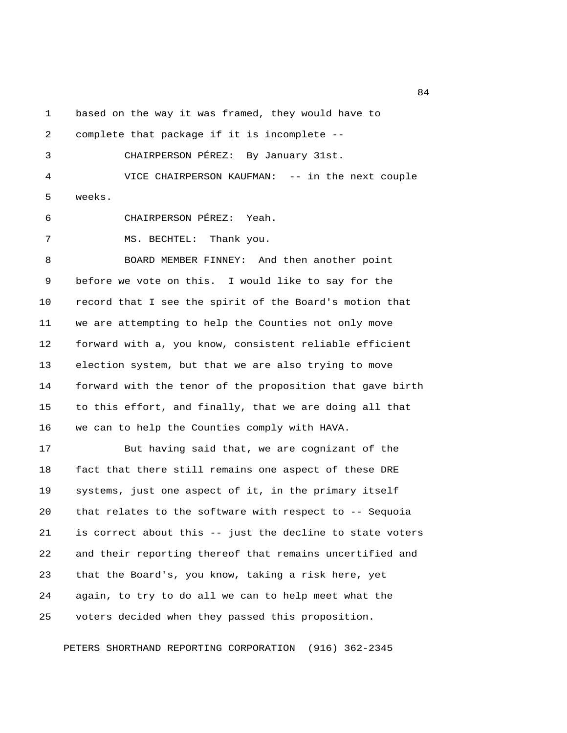based on the way it was framed, they would have to complete that package if it is incomplete --

CHAIRPERSON PÉREZ: By January 31st.

VICE CHAIRPERSON KAUFMAN: -- in the next couple weeks.

CHAIRPERSON PÉREZ: Yeah.

MS. BECHTEL: Thank you.

BOARD MEMBER FINNEY: And then another point before we vote on this. I would like to say for the record that I see the spirit of the Board's motion that we are attempting to help the Counties not only move forward with a, you know, consistent reliable efficient election system, but that we are also trying to move forward with the tenor of the proposition that gave birth to this effort, and finally, that we are doing all that we can to help the Counties comply with HAVA.

But having said that, we are cognizant of the fact that there still remains one aspect of these DRE systems, just one aspect of it, in the primary itself that relates to the software with respect to -- Sequoia is correct about this -- just the decline to state voters and their reporting thereof that remains uncertified and that the Board's, you know, taking a risk here, yet again, to try to do all we can to help meet what the voters decided when they passed this proposition.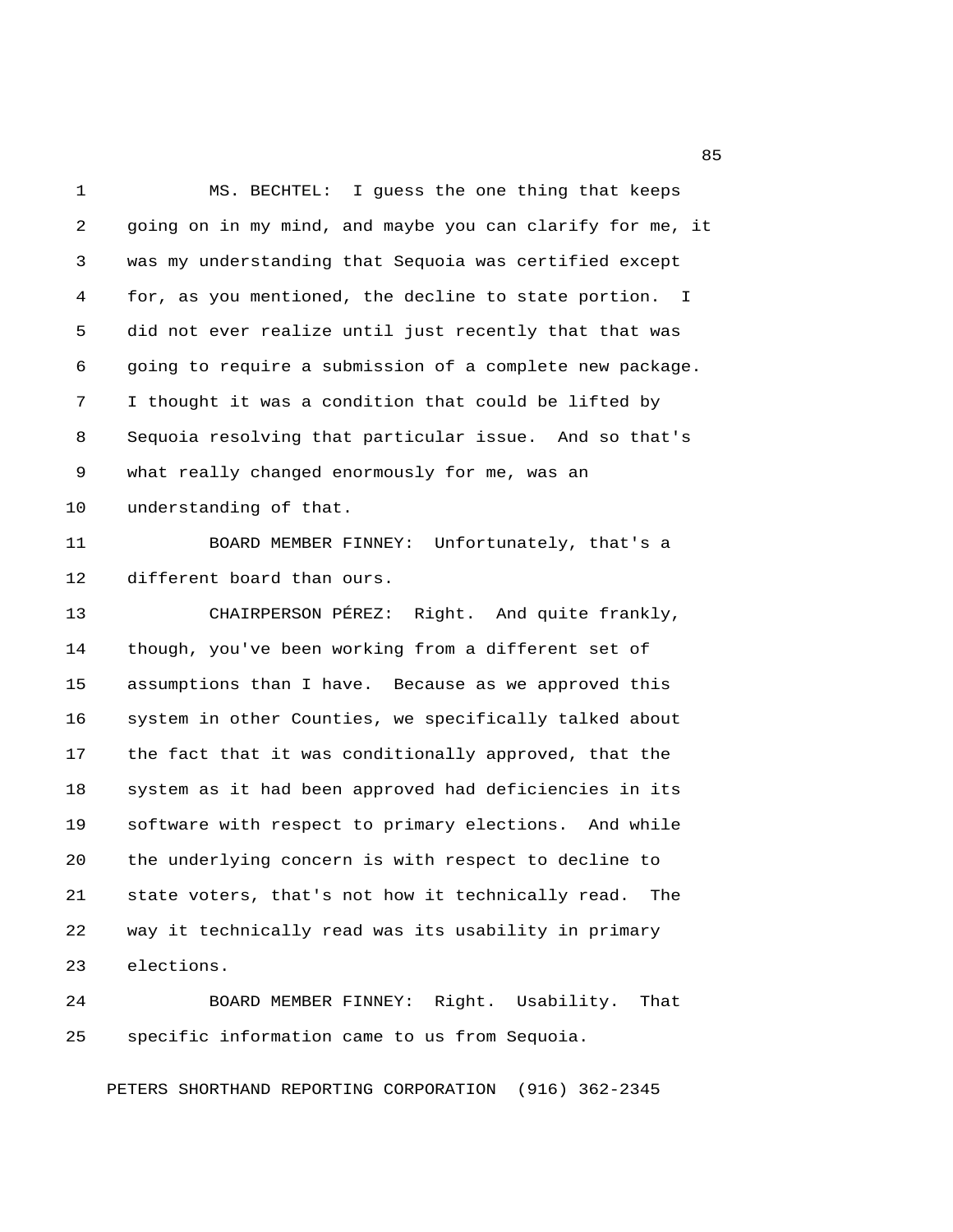MS. BECHTEL: I guess the one thing that keeps going on in my mind, and maybe you can clarify for me, it was my understanding that Sequoia was certified except for, as you mentioned, the decline to state portion. I did not ever realize until just recently that that was going to require a submission of a complete new package. I thought it was a condition that could be lifted by Sequoia resolving that particular issue. And so that's what really changed enormously for me, was an understanding of that.

BOARD MEMBER FINNEY: Unfortunately, that's a different board than ours.

CHAIRPERSON PÉREZ: Right. And quite frankly, though, you've been working from a different set of assumptions than I have. Because as we approved this system in other Counties, we specifically talked about the fact that it was conditionally approved, that the system as it had been approved had deficiencies in its software with respect to primary elections. And while the underlying concern is with respect to decline to state voters, that's not how it technically read. The way it technically read was its usability in primary elections.

BOARD MEMBER FINNEY: Right. Usability. That specific information came to us from Sequoia.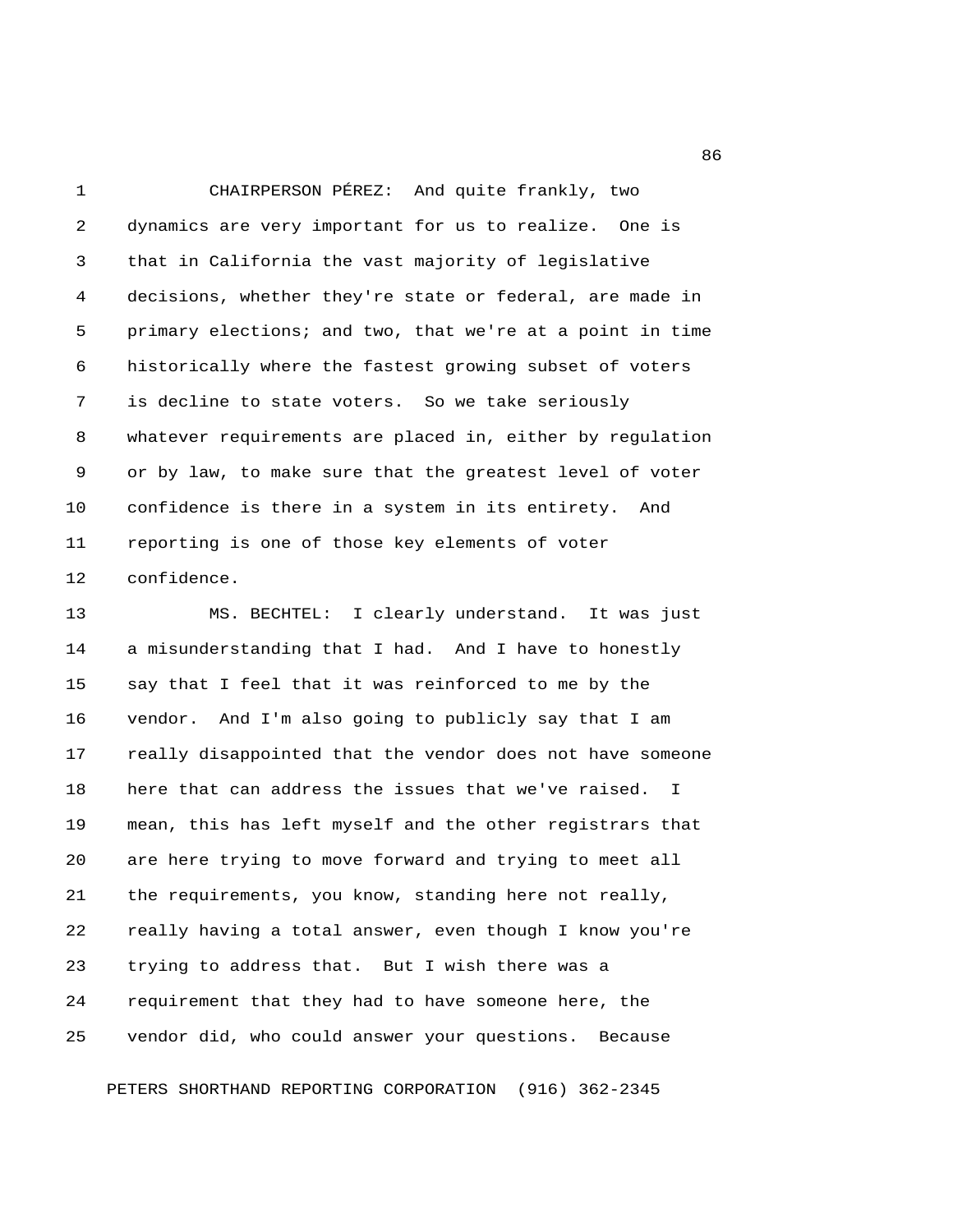CHAIRPERSON PÉREZ: And quite frankly, two dynamics are very important for us to realize. One is that in California the vast majority of legislative decisions, whether they're state or federal, are made in primary elections; and two, that we're at a point in time historically where the fastest growing subset of voters is decline to state voters. So we take seriously whatever requirements are placed in, either by regulation or by law, to make sure that the greatest level of voter confidence is there in a system in its entirety. And reporting is one of those key elements of voter confidence.

MS. BECHTEL: I clearly understand. It was just a misunderstanding that I had. And I have to honestly say that I feel that it was reinforced to me by the vendor. And I'm also going to publicly say that I am really disappointed that the vendor does not have someone here that can address the issues that we've raised. I mean, this has left myself and the other registrars that are here trying to move forward and trying to meet all the requirements, you know, standing here not really, really having a total answer, even though I know you're trying to address that. But I wish there was a requirement that they had to have someone here, the vendor did, who could answer your questions. Because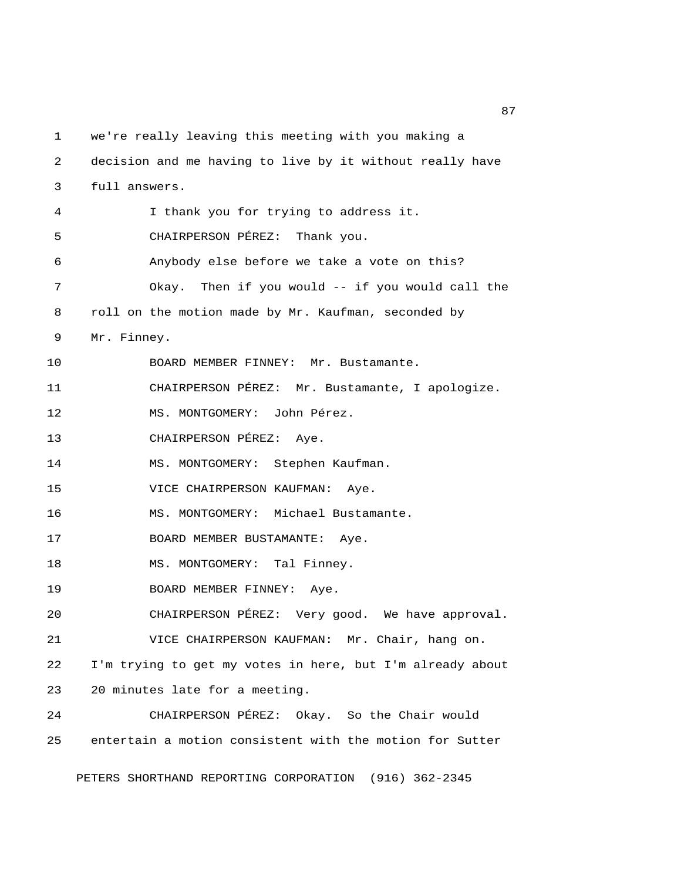we're really leaving this meeting with you making a decision and me having to live by it without really have full answers.

I thank you for trying to address it.

CHAIRPERSON PÉREZ: Thank you.

Anybody else before we take a vote on this?

Okay. Then if you would -- if you would call the roll on the motion made by Mr. Kaufman, seconded by Mr. Finney.

BOARD MEMBER FINNEY: Mr. Bustamante.

CHAIRPERSON PÉREZ: Mr. Bustamante, I apologize.

MS. MONTGOMERY: John Pérez.

CHAIRPERSON PÉREZ: Aye.

MS. MONTGOMERY: Stephen Kaufman.

VICE CHAIRPERSON KAUFMAN: Aye.

MS. MONTGOMERY: Michael Bustamante.

BOARD MEMBER BUSTAMANTE: Aye.

MS. MONTGOMERY: Tal Finney.

BOARD MEMBER FINNEY: Aye.

CHAIRPERSON PÉREZ: Very good. We have approval.

VICE CHAIRPERSON KAUFMAN: Mr. Chair, hang on. I'm trying to get my votes in here, but I'm already about 20 minutes late for a meeting.

CHAIRPERSON PÉREZ: Okay. So the Chair would entertain a motion consistent with the motion for Sutter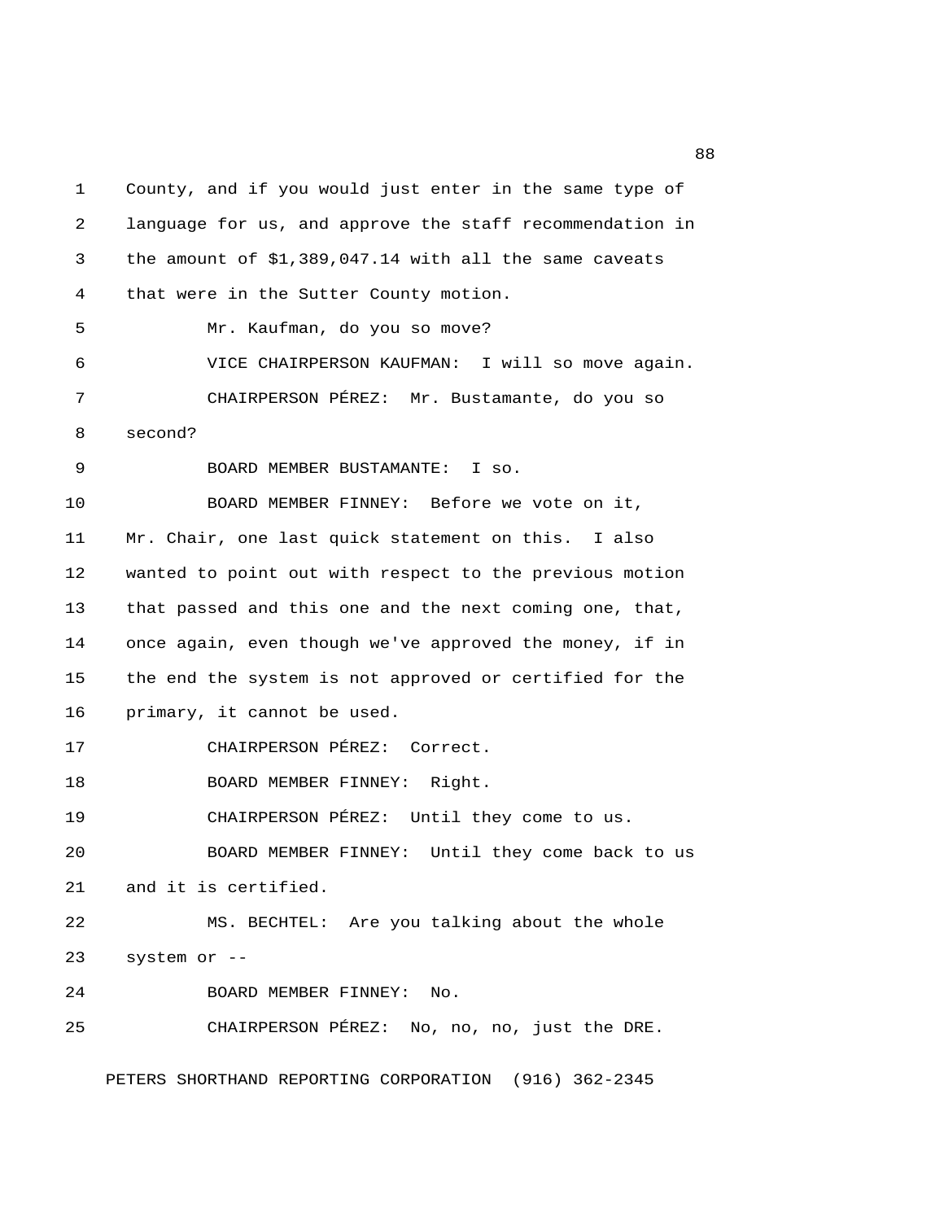County, and if you would just enter in the same type of language for us, and approve the staff recommendation in the amount of $1,389,047.14 with all the same caveats that were in the Sutter County motion.

Mr. Kaufman, do you so move?

VICE CHAIRPERSON KAUFMAN: I will so move again.

CHAIRPERSON PÉREZ: Mr. Bustamante, do you so second?

BOARD MEMBER BUSTAMANTE: I so.

BOARD MEMBER FINNEY: Before we vote on it, Mr. Chair, one last quick statement on this. I also wanted to point out with respect to the previous motion that passed and this one and the next coming one, that, once again, even though we've approved the money, if in the end the system is not approved or certified for the primary, it cannot be used.

CHAIRPERSON PÉREZ: Correct.

BOARD MEMBER FINNEY: Right.

CHAIRPERSON PÉREZ: Until they come to us.

BOARD MEMBER FINNEY: Until they come back to us and it is certified.

MS. BECHTEL: Are you talking about the whole system or --

BOARD MEMBER FINNEY: No.

CHAIRPERSON PÉREZ: No, no, no, just the DRE.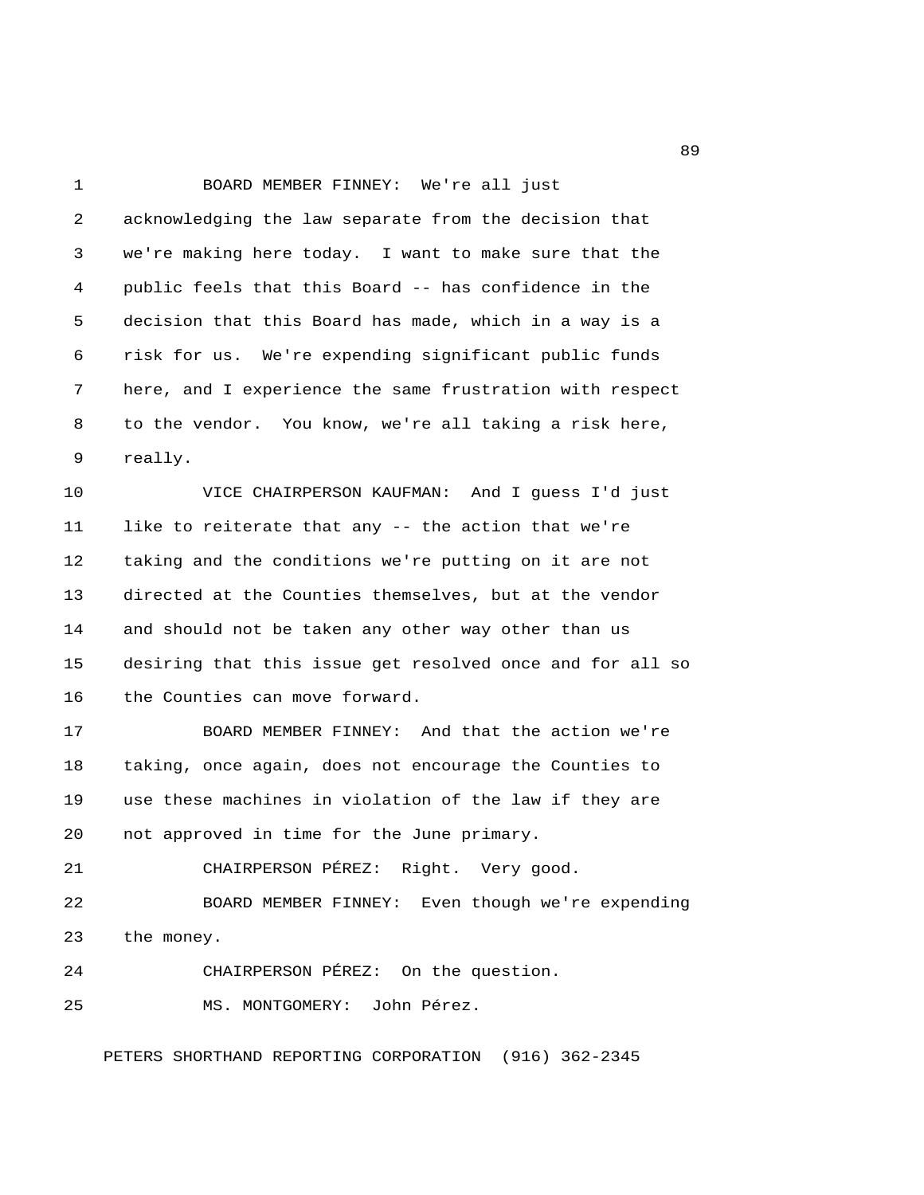BOARD MEMBER FINNEY: We're all just acknowledging the law separate from the decision that we're making here today. I want to make sure that the public feels that this Board -- has confidence in the decision that this Board has made, which in a way is a risk for us. We're expending significant public funds here, and I experience the same frustration with respect to the vendor. You know, we're all taking a risk here, really.

VICE CHAIRPERSON KAUFMAN: And I guess I'd just like to reiterate that any -- the action that we're taking and the conditions we're putting on it are not directed at the Counties themselves, but at the vendor and should not be taken any other way other than us desiring that this issue get resolved once and for all so the Counties can move forward.

BOARD MEMBER FINNEY: And that the action we're taking, once again, does not encourage the Counties to use these machines in violation of the law if they are not approved in time for the June primary.

CHAIRPERSON PÉREZ: Right. Very good.

BOARD MEMBER FINNEY: Even though we're expending the money.

CHAIRPERSON PÉREZ: On the question.

MS. MONTGOMERY: John Pérez.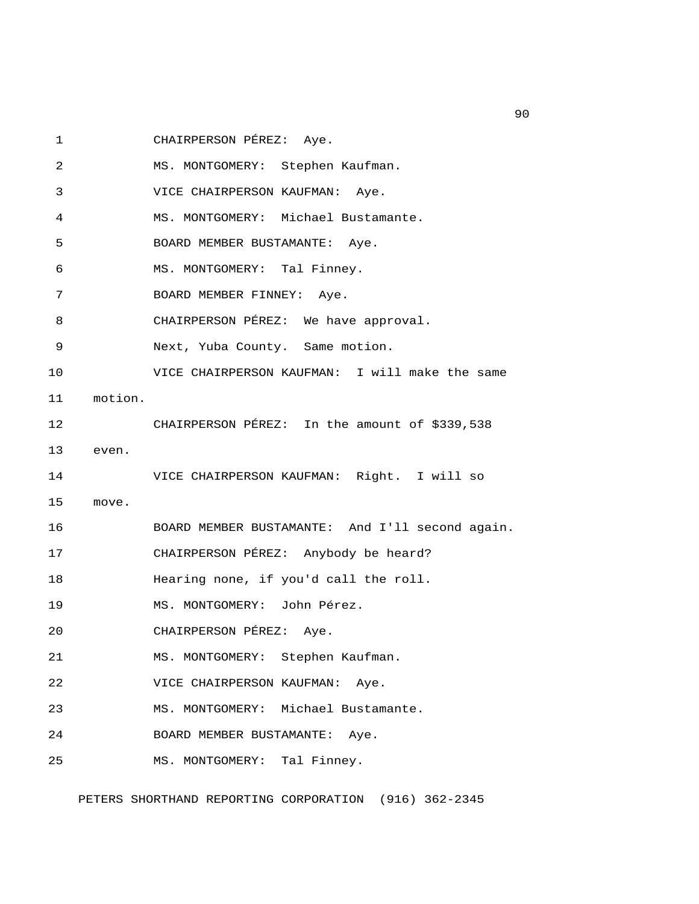CHAIRPERSON PÉREZ: Aye.

MS. MONTGOMERY: Stephen Kaufman.

VICE CHAIRPERSON KAUFMAN: Aye.

MS. MONTGOMERY: Michael Bustamante.

BOARD MEMBER BUSTAMANTE: Aye.

MS. MONTGOMERY: Tal Finney.

BOARD MEMBER FINNEY: Aye.

CHAIRPERSON PÉREZ: We have approval.

Next, Yuba County. Same motion.

VICE CHAIRPERSON KAUFMAN: I will make the same motion.

CHAIRPERSON PÉREZ: In the amount of $339,538 even.

VICE CHAIRPERSON KAUFMAN: Right. I will so move.

BOARD MEMBER BUSTAMANTE: And I'll second again.

CHAIRPERSON PÉREZ: Anybody be heard?

Hearing none, if you'd call the roll.

MS. MONTGOMERY: John Pérez.

CHAIRPERSON PÉREZ: Aye.

MS. MONTGOMERY: Stephen Kaufman.

VICE CHAIRPERSON KAUFMAN: Aye.

MS. MONTGOMERY: Michael Bustamante.

BOARD MEMBER BUSTAMANTE: Aye.

MS. MONTGOMERY: Tal Finney.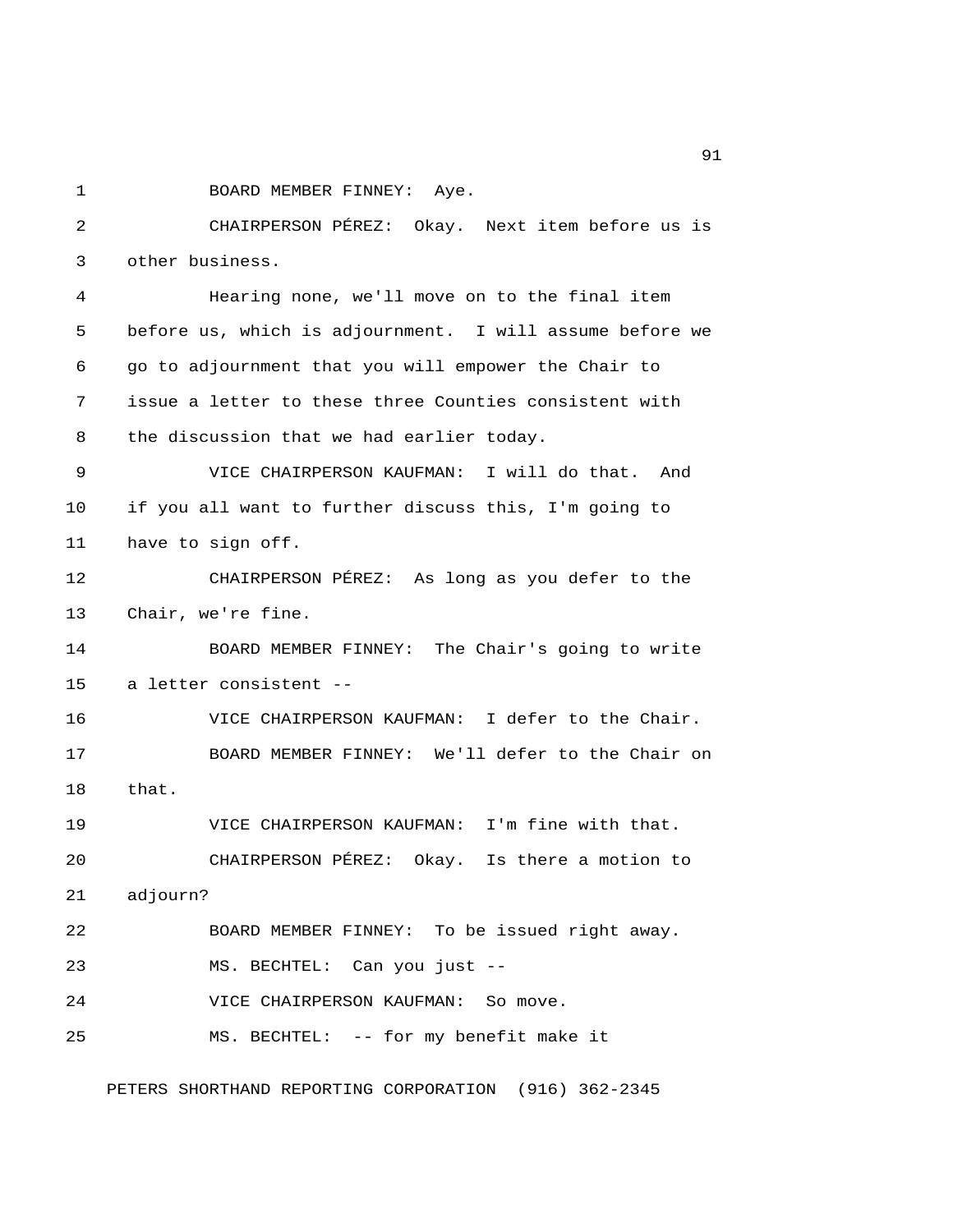BOARD MEMBER FINNEY: Aye.

CHAIRPERSON PÉREZ: Okay. Next item before us is other business.

Hearing none, we'll move on to the final item before us, which is adjournment. I will assume before we go to adjournment that you will empower the Chair to issue a letter to these three Counties consistent with the discussion that we had earlier today.

VICE CHAIRPERSON KAUFMAN: I will do that. And if you all want to further discuss this, I'm going to have to sign off.

CHAIRPERSON PÉREZ: As long as you defer to the Chair, we're fine.

BOARD MEMBER FINNEY: The Chair's going to write a letter consistent --

VICE CHAIRPERSON KAUFMAN: I defer to the Chair.

BOARD MEMBER FINNEY: We'll defer to the Chair on that.

VICE CHAIRPERSON KAUFMAN: I'm fine with that.

CHAIRPERSON PÉREZ: Okay. Is there a motion to adjourn?

BOARD MEMBER FINNEY: To be issued right away.

MS. BECHTEL: Can you just --

VICE CHAIRPERSON KAUFMAN: So move.

MS. BECHTEL: -- for my benefit make it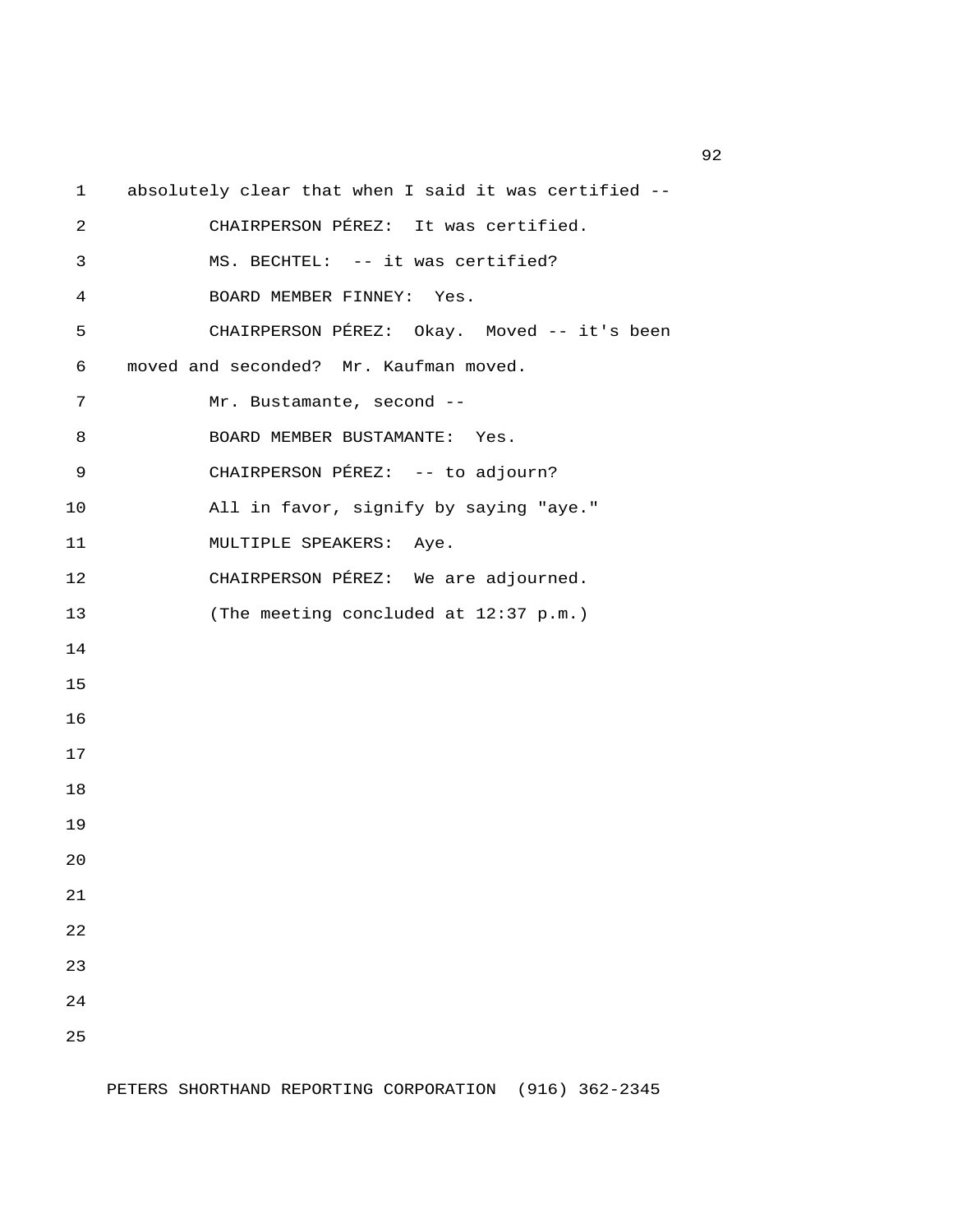absolutely clear that when I said it was certified --

CHAIRPERSON PÉREZ: It was certified.

MS. BECHTEL: -- it was certified?

BOARD MEMBER FINNEY: Yes.

CHAIRPERSON PÉREZ: Okay. Moved -- it's been moved and seconded? Mr. Kaufman moved.

Mr. Bustamante, second --

BOARD MEMBER BUSTAMANTE: Yes.

CHAIRPERSON PÉREZ: -- to adjourn?

All in favor, signify by saying "aye."

MULTIPLE SPEAKERS: Aye.

CHAIRPERSON PÉREZ: We are adjourned.

(The meeting concluded at 12:37 p.m.)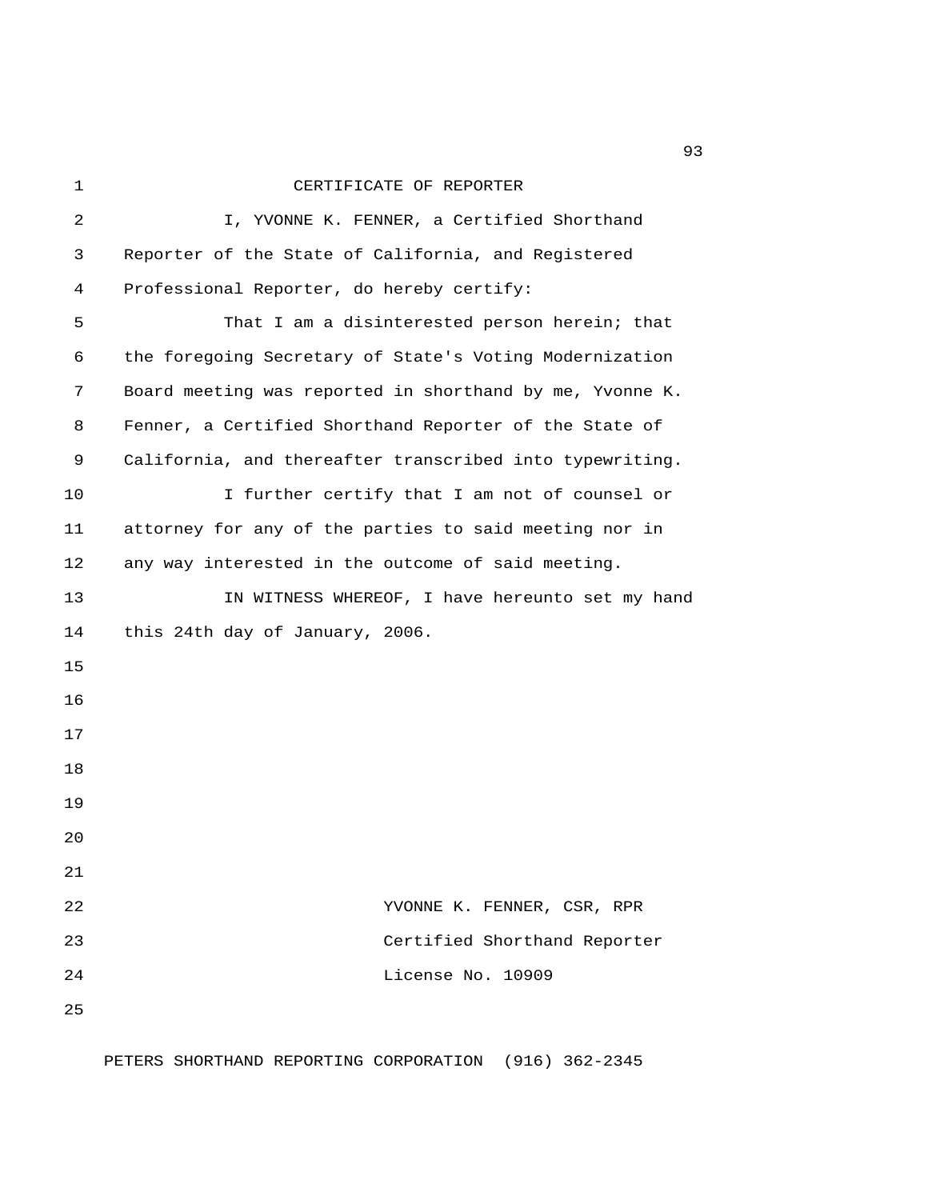# CERTIFICATE OF REPORTER

I, YVONNE K. FENNER, a Certified Shorthand Reporter of the State of California, and Registered Professional Reporter, do hereby certify:

That I am a disinterested person herein; that the foregoing Secretary of State's Voting Modernization Board meeting was reported in shorthand by me, Yvonne K. Fenner, a Certified Shorthand Reporter of the State of California, and thereafter transcribed into typewriting.

I further certify that I am not of counsel or attorney for any of the parties to said meeting nor in any way interested in the outcome of said meeting.

IN WITNESS WHEREOF, I have hereunto set my hand this 24th day of January, 2006.

YVONNE K. FENNER, CSR, RPR
Certified Shorthand Reporter
License No. 10909